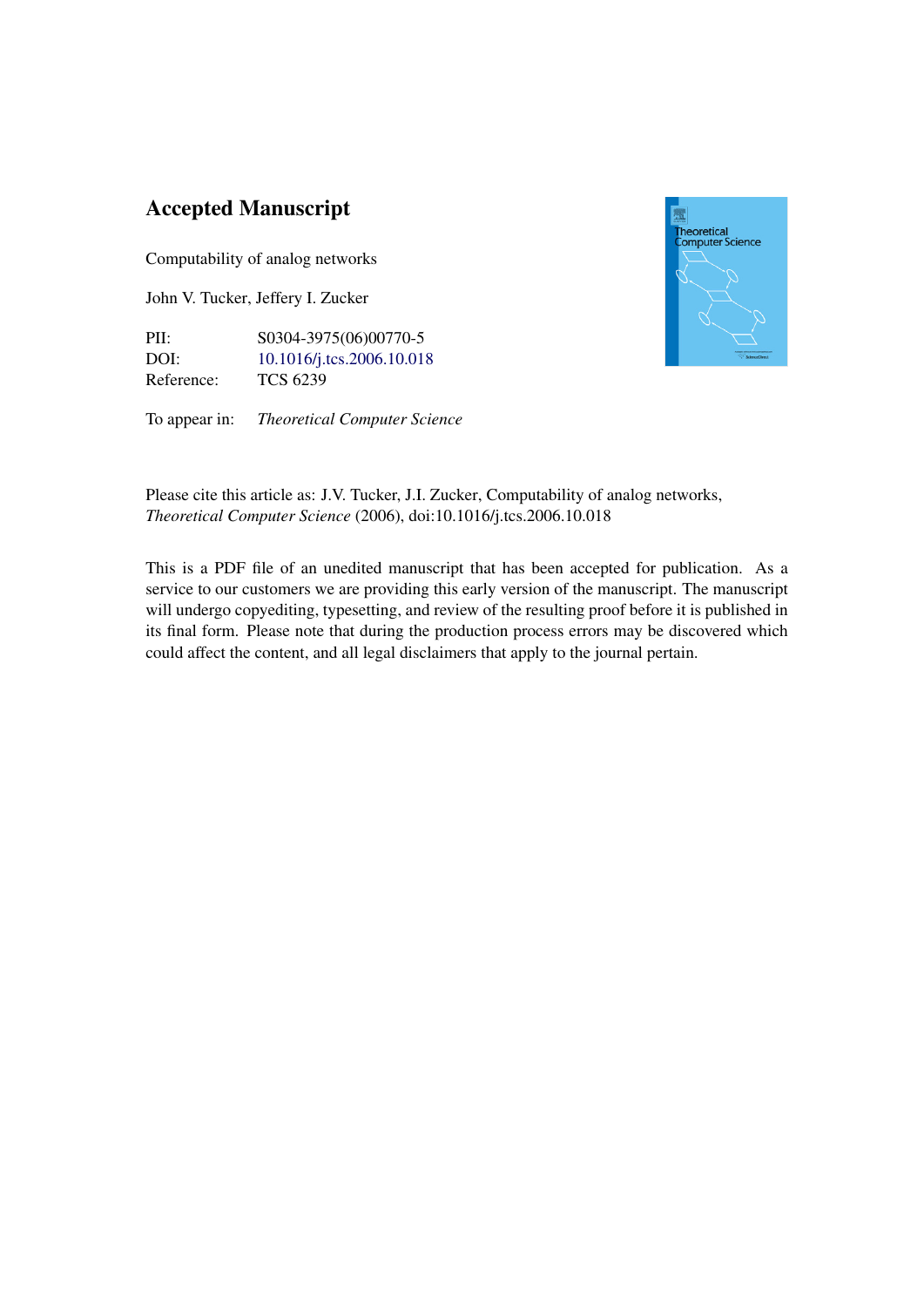# Accepted Manuscript

Computability of analog networks

John V. Tucker, Jeffery I. Zucker

PII: S0304-3975(06)00770-5
DOI: 10.1016/j.tcs.2006.10.018
Reference: TCS 6239

To appear in: *Theoretical Computer Science*

Please cite this article as: J.V. Tucker, J.I. Zucker, Computability of analog networks, *Theoretical Computer Science* (2006), doi:10.1016/j.tcs.2006.10.018

This is a PDF file of an unedited manuscript that has been accepted for publication. As a service to our customers we are providing this early version of the manuscript. The manuscript will undergo copyediting, typesetting, and review of the resulting proof before it is published in its final form. Please note that during the production process errors may be discovered which could affect the content, and all legal disclaimers that apply to the journal pertain.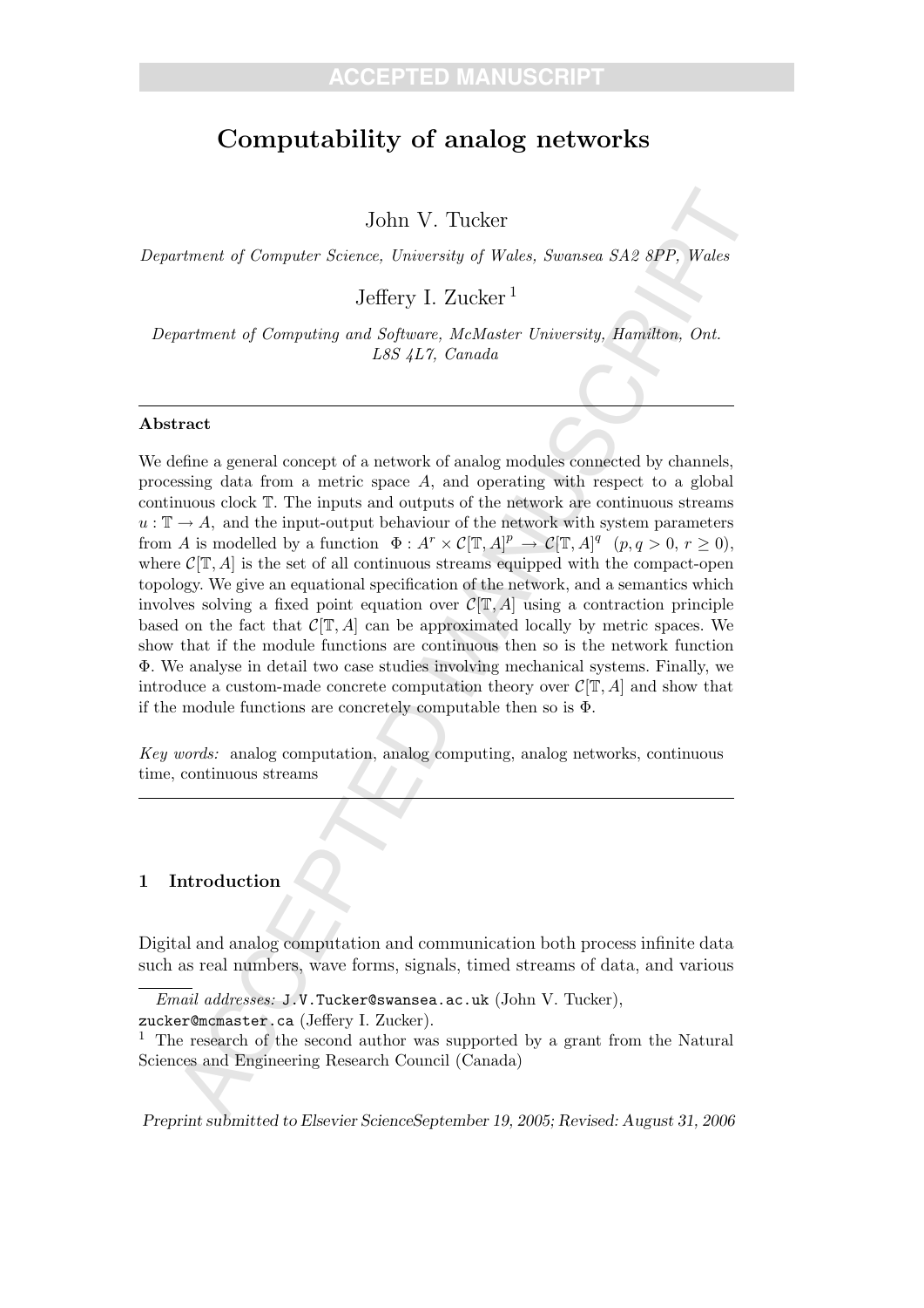# Computability of analog networks

John V. Tucker

*Department of Computer Science, University of Wales, Swansea SA2 8PP, Wales*

Jeffery I. Zucker [1]

*Department of Computing and Software, McMaster University, Hamilton, Ont. L8S 4L7, Canada*

---

**Abstract**

We define a general concept of a network of analog modules connected by channels, processing data from a metric space $A$, and operating with respect to a global continuous clock $\mathbb{T}$. The inputs and outputs of the network are continuous streams $u : \mathbb{T} \to A$, and the input-output behaviour of the network with system parameters from $A$ is modelled by a function $\Phi : A^r \times \mathcal{C}[\mathbb{T}, A]^p \to \mathcal{C}[\mathbb{T}, A]^q$ $(p, q > 0,\ r \geq 0)$, where $\mathcal{C}[\mathbb{T}, A]$ is the set of all continuous streams equipped with the compact-open topology. We give an equational specification of the network, and a semantics which involves solving a fixed point equation over $\mathcal{C}[\mathbb{T}, A]$ using a contraction principle based on the fact that $\mathcal{C}[\mathbb{T}, A]$ can be approximated locally by metric spaces. We show that if the module functions are continuous then so is the network function $\Phi$. We analyse in detail two case studies involving mechanical systems. Finally, we introduce a custom-made concrete computation theory over $\mathcal{C}[\mathbb{T}, A]$ and show that if the module functions are concretely computable then so is $\Phi$.

*Key words:* analog computation, analog computing, analog networks, continuous time, continuous streams

---

## 1 Introduction

Digital and analog computation and communication both process infinite data such as real numbers, wave forms, signals, timed streams of data, and various

---

*Email addresses:* `J.V.Tucker@swansea.ac.uk` (John V. Tucker), `zucker@mcmaster.ca` (Jeffery I. Zucker).

[1] The research of the second author was supported by a grant from the Natural Sciences and Engineering Research Council (Canada)

*Preprint submitted to Elsevier Science September 19, 2005; Revised: August 31, 2006*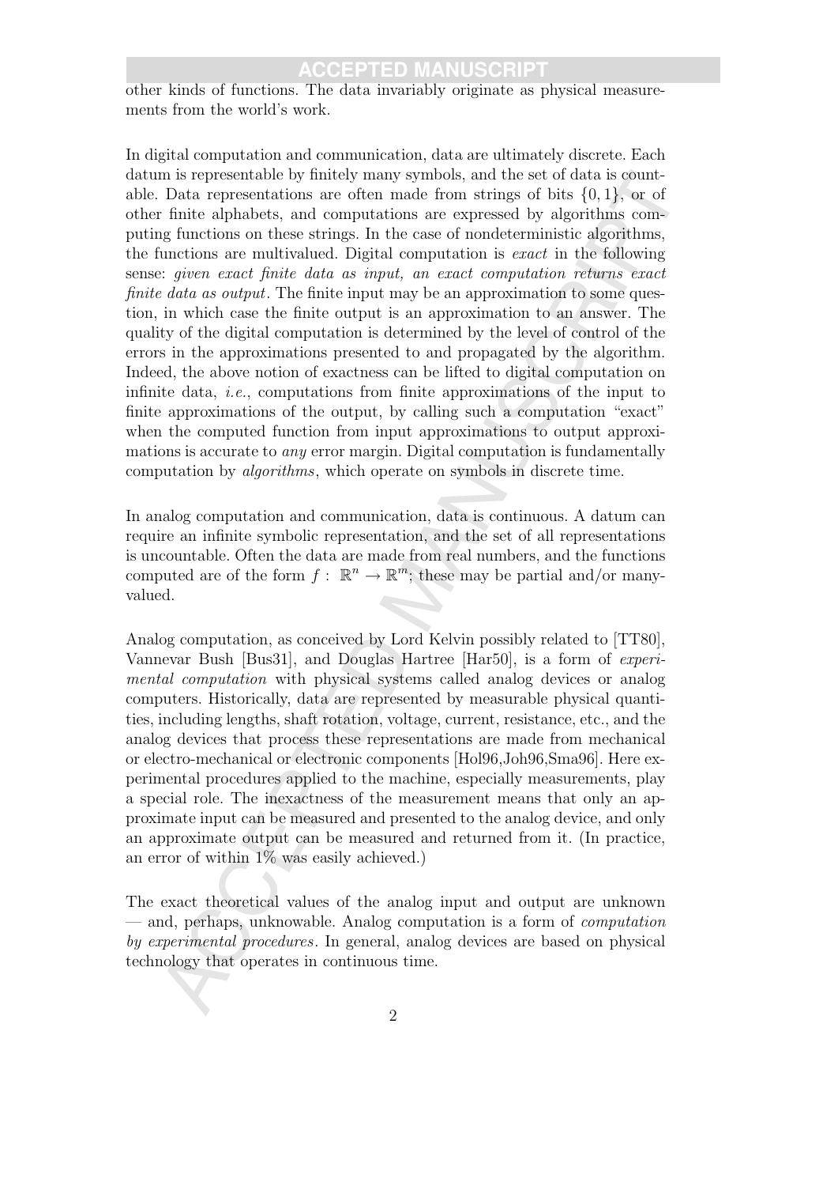other kinds of functions. The data invariably originate as physical measurements from the world's work.

In digital computation and communication, data are ultimately discrete. Each datum is representable by finitely many symbols, and the set of data is countable. Data representations are often made from strings of bits $\{0, 1\}$, or of other finite alphabets, and computations are expressed by algorithms computing functions on these strings. In the case of nondeterministic algorithms, the functions are multivalued. Digital computation is *exact* in the following sense: *given exact finite data as input, an exact computation returns exact finite data as output*. The finite input may be an approximation to some question, in which case the finite output is an approximation to an answer. The quality of the digital computation is determined by the level of control of the errors in the approximations presented to and propagated by the algorithm. Indeed, the above notion of exactness can be lifted to digital computation on infinite data, *i.e.*, computations from finite approximations of the input to finite approximations of the output, by calling such a computation "exact" when the computed function from input approximations to output approximations is accurate to *any* error margin. Digital computation is fundamentally computation by *algorithms*, which operate on symbols in discrete time.

In analog computation and communication, data is continuous. A datum can require an infinite symbolic representation, and the set of all representations is uncountable. Often the data are made from real numbers, and the functions computed are of the form $f : \mathbb{R}^n \to \mathbb{R}^m$; these may be partial and/or many-valued.

Analog computation, as conceived by Lord Kelvin possibly related to [TT80], Vannevar Bush [Bus31], and Douglas Hartree [Har50], is a form of *experimental computation* with physical systems called analog devices or analog computers. Historically, data are represented by measurable physical quantities, including lengths, shaft rotation, voltage, current, resistance, etc., and the analog devices that process these representations are made from mechanical or electro-mechanical or electronic components [Hol96,Joh96,Sma96]. Here experimental procedures applied to the machine, especially measurements, play a special role. The inexactness of the measurement means that only an approximate input can be measured and presented to the analog device, and only an approximate output can be measured and returned from it. (In practice, an error of within 1% was easily achieved.)

The exact theoretical values of the analog input and output are unknown — and, perhaps, unknowable. Analog computation is a form of *computation by experimental procedures*. In general, analog devices are based on physical technology that operates in continuous time.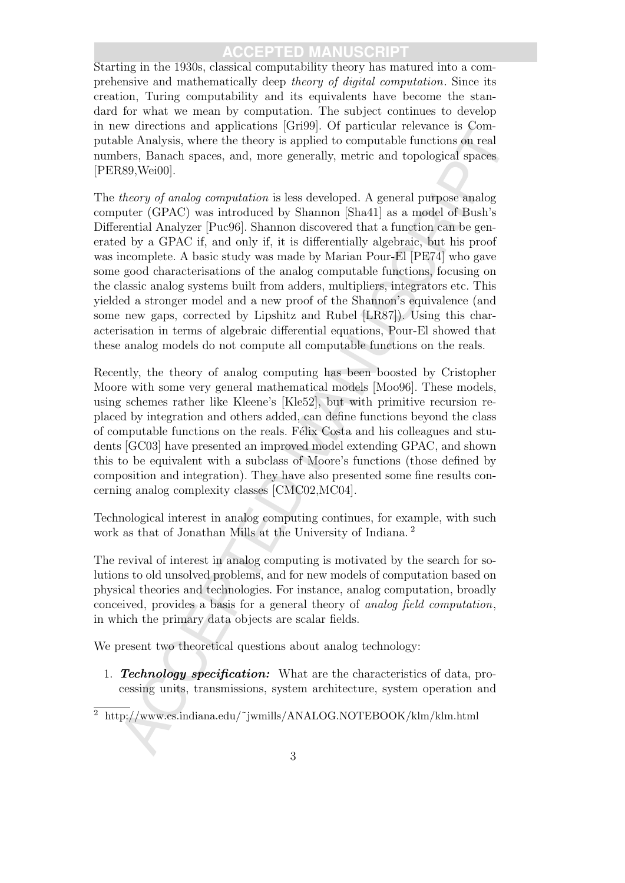Starting in the 1930s, classical computability theory has matured into a comprehensive and mathematically deep *theory of digital computation*. Since its creation, Turing computability and its equivalents have become the standard for what we mean by computation. The subject continues to develop in new directions and applications [Gri99]. Of particular relevance is Computable Analysis, where the theory is applied to computable functions on real numbers, Banach spaces, and, more generally, metric and topological spaces [PER89,Wei00].

The *theory of analog computation* is less developed. A general purpose analog computer (GPAC) was introduced by Shannon [Sha41] as a model of Bush's Differential Analyzer [Puc96]. Shannon discovered that a function can be generated by a GPAC if, and only if, it is differentially algebraic, but his proof was incomplete. A basic study was made by Marian Pour-El [PE74] who gave some good characterisations of the analog computable functions, focusing on the classic analog systems built from adders, multipliers, integrators etc. This yielded a stronger model and a new proof of the Shannon's equivalence (and some new gaps, corrected by Lipshitz and Rubel [LR87]). Using this characterisation in terms of algebraic differential equations, Pour-El showed that these analog models do not compute all computable functions on the reals.

Recently, the theory of analog computing has been boosted by Cristopher Moore with some very general mathematical models [Moo96]. These models, using schemes rather like Kleene's [Kle52], but with primitive recursion replaced by integration and others added, can define functions beyond the class of computable functions on the reals. Félix Costa and his colleagues and students [GC03] have presented an improved model extending GPAC, and shown this to be equivalent with a subclass of Moore's functions (those defined by composition and integration). They have also presented some fine results concerning analog complexity classes [CMC02,MC04].

Technological interest in analog computing continues, for example, with such work as that of Jonathan Mills at the University of Indiana. [2]

The revival of interest in analog computing is motivated by the search for solutions to old unsolved problems, and for new models of computation based on physical theories and technologies. For instance, analog computation, broadly conceived, provides a basis for a general theory of *analog field computation*, in which the primary data objects are scalar fields.

We present two theoretical questions about analog technology:

1. ***Technology specification:*** What are the characteristics of data, processing units, transmissions, system architecture, system operation and

[2] http://www.cs.indiana.edu/~jwmills/ANALOG.NOTEBOOK/klm/klm.html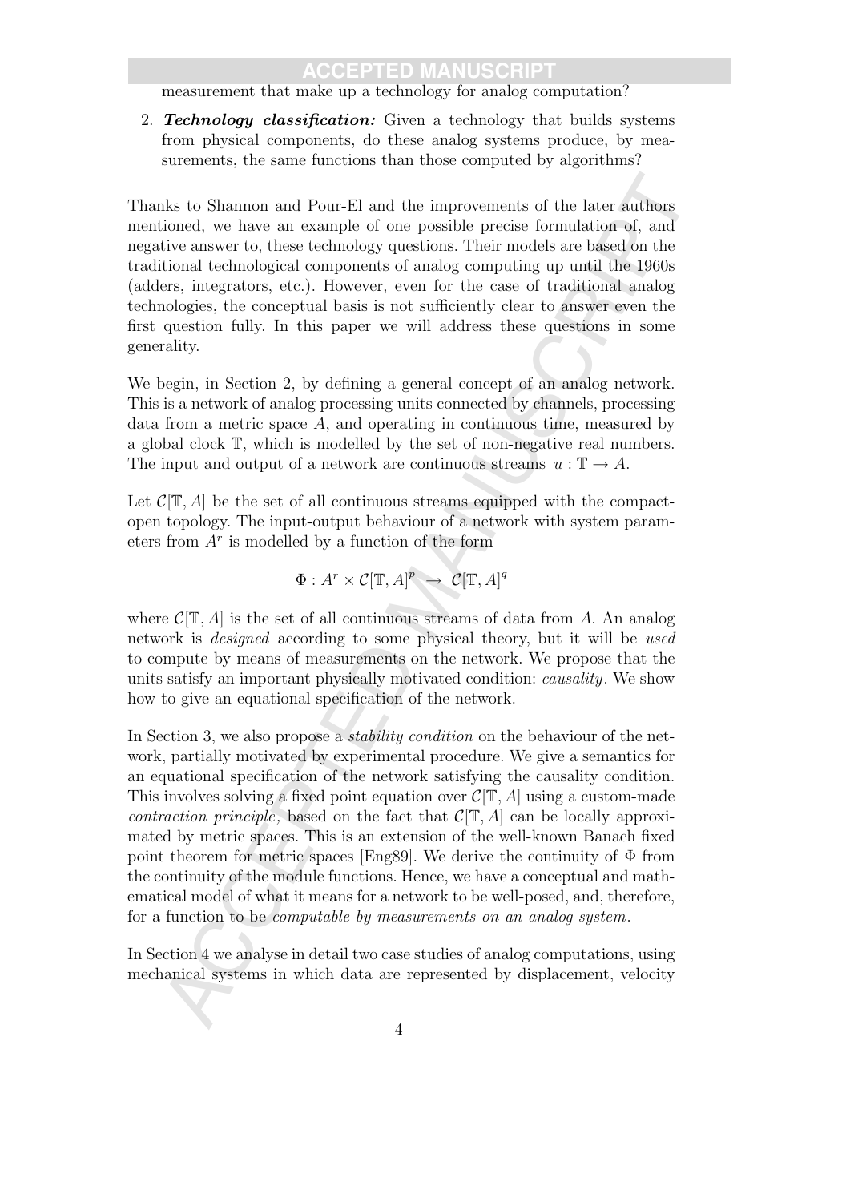measurement that make up a technology for analog computation?

2. ***Technology classification:*** Given a technology that builds systems from physical components, do these analog systems produce, by measurements, the same functions than those computed by algorithms?

Thanks to Shannon and Pour-El and the improvements of the later authors mentioned, we have an example of one possible precise formulation of, and negative answer to, these technology questions. Their models are based on the traditional technological components of analog computing up until the 1960s (adders, integrators, etc.). However, even for the case of traditional analog technologies, the conceptual basis is not sufficiently clear to answer even the first question fully. In this paper we will address these questions in some generality.

We begin, in Section 2, by defining a general concept of an analog network. This is a network of analog processing units connected by channels, processing data from a metric space $A$, and operating in continuous time, measured by a global clock $\mathbb{T}$, which is modelled by the set of non-negative real numbers. The input and output of a network are continuous streams $u : \mathbb{T} \to A$.

Let $\mathcal{C}[\mathbb{T}, A]$ be the set of all continuous streams equipped with the compact-open topology. The input-output behaviour of a network with system parameters from $A^r$ is modelled by a function of the form

$$\Phi : A^r \times \mathcal{C}[\mathbb{T}, A]^p \;\to\; \mathcal{C}[\mathbb{T}, A]^q$$

where $\mathcal{C}[\mathbb{T}, A]$ is the set of all continuous streams of data from $A$. An analog network is *designed* according to some physical theory, but it will be *used* to compute by means of measurements on the network. We propose that the units satisfy an important physically motivated condition: *causality*. We show how to give an equational specification of the network.

In Section 3, we also propose a *stability condition* on the behaviour of the network, partially motivated by experimental procedure. We give a semantics for an equational specification of the network satisfying the causality condition. This involves solving a fixed point equation over $\mathcal{C}[\mathbb{T}, A]$ using a custom-made *contraction principle,* based on the fact that $\mathcal{C}[\mathbb{T}, A]$ can be locally approximated by metric spaces. This is an extension of the well-known Banach fixed point theorem for metric spaces [Eng89]. We derive the continuity of $\Phi$ from the continuity of the module functions. Hence, we have a conceptual and mathematical model of what it means for a network to be well-posed, and, therefore, for a function to be *computable by measurements on an analog system*.

In Section 4 we analyse in detail two case studies of analog computations, using mechanical systems in which data are represented by displacement, velocity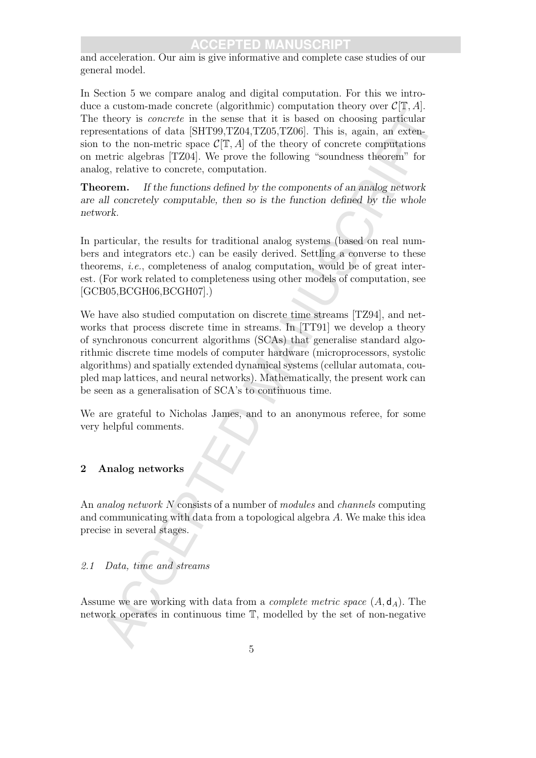and acceleration. Our aim is give informative and complete case studies of our general model.

In Section 5 we compare analog and digital computation. For this we introduce a custom-made concrete (algorithmic) computation theory over $\mathcal{C}[\mathbb{T}, A]$. The theory is *concrete* in the sense that it is based on choosing particular representations of data [SHT99,TZ04,TZ05,TZ06]. This is, again, an extension to the non-metric space $\mathcal{C}[\mathbb{T}, A]$ of the theory of concrete computations on metric algebras [TZ04]. We prove the following "soundness theorem" for analog, relative to concrete, computation.

**Theorem.** *If the functions defined by the components of an analog network are all concretely computable, then so is the function defined by the whole network.*

In particular, the results for traditional analog systems (based on real numbers and integrators etc.) can be easily derived. Settling a converse to these theorems, *i.e.*, completeness of analog computation, would be of great interest. (For work related to completeness using other models of computation, see [GCB05,BCGH06,BCGH07].)

We have also studied computation on discrete time streams [TZ94], and networks that process discrete time in streams. In [TT91] we develop a theory of synchronous concurrent algorithms (SCAs) that generalise standard algorithmic discrete time models of computer hardware (microprocessors, systolic algorithms) and spatially extended dynamical systems (cellular automata, coupled map lattices, and neural networks). Mathematically, the present work can be seen as a generalisation of SCA's to continuous time.

We are grateful to Nicholas James, and to an anonymous referee, for some very helpful comments.

## 2 Analog networks

An *analog network* $N$ consists of a number of *modules* and *channels* computing and communicating with data from a topological algebra $A$. We make this idea precise in several stages.

### 2.1 Data, time and streams

Assume we are working with data from a *complete metric space* $(A, \mathsf{d}_A)$. The network operates in continuous time $\mathbb{T}$, modelled by the set of non-negative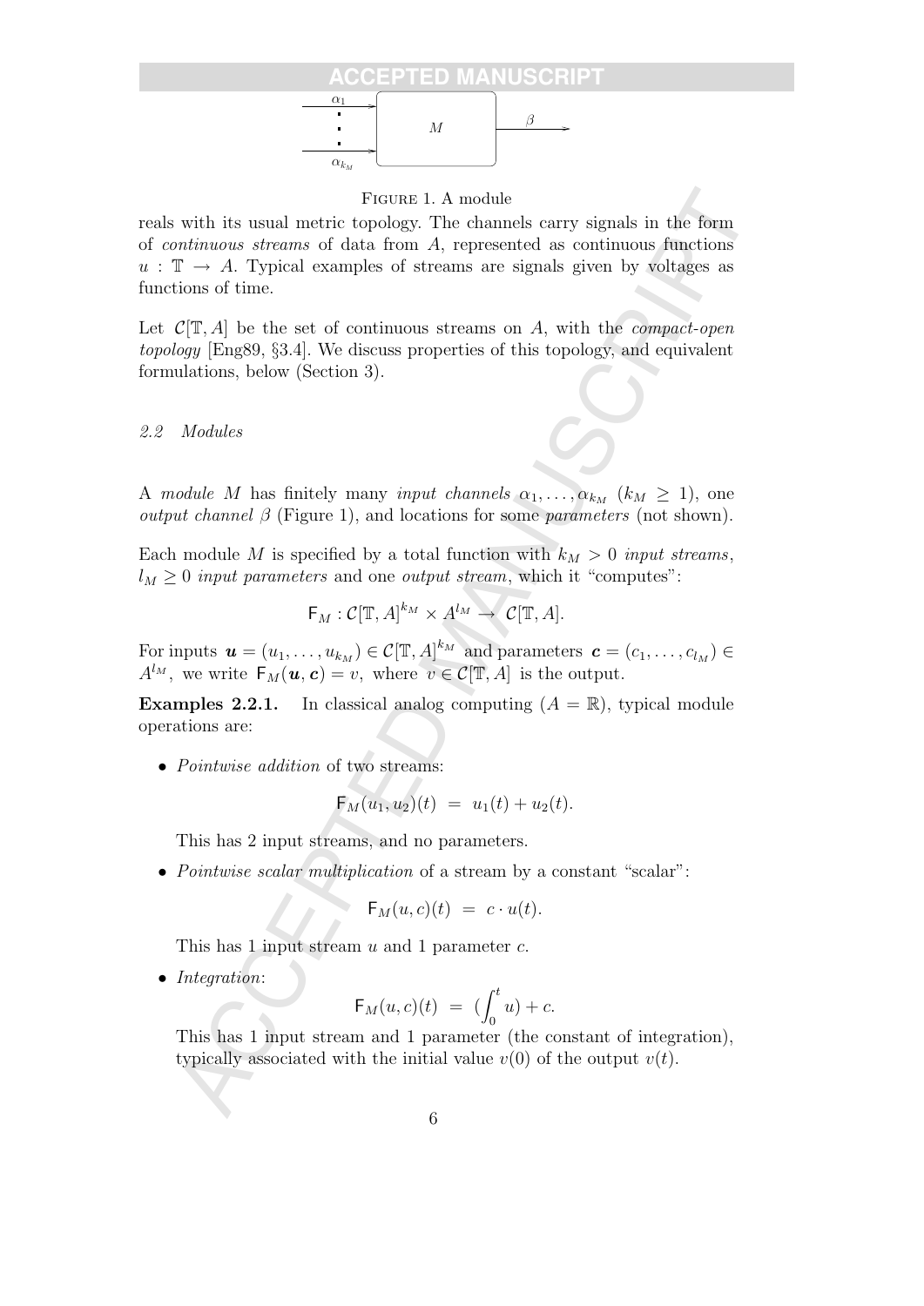FIGURE 1. A module

reals with its usual metric topology. The channels carry signals in the form of *continuous streams* of data from $A$, represented as continuous functions $u : \mathbb{T} \to A$. Typical examples of streams are signals given by voltages as functions of time.

Let $\mathcal{C}[\mathbb{T}, A]$ be the set of continuous streams on $A$, with the *compact-open topology* [Eng89, §3.4]. We discuss properties of this topology, and equivalent formulations, below (Section 3).

### 2.2 Modules

A *module* $M$ has finitely many *input channels* $\alpha_1, \ldots, \alpha_{k_M}$ ($k_M \geq 1$), one *output channel* $\beta$ (Figure 1), and locations for some *parameters* (not shown).

Each module $M$ is specified by a total function with $k_M > 0$ *input streams*, $l_M \geq 0$ *input parameters* and one *output stream*, which it "computes":

$$\mathsf{F}_M : \mathcal{C}[\mathbb{T}, A]^{k_M} \times A^{l_M} \to \mathcal{C}[\mathbb{T}, A].$$

For inputs $\boldsymbol{u} = (u_1, \ldots, u_{k_M}) \in \mathcal{C}[\mathbb{T}, A]^{k_M}$ and parameters $\boldsymbol{c} = (c_1, \ldots, c_{l_M}) \in A^{l_M}$, we write $\mathsf{F}_M(\boldsymbol{u}, \boldsymbol{c}) = v$, where $v \in \mathcal{C}[\mathbb{T}, A]$ is the output.

**Examples 2.2.1.** In classical analog computing ($A = \mathbb{R}$), typical module operations are:

- *Pointwise addition* of two streams:

$$\mathsf{F}_M(u_1, u_2)(t) \;=\; u_1(t) + u_2(t).$$

  This has 2 input streams, and no parameters.

- *Pointwise scalar multiplication* of a stream by a constant "scalar":

$$\mathsf{F}_M(u, c)(t) \;=\; c \cdot u(t).$$

  This has 1 input stream $u$ and 1 parameter $c$.

- *Integration*:

$$\mathsf{F}_M(u, c)(t) \;=\; (\int_0^t u) + c.$$

  This has 1 input stream and 1 parameter (the constant of integration), typically associated with the initial value $v(0)$ of the output $v(t)$.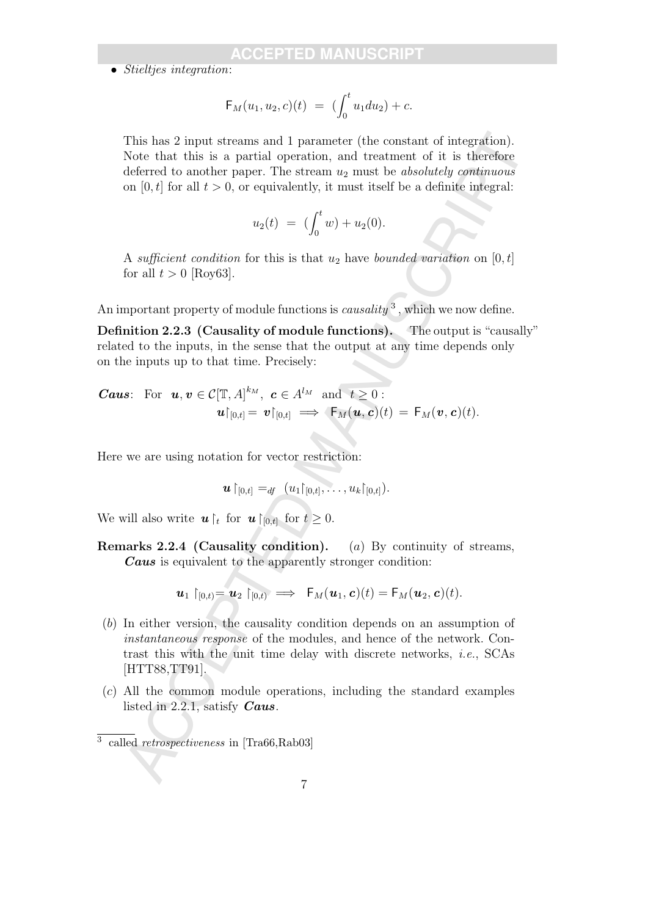- *Stieltjes integration*:

$$\mathsf{F}_M(u_1, u_2, c)(t) \;=\; (\int_0^t u_1 du_2) + c.$$

This has 2 input streams and 1 parameter (the constant of integration). Note that this is a partial operation, and treatment of it is therefore deferred to another paper. The stream $u_2$ must be *absolutely continuous* on $[0, t]$ for all $t > 0$, or equivalently, it must itself be a definite integral:

$$u_2(t) \;=\; (\int_0^t w) + u_2(0).$$

A *sufficient condition* for this is that $u_2$ have *bounded variation* on $[0, t]$ for all $t > 0$ [Roy63].

An important property of module functions is *causality* [3], which we now define.

**Definition 2.2.3 (Causality of module functions).** The output is "causally" related to the inputs, in the sense that the output at any time depends only on the inputs up to that time. Precisely:

***Caus***: For $\boldsymbol{u}, \boldsymbol{v} \in \mathcal{C}[\mathbb{T}, A]^{k_M}$, $\boldsymbol{c} \in A^{l_M}$ and $t \geq 0$:

$$\boldsymbol{u}\restriction_{[0,t]} = \boldsymbol{v}\restriction_{[0,t]} \implies \mathsf{F}_M(\boldsymbol{u}, \boldsymbol{c})(t) \;=\; \mathsf{F}_M(\boldsymbol{v}, \boldsymbol{c})(t).$$

Here we are using notation for vector restriction:

$$\boldsymbol{u}\restriction_{[0,t]} =_{df} (u_1\restriction_{[0,t]}, \ldots, u_k\restriction_{[0,t]}).$$

We will also write $\boldsymbol{u}\restriction_t$ for $\boldsymbol{u}\restriction_{[0,t]}$ for $t \geq 0$.

**Remarks 2.2.4 (Causality condition).** (*a*) By continuity of streams, ***Caus*** is equivalent to the apparently stronger condition:

$$\boldsymbol{u}_1 \restriction_{[0,t)} = \boldsymbol{u}_2 \restriction_{[0,t)} \implies \mathsf{F}_M(\boldsymbol{u}_1, \boldsymbol{c})(t) = \mathsf{F}_M(\boldsymbol{u}_2, \boldsymbol{c})(t).$$

(*b*) In either version, the causality condition depends on an assumption of *instantaneous response* of the modules, and hence of the network. Contrast this with the unit time delay with discrete networks, *i.e.*, SCAs [HTT88,TT91].

(*c*) All the common module operations, including the standard examples listed in 2.2.1, satisfy ***Caus***.

---

[3] called *retrospectiveness* in [Tra66,Rab03]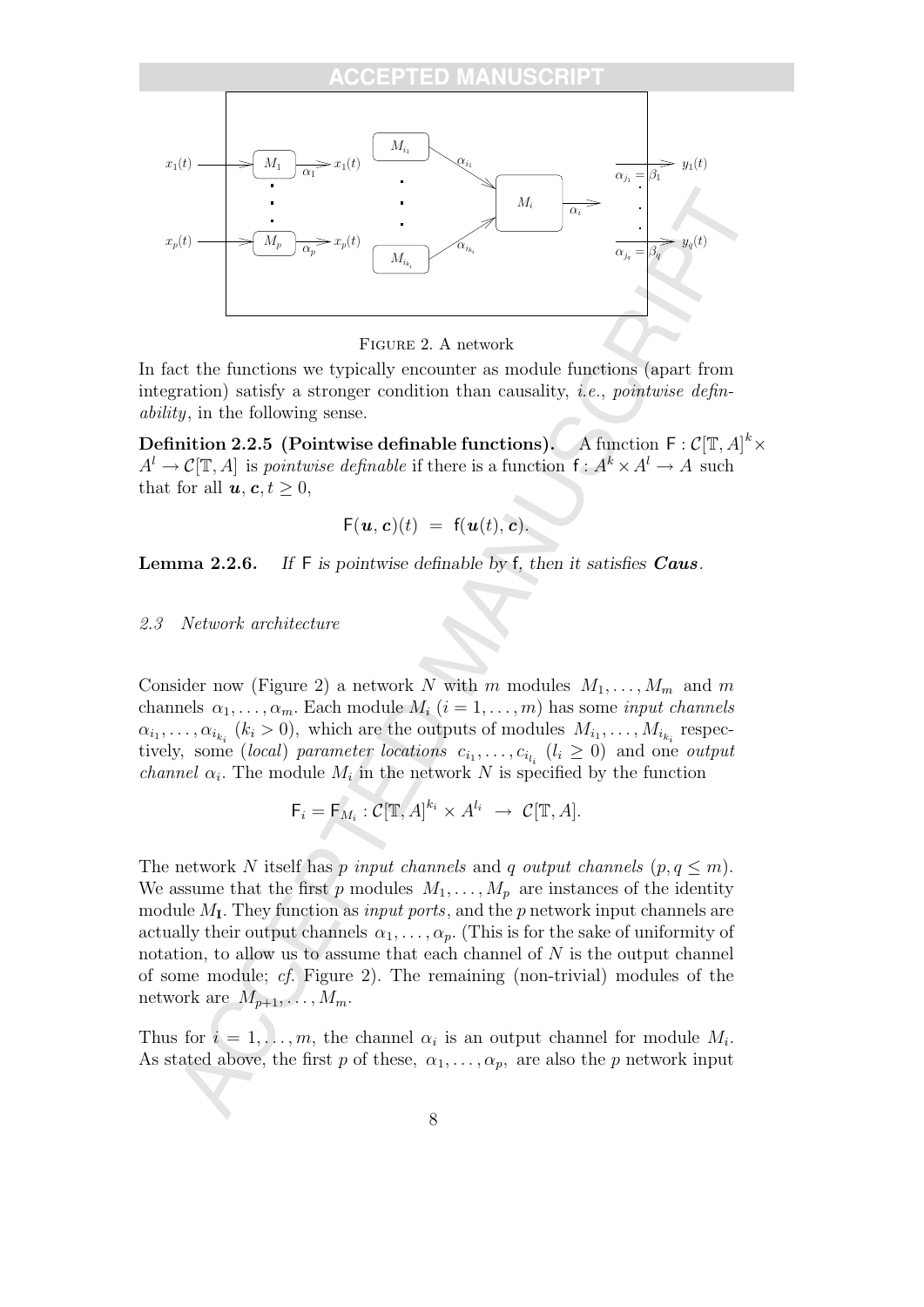FIGURE 2. A network

In fact the functions we typically encounter as module functions (apart from integration) satisfy a stronger condition than causality, *i.e.*, *pointwise definability*, in the following sense.

**Definition 2.2.5 (Pointwise definable functions).** A function $\mathsf{F} : \mathcal{C}[\mathbb{T}, A]^k \times A^l \to \mathcal{C}[\mathbb{T}, A]$ is *pointwise definable* if there is a function $\mathsf{f} : A^k \times A^l \to A$ such that for all $\boldsymbol{u}, \boldsymbol{c}, t \geq 0$,

$$\mathsf{F}(\boldsymbol{u}, \boldsymbol{c})(t) \;=\; \mathsf{f}(\boldsymbol{u}(t), \boldsymbol{c}).$$

**Lemma 2.2.6.** *If* $\mathsf{F}$ *is pointwise definable by* $\mathsf{f}$*, then it satisfies* ***Caus***.

### 2.3 Network architecture

Consider now (Figure 2) a network $N$ with $m$ modules $M_1, \ldots, M_m$ and $m$ channels $\alpha_1, \ldots, \alpha_m$. Each module $M_i$ $(i = 1, \ldots, m)$ has some *input channels* $\alpha_{i_1}, \ldots, \alpha_{i_{k_i}}$ $(k_i > 0)$, which are the outputs of modules $M_{i_1}, \ldots, M_{i_{k_i}}$ respectively, some (*local*) *parameter locations* $c_{i_1}, \ldots, c_{i_{l_i}}$ $(l_i \geq 0)$ and one *output channel* $\alpha_i$. The module $M_i$ in the network $N$ is specified by the function

$$\mathsf{F}_i = \mathsf{F}_{M_i} : \mathcal{C}[\mathbb{T}, A]^{k_i} \times A^{l_i} \;\to\; \mathcal{C}[\mathbb{T}, A].$$

The network $N$ itself has $p$ *input channels* and $q$ *output channels* $(p, q \leq m)$. We assume that the first $p$ modules $M_1, \ldots, M_p$ are instances of the identity module $M_{\mathbf{I}}$. They function as *input ports*, and the $p$ network input channels are actually their output channels $\alpha_1, \ldots, \alpha_p$. (This is for the sake of uniformity of notation, to allow us to assume that each channel of $N$ is the output channel of some module; *cf.* Figure 2). The remaining (non-trivial) modules of the network are $M_{p+1}, \ldots, M_m$.

Thus for $i = 1, \ldots, m$, the channel $\alpha_i$ is an output channel for module $M_i$. As stated above, the first $p$ of these, $\alpha_1, \ldots, \alpha_p$, are also the $p$ network input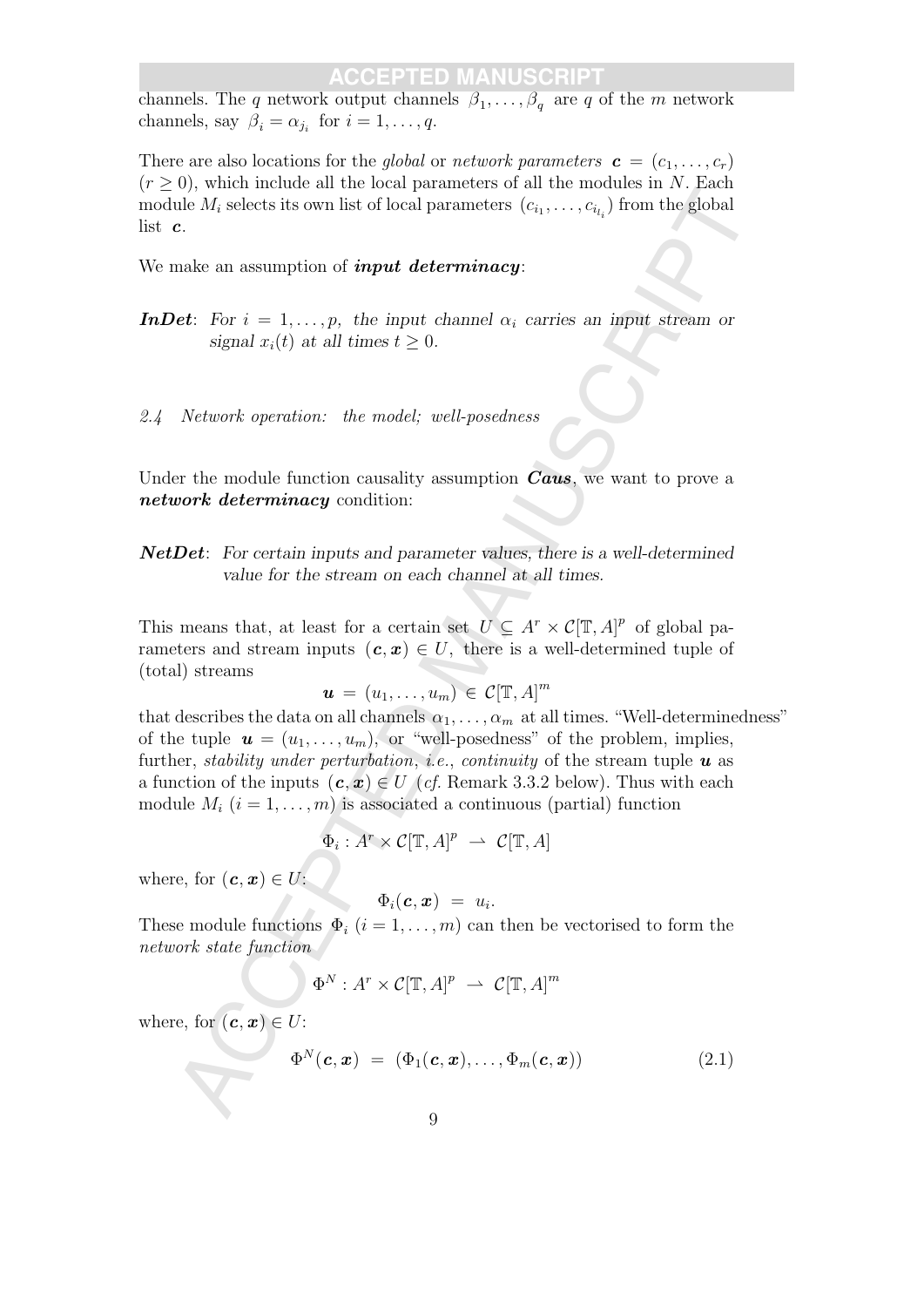channels. The $q$ network output channels $\beta_1, \ldots, \beta_q$ are $q$ of the $m$ network channels, say $\beta_i = \alpha_{j_i}$ for $i = 1, \ldots, q$.

There are also locations for the *global* or *network parameters* $\boldsymbol{c} = (c_1, \ldots, c_r)$ $(r \geq 0)$, which include all the local parameters of all the modules in $N$. Each module $M_i$ selects its own list of local parameters $(c_{i_1}, \ldots, c_{i_{l_i}})$ from the global list $\boldsymbol{c}$.

We make an assumption of ***input determinacy***:

***InDet***: *For $i = 1, \ldots, p$, the input channel $\alpha_i$ carries an input stream or signal $x_i(t)$ at all times $t \geq 0$.*

### *2.4 Network operation: the model; well-posedness*

Under the module function causality assumption ***Caus***, we want to prove a ***network determinacy*** condition:

***NetDet***: *For certain inputs and parameter values, there is a well-determined value for the stream on each channel at all times.*

This means that, at least for a certain set $U \subseteq A^r \times \mathcal{C}[\mathbb{T}, A]^p$ of global parameters and stream inputs $(\boldsymbol{c}, \boldsymbol{x}) \in U$, there is a well-determined tuple of (total) streams

$$\boldsymbol{u} = (u_1, \ldots, u_m) \in \mathcal{C}[\mathbb{T}, A]^m$$

that describes the data on all channels $\alpha_1, \ldots, \alpha_m$ at all times. "Well-determinedness" of the tuple $\boldsymbol{u} = (u_1, \ldots, u_m)$, or "well-posedness" of the problem, implies, further, *stability under perturbation*, *i.e.*, *continuity* of the stream tuple $\boldsymbol{u}$ as a function of the inputs $(\boldsymbol{c}, \boldsymbol{x}) \in U$ (*cf.* Remark 3.3.2 below). Thus with each module $M_i$ $(i = 1, \ldots, m)$ is associated a continuous (partial) function

$$\Phi_i : A^r \times \mathcal{C}[\mathbb{T}, A]^p \rightharpoonup \mathcal{C}[\mathbb{T}, A]$$

where, for $(\boldsymbol{c}, \boldsymbol{x}) \in U$:

$$\Phi_i(\boldsymbol{c}, \boldsymbol{x}) = u_i.$$

These module functions $\Phi_i$ $(i = 1, \ldots, m)$ can then be vectorised to form the *network state function*

$$\Phi^N : A^r \times \mathcal{C}[\mathbb{T}, A]^p \rightharpoonup \mathcal{C}[\mathbb{T}, A]^m$$

where, for $(\boldsymbol{c}, \boldsymbol{x}) \in U$:

$$\Phi^N(\boldsymbol{c}, \boldsymbol{x}) = (\Phi_1(\boldsymbol{c}, \boldsymbol{x}), \ldots, \Phi_m(\boldsymbol{c}, \boldsymbol{x})) \tag{2.1}$$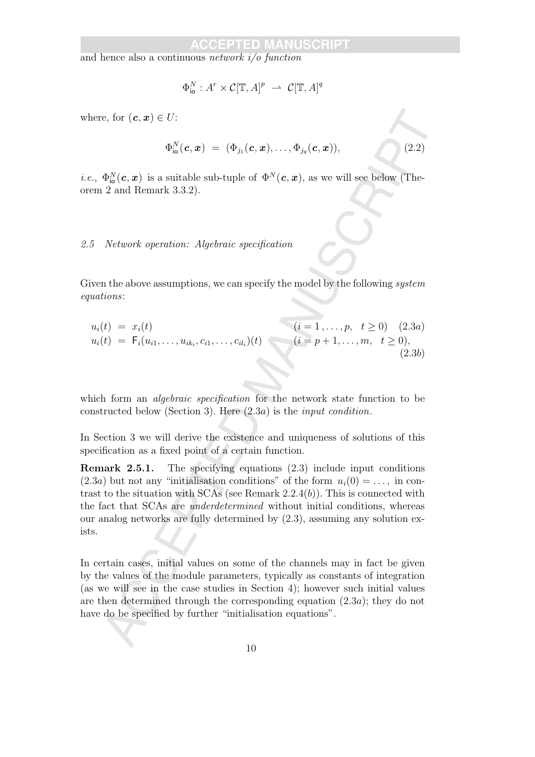and hence also a continuous *network i/o function*

$$\Phi^N_{\mathsf{io}} : A^r \times \mathcal{C}[\mathbb{T}, A]^p \rightharpoonup \mathcal{C}[\mathbb{T}, A]^q$$

where, for $(\boldsymbol{c}, \boldsymbol{x}) \in U$:

$$\Phi^N_{\mathsf{io}}(\boldsymbol{c}, \boldsymbol{x}) \;=\; (\Phi_{j_1}(\boldsymbol{c}, \boldsymbol{x}), \ldots, \Phi_{j_q}(\boldsymbol{c}, \boldsymbol{x})), \tag{2.2}$$

*i.e.*, $\Phi^N_{\mathsf{io}}(\boldsymbol{c}, \boldsymbol{x})$ is a suitable sub-tuple of $\Phi^N(\boldsymbol{c}, \boldsymbol{x})$, as we will see below (Theorem 2 and Remark 3.3.2).

### *2.5 Network operation: Algebraic specification*

Given the above assumptions, we can specify the model by the following *system equations*:

$$u_i(t) \;=\; x_i(t) \qquad (i = 1, \ldots, p, \quad t \geq 0) \quad (2.3a)$$

$$u_i(t) \;=\; \mathsf{F}_i(u_{i1}, \ldots, u_{ik_i}, c_{i1}, \ldots, c_{il_i})(t) \qquad (i = p+1, \ldots, m, \quad t \geq 0), \quad (2.3b)$$

which form an *algebraic specification* for the network state function to be constructed below (Section 3). Here (2.3$a$) is the *input condition*.

In Section 3 we will derive the existence and uniqueness of solutions of this specification as a fixed point of a certain function.

**Remark 2.5.1.** The specifying equations (2.3) include input conditions (2.3$a$) but not any "initialisation conditions" of the form $u_i(0) = \ldots$, in contrast to the situation with SCAs (see Remark 2.2.4($b$)). This is connected with the fact that SCAs are *underdetermined* without initial conditions, whereas our analog networks are fully determined by (2.3), assuming any solution exists.

In certain cases, initial values on some of the channels may in fact be given by the values of the module parameters, typically as constants of integration (as we will see in the case studies in Section 4); however such initial values are then determined through the corresponding equation (2.3$a$); they do not have do be specified by further "initialisation equations".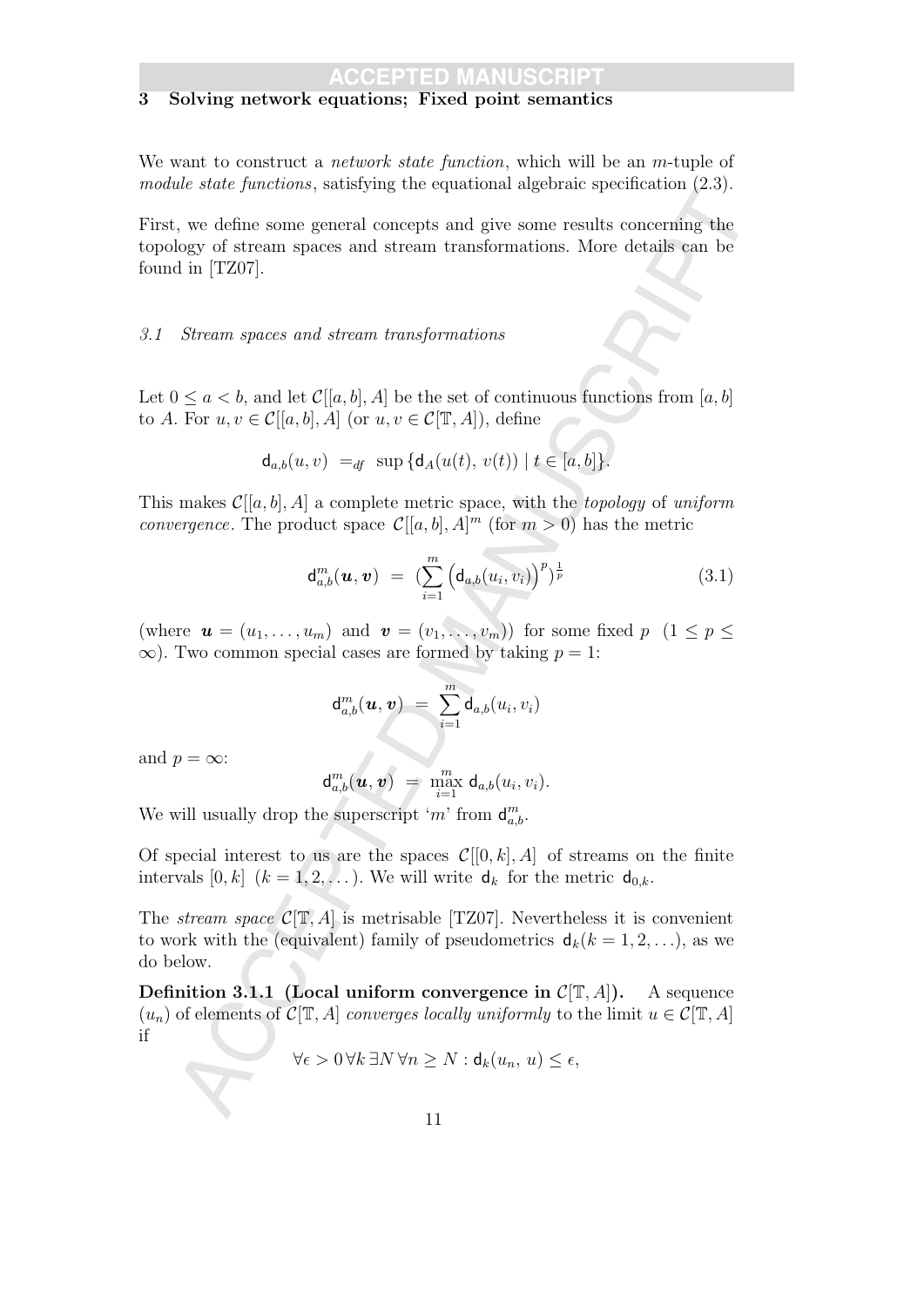## 3 Solving network equations; Fixed point semantics

We want to construct a *network state function*, which will be an $m$-tuple of *module state functions*, satisfying the equational algebraic specification (2.3).

First, we define some general concepts and give some results concerning the topology of stream spaces and stream transformations. More details can be found in [TZ07].

### 3.1 Stream spaces and stream transformations

Let $0 \leq a < b$, and let $\mathcal{C}[[a,b], A]$ be the set of continuous functions from $[a,b]$ to $A$. For $u, v \in \mathcal{C}[[a,b], A]$ (or $u, v \in \mathcal{C}[\mathbb{T}, A]$), define

$$\mathsf{d}_{a,b}(u,v) \ =_{df} \ \sup \{\mathsf{d}_A(u(t),\ v(t)) \mid t \in [a,b]\}.$$

This makes $\mathcal{C}[[a,b], A]$ a complete metric space, with the *topology* of *uniform convergence*. The product space $\mathcal{C}[[a,b], A]^m$ (for $m > 0$) has the metric

$$\mathsf{d}^m_{a,b}(\boldsymbol{u}, \boldsymbol{v}) \ = \ (\sum_{i=1}^{m} \left(\mathsf{d}_{a,b}(u_i, v_i)\right)^p)^{\frac{1}{p}} \tag{3.1}$$

(where $\boldsymbol{u} = (u_1, \ldots, u_m)$ and $\boldsymbol{v} = (v_1, \ldots, v_m)$) for some fixed $p$ $(1 \leq p \leq \infty)$. Two common special cases are formed by taking $p = 1$:

$$\mathsf{d}^m_{a,b}(\boldsymbol{u}, \boldsymbol{v}) \ = \ \sum_{i=1}^{m} \mathsf{d}_{a,b}(u_i, v_i)$$

and $p = \infty$:

$$\mathsf{d}^m_{a,b}(\boldsymbol{u}, \boldsymbol{v}) \ = \ \max_{i=1}^{m} \ \mathsf{d}_{a,b}(u_i, v_i).$$

We will usually drop the superscript '$m$' from $\mathsf{d}^m_{a,b}$.

Of special interest to us are the spaces $\mathcal{C}[[0,k], A]$ of streams on the finite intervals $[0,k]$ $(k = 1, 2, \ldots)$. We will write $\mathsf{d}_k$ for the metric $\mathsf{d}_{0,k}$.

The *stream space* $\mathcal{C}[\mathbb{T}, A]$ is metrisable [TZ07]. Nevertheless it is convenient to work with the (equivalent) family of pseudometrics $\mathsf{d}_k (k = 1, 2, \ldots)$, as we do below.

**Definition 3.1.1 (Local uniform convergence in $\mathcal{C}[\mathbb{T}, A]$).** A sequence $(u_n)$ of elements of $\mathcal{C}[\mathbb{T}, A]$ *converges locally uniformly* to the limit $u \in \mathcal{C}[\mathbb{T}, A]$ if

$$\forall \epsilon > 0 \, \forall k \, \exists N \, \forall n \geq N : \mathsf{d}_k(u_n,\ u) \leq \epsilon,$$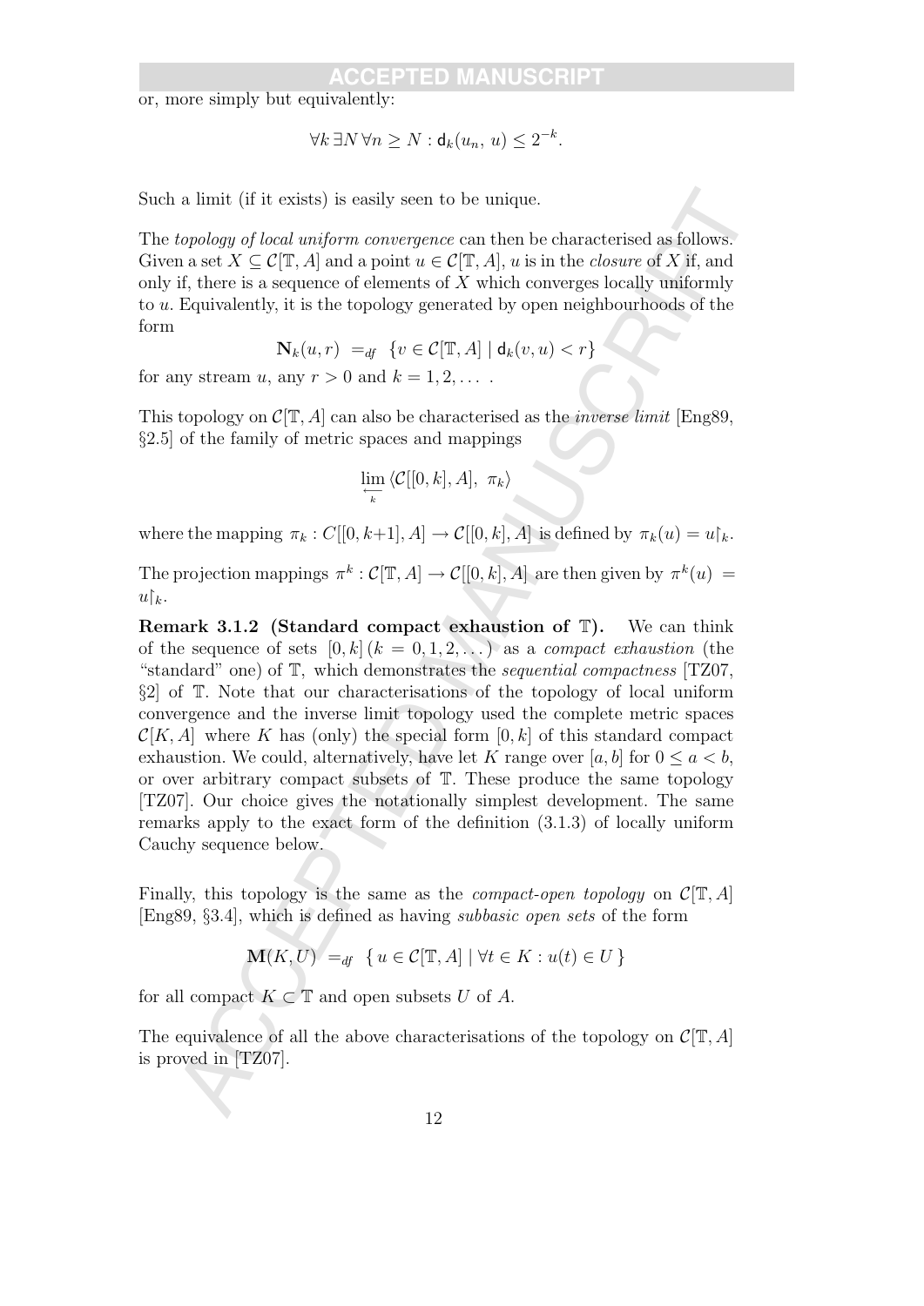or, more simply but equivalently:

$$\forall k\, \exists N\, \forall n \geq N : \mathsf{d}_k(u_n,\, u) \leq 2^{-k}.$$

Such a limit (if it exists) is easily seen to be unique.

The *topology of local uniform convergence* can then be characterised as follows. Given a set $X \subseteq \mathcal{C}[\mathbb{T}, A]$ and a point $u \in \mathcal{C}[\mathbb{T}, A]$, $u$ is in the *closure* of $X$ if, and only if, there is a sequence of elements of $X$ which converges locally uniformly to $u$. Equivalently, it is the topology generated by open neighbourhoods of the form

$$\mathbf{N}_k(u, r) \ =_{df}\ \{v \in \mathcal{C}[\mathbb{T}, A] \mid \mathsf{d}_k(v, u) < r\}$$

for any stream $u$, any $r > 0$ and $k = 1, 2, \ldots$ .

This topology on $\mathcal{C}[\mathbb{T}, A]$ can also be characterised as the *inverse limit* [Eng89, §2.5] of the family of metric spaces and mappings

$$\varprojlim_{k} \langle \mathcal{C}[[0, k], A],\ \pi_k \rangle$$

where the mapping $\pi_k : C[[0, k{+}1], A] \to \mathcal{C}[[0, k], A]$ is defined by $\pi_k(u) = u{\restriction}_k$.

The projection mappings $\pi^k : \mathcal{C}[\mathbb{T}, A] \to \mathcal{C}[[0, k], A]$ are then given by $\pi^k(u) = u{\restriction}_k$.

**Remark 3.1.2 (Standard compact exhaustion of $\mathbb{T}$).** We can think of the sequence of sets $[0, k]$ $(k = 0, 1, 2, \ldots)$ as a *compact exhaustion* (the "standard" one) of $\mathbb{T}$, which demonstrates the *sequential compactness* [TZ07, §2] of $\mathbb{T}$. Note that our characterisations of the topology of local uniform convergence and the inverse limit topology used the complete metric spaces $\mathcal{C}[K, A]$ where $K$ has (only) the special form $[0, k]$ of this standard compact exhaustion. We could, alternatively, have let $K$ range over $[a, b]$ for $0 \leq a < b$, or over arbitrary compact subsets of $\mathbb{T}$. These produce the same topology [TZ07]. Our choice gives the notationally simplest development. The same remarks apply to the exact form of the definition (3.1.3) of locally uniform Cauchy sequence below.

Finally, this topology is the same as the *compact-open topology* on $\mathcal{C}[\mathbb{T}, A]$ [Eng89, §3.4], which is defined as having *subbasic open sets* of the form

$$\mathbf{M}(K, U) \ =_{df}\ \{\, u \in \mathcal{C}[\mathbb{T}, A] \mid \forall t \in K : u(t) \in U \,\}$$

for all compact $K \subset \mathbb{T}$ and open subsets $U$ of $A$.

The equivalence of all the above characterisations of the topology on $\mathcal{C}[\mathbb{T}, A]$ is proved in [TZ07].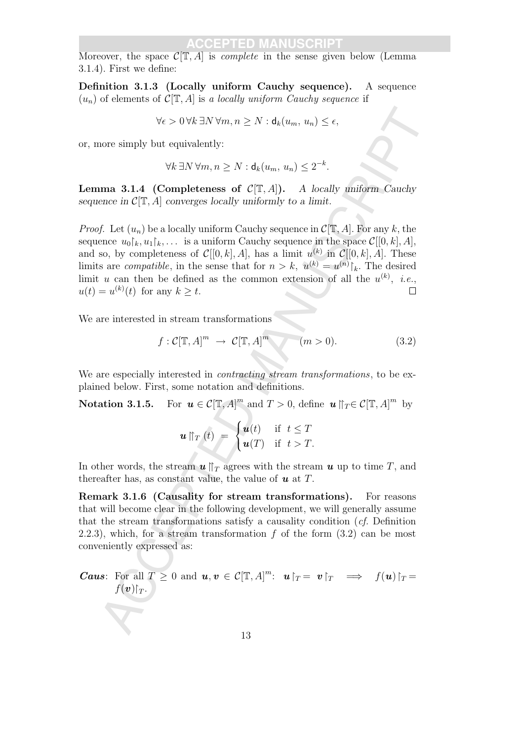Moreover, the space $\mathcal{C}[\mathbb{T}, A]$ is *complete* in the sense given below (Lemma 3.1.4). First we define:

**Definition 3.1.3 (Locally uniform Cauchy sequence).** A sequence $(u_n)$ of elements of $\mathcal{C}[\mathbb{T}, A]$ is *a locally uniform Cauchy sequence* if

$$\forall \epsilon > 0 \, \forall k \, \exists N \, \forall m, n \geq N : \mathsf{d}_k(u_m,\, u_n) \leq \epsilon,$$

or, more simply but equivalently:

$$\forall k \, \exists N \, \forall m, n \geq N : \mathsf{d}_k(u_m,\, u_n) \leq 2^{-k}.$$

**Lemma 3.1.4 (Completeness of $\mathcal{C}[\mathbb{T}, A]$).** *A locally uniform Cauchy sequence in $\mathcal{C}[\mathbb{T}, A]$ converges locally uniformly to a limit.*

*Proof.* Let $(u_n)$ be a locally uniform Cauchy sequence in $\mathcal{C}[\mathbb{T}, A]$. For any $k$, the sequence $u_0{\restriction_k}, u_1{\restriction_k}, \ldots$ is a uniform Cauchy sequence in the space $\mathcal{C}[[0,k], A]$, and so, by completeness of $\mathcal{C}[[0,k], A]$, has a limit $u^{(k)}$ in $\mathcal{C}[[0,k], A]$. These limits are *compatible*, in the sense that for $n > k$, $u^{(k)} = u^{(n)}{\restriction_k}$. The desired limit $u$ can then be defined as the common extension of all the $u^{(k)}$, *i.e.*, $u(t) = u^{(k)}(t)$ for any $k \geq t$. $\square$

We are interested in stream transformations

$$f : \mathcal{C}[\mathbb{T}, A]^m \;\to\; \mathcal{C}[\mathbb{T}, A]^m \qquad (m > 0). \tag{3.2}$$

We are especially interested in *contracting stream transformations*, to be explained below. First, some notation and definitions.

**Notation 3.1.5.** For $\boldsymbol{u} \in \mathcal{C}[\mathbb{T}, A]^m$ and $T > 0$, define $\boldsymbol{u} {\Uparrow_T} \in \mathcal{C}[\mathbb{T}, A]^m$ by

$$\boldsymbol{u} {\Uparrow_T} (t) \;=\; \begin{cases} \boldsymbol{u}(t) & \text{if } t \leq T \\ \boldsymbol{u}(T) & \text{if } t > T. \end{cases}$$

In other words, the stream $\boldsymbol{u} {\Uparrow_T}$ agrees with the stream $\boldsymbol{u}$ up to time $T$, and thereafter has, as constant value, the value of $\boldsymbol{u}$ at $T$.

**Remark 3.1.6 (Causality for stream transformations).** For reasons that will become clear in the following development, we will generally assume that the stream transformations satisfy a causality condition (*cf.* Definition 2.2.3), which, for a stream transformation $f$ of the form (3.2) can be most conveniently expressed as:

***Caus***: For all $T \geq 0$ and $\boldsymbol{u}, \boldsymbol{v} \in \mathcal{C}[\mathbb{T}, A]^m$: $\;\boldsymbol{u}{\restriction_T} = \boldsymbol{v}{\restriction_T} \implies f(\boldsymbol{u}){\restriction_T} = f(\boldsymbol{v}){\restriction_T}$.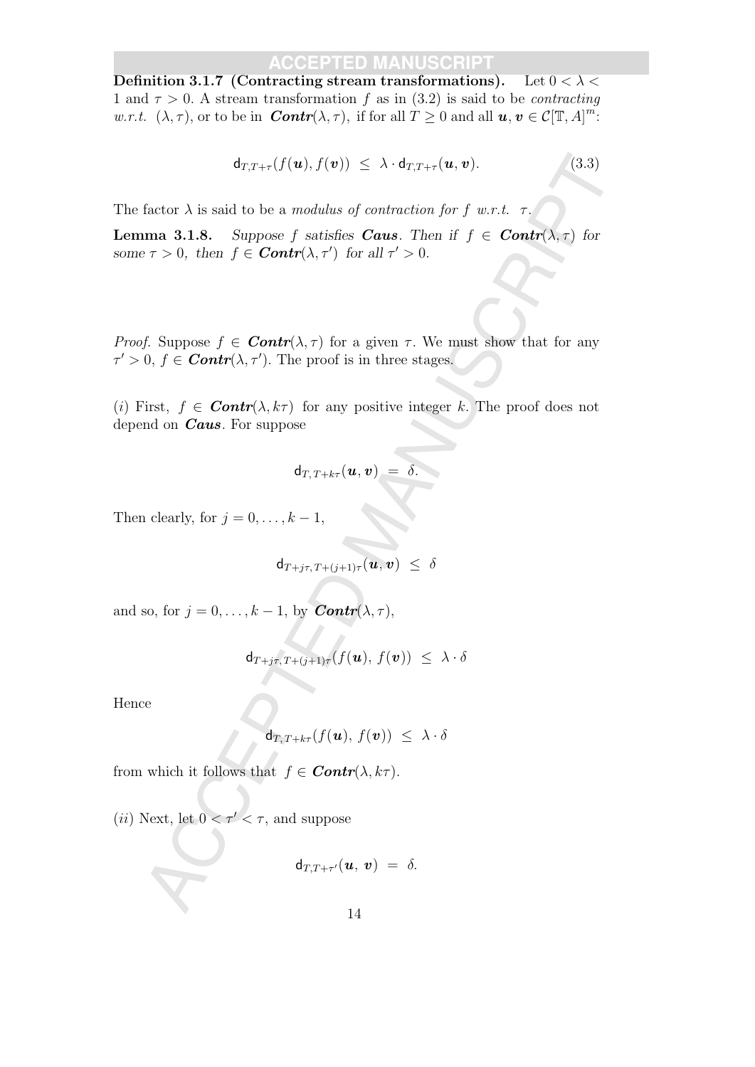**Definition 3.1.7 (Contracting stream transformations).** Let $0 < \lambda < 1$ and $\tau > 0$. A stream transformation $f$ as in (3.2) is said to be *contracting w.r.t.* $(\lambda, \tau)$, or to be in $\boldsymbol{Contr}(\lambda, \tau)$, if for all $T \geq 0$ and all $\boldsymbol{u}, \boldsymbol{v} \in \mathcal{C}[\mathbb{T}, A]^m$:

$$\mathsf{d}_{T,T+\tau}(f(\boldsymbol{u}), f(\boldsymbol{v})) \;\leq\; \lambda \cdot \mathsf{d}_{T,T+\tau}(\boldsymbol{u}, \boldsymbol{v}). \tag{3.3}$$

The factor $\lambda$ is said to be a *modulus of contraction for $f$ w.r.t. $\tau$*.

**Lemma 3.1.8.** *Suppose $f$ satisfies $\boldsymbol{Caus}$. Then if $f \in \boldsymbol{Contr}(\lambda, \tau)$ for some $\tau > 0$, then $f \in \boldsymbol{Contr}(\lambda, \tau')$ for all $\tau' > 0$.*

*Proof.* Suppose $f \in \boldsymbol{Contr}(\lambda, \tau)$ for a given $\tau$. We must show that for any $\tau' > 0$, $f \in \boldsymbol{Contr}(\lambda, \tau')$. The proof is in three stages.

$(i)$ First, $f \in \boldsymbol{Contr}(\lambda, k\tau)$ for any positive integer $k$. The proof does not depend on $\boldsymbol{Caus}$. For suppose

$$\mathsf{d}_{T,\,T+k\tau}(\boldsymbol{u}, \boldsymbol{v}) \;=\; \delta.$$

Then clearly, for $j = 0, \ldots, k-1$,

$$\mathsf{d}_{T+j\tau,\,T+(j+1)\tau}(\boldsymbol{u}, \boldsymbol{v}) \;\leq\; \delta$$

and so, for $j = 0, \ldots, k-1$, by $\boldsymbol{Contr}(\lambda, \tau)$,

$$\mathsf{d}_{T+j\tau,\,T+(j+1)\tau}(f(\boldsymbol{u}),\, f(\boldsymbol{v})) \;\leq\; \lambda \cdot \delta$$

Hence

$$\mathsf{d}_{T,\,T+k\tau}(f(\boldsymbol{u}),\, f(\boldsymbol{v})) \;\leq\; \lambda \cdot \delta$$

from which it follows that $f \in \boldsymbol{Contr}(\lambda, k\tau)$.

$(ii)$ Next, let $0 < \tau' < \tau$, and suppose

$$\mathsf{d}_{T,T+\tau'}(\boldsymbol{u},\, \boldsymbol{v}) \;=\; \delta.$$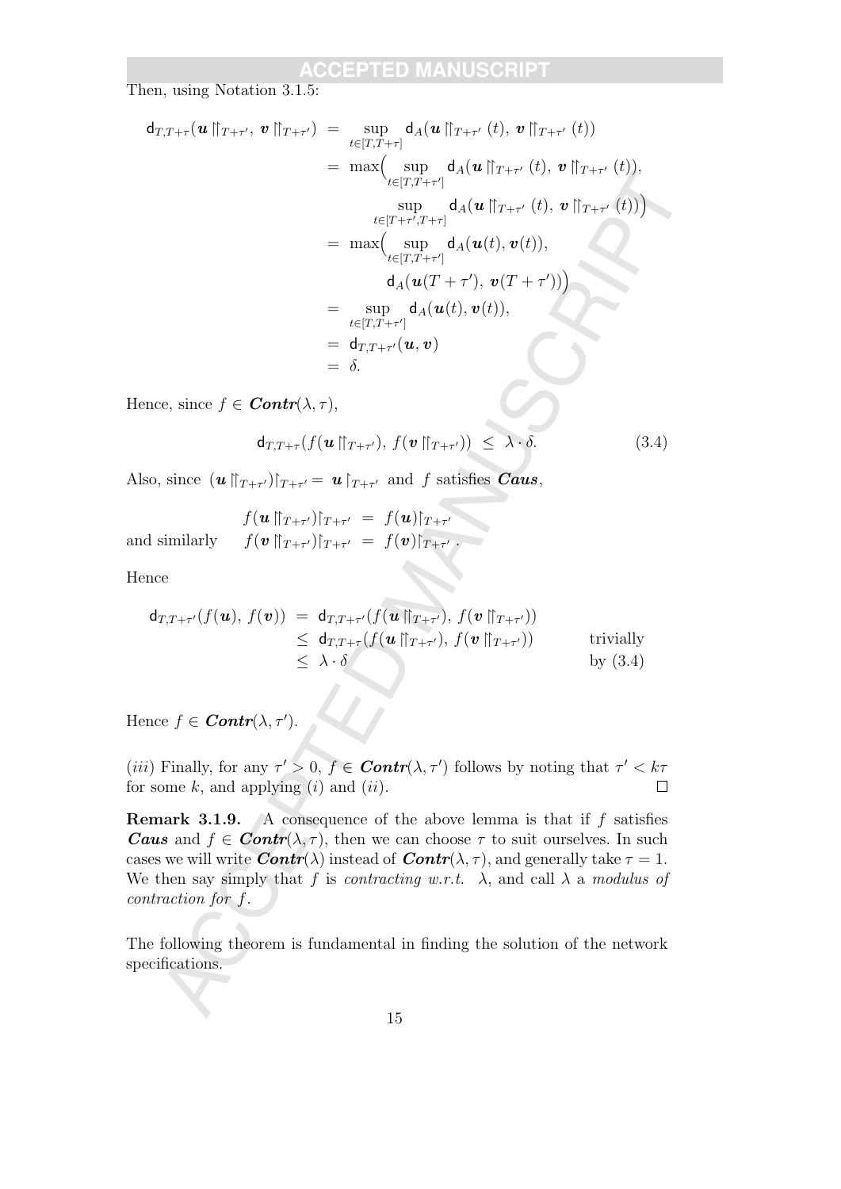Then, using Notation 3.1.5:

$$
\begin{aligned}
\mathsf{d}_{T,T+\tau}(\boldsymbol{u}\upharpoonright\!\!\upharpoonright_{T+\tau'},\, \boldsymbol{v}\upharpoonright\!\!\upharpoonright_{T+\tau'}) &= \sup_{t\in[T,T+\tau]} \mathsf{d}_A(\boldsymbol{u}\upharpoonright\!\!\upharpoonright_{T+\tau'}(t),\, \boldsymbol{v}\upharpoonright\!\!\upharpoonright_{T+\tau'}(t)) \\
&= \max\Big( \sup_{t\in[T,T+\tau']} \mathsf{d}_A(\boldsymbol{u}\upharpoonright\!\!\upharpoonright_{T+\tau'}(t),\, \boldsymbol{v}\upharpoonright\!\!\upharpoonright_{T+\tau'}(t)), \\
&\qquad \sup_{t\in[T+\tau',T+\tau]} \mathsf{d}_A(\boldsymbol{u}\upharpoonright\!\!\upharpoonright_{T+\tau'}(t),\, \boldsymbol{v}\upharpoonright\!\!\upharpoonright_{T+\tau'}(t))\Big) \\
&= \max\Big( \sup_{t\in[T,T+\tau']} \mathsf{d}_A(\boldsymbol{u}(t),\boldsymbol{v}(t)), \\
&\qquad \mathsf{d}_A(\boldsymbol{u}(T+\tau'),\, \boldsymbol{v}(T+\tau'))\Big) \\
&= \sup_{t\in[T,T+\tau']} \mathsf{d}_A(\boldsymbol{u}(t),\boldsymbol{v}(t)), \\
&= \mathsf{d}_{T,T+\tau'}(\boldsymbol{u},\boldsymbol{v}) \\
&= \delta.
\end{aligned}
$$

Hence, since $f \in \boldsymbol{Contr}(\lambda,\tau)$,

$$
\mathsf{d}_{T,T+\tau}(f(\boldsymbol{u}\upharpoonright\!\!\upharpoonright_{T+\tau'}),\, f(\boldsymbol{v}\upharpoonright\!\!\upharpoonright_{T+\tau'})) \;\leq\; \lambda\cdot\delta. \tag{3.4}
$$

Also, since $(\boldsymbol{u}\upharpoonright\!\!\upharpoonright_{T+\tau'})\upharpoonright_{T+\tau'} = \boldsymbol{u}\upharpoonright_{T+\tau'}$ and $f$ satisfies $\boldsymbol{Caus}$,

$$
f(\boldsymbol{u}\upharpoonright\!\!\upharpoonright_{T+\tau'})\upharpoonright_{T+\tau'} \;=\; f(\boldsymbol{u})\upharpoonright_{T+\tau'}
$$

and similarly $\quad f(\boldsymbol{v}\upharpoonright\!\!\upharpoonright_{T+\tau'})\upharpoonright_{T+\tau'} \;=\; f(\boldsymbol{v})\upharpoonright_{T+\tau'}$.

Hence

$$
\begin{aligned}
\mathsf{d}_{T,T+\tau'}(f(\boldsymbol{u}),\, f(\boldsymbol{v})) &= \mathsf{d}_{T,T+\tau'}(f(\boldsymbol{u}\upharpoonright\!\!\upharpoonright_{T+\tau'}),\, f(\boldsymbol{v}\upharpoonright\!\!\upharpoonright_{T+\tau'})) \\
&\leq \mathsf{d}_{T,T+\tau}(f(\boldsymbol{u}\upharpoonright\!\!\upharpoonright_{T+\tau'}),\, f(\boldsymbol{v}\upharpoonright\!\!\upharpoonright_{T+\tau'})) && \text{trivially} \\
&\leq \lambda\cdot\delta && \text{by (3.4)}
\end{aligned}
$$

Hence $f \in \boldsymbol{Contr}(\lambda,\tau')$.

(*iii*) Finally, for any $\tau' > 0$, $f \in \boldsymbol{Contr}(\lambda,\tau')$ follows by noting that $\tau' < k\tau$ for some $k$, and applying (*i*) and (*ii*). $\square$

**Remark 3.1.9.** A consequence of the above lemma is that if $f$ satisfies $\boldsymbol{Caus}$ and $f \in \boldsymbol{Contr}(\lambda,\tau)$, then we can choose $\tau$ to suit ourselves. In such cases we will write $\boldsymbol{Contr}(\lambda)$ instead of $\boldsymbol{Contr}(\lambda,\tau)$, and generally take $\tau = 1$. We then say simply that $f$ is *contracting w.r.t.* $\lambda$, and call $\lambda$ a *modulus of contraction for* $f$.

The following theorem is fundamental in finding the solution of the network specifications.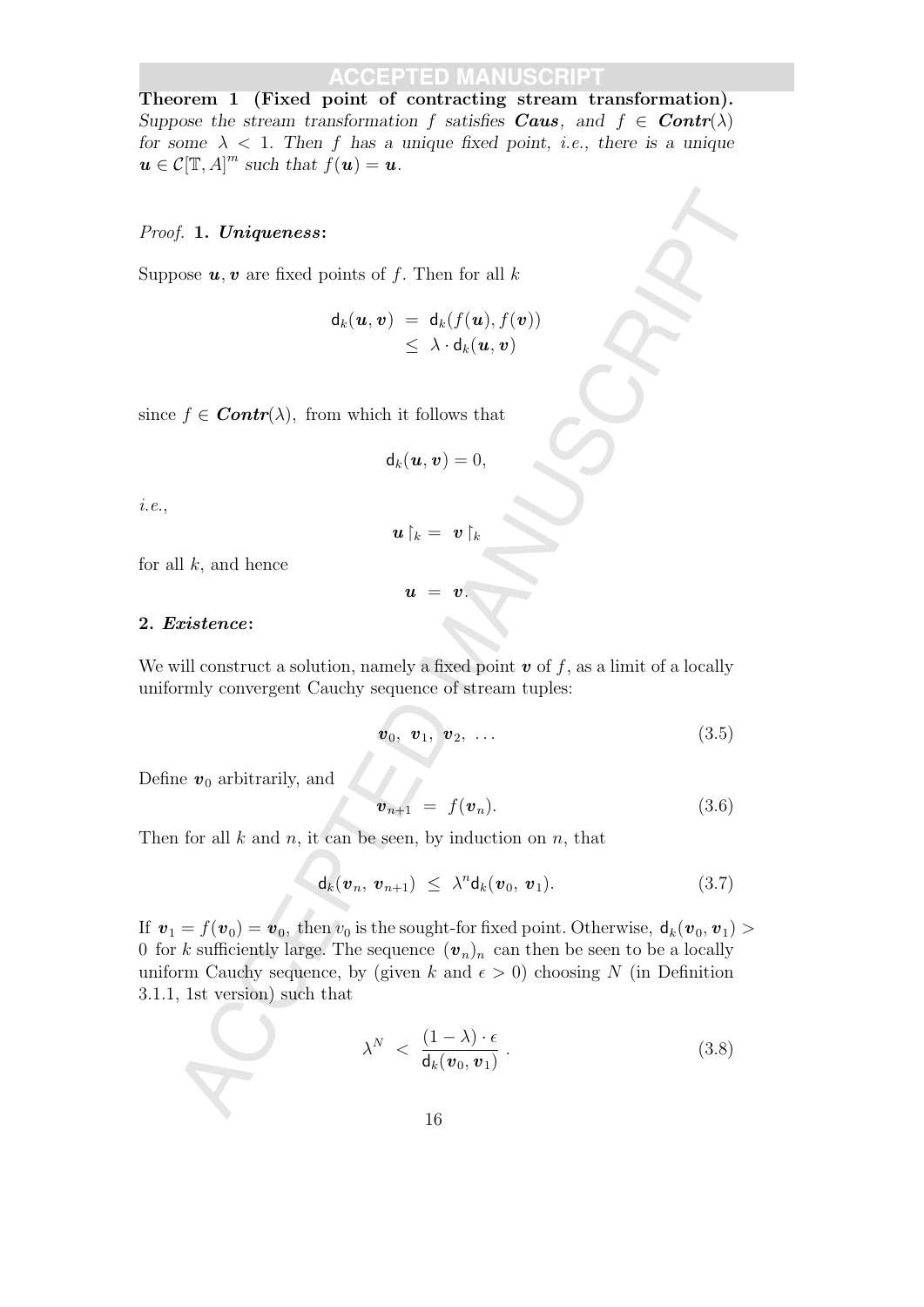**Theorem 1 (Fixed point of contracting stream transformation).** *Suppose the stream transformation $f$ satisfies* ***Caus****, and $f \in$* ***Contr***$(\lambda)$ *for some $\lambda < 1$. Then $f$ has a unique fixed point, i.e., there is a unique $\boldsymbol{u} \in \mathcal{C}[\mathbb{T}, A]^m$ such that $f(\boldsymbol{u}) = \boldsymbol{u}$.*

*Proof.* **1. *Uniqueness*:**

Suppose $\boldsymbol{u}, \boldsymbol{v}$ are fixed points of $f$. Then for all $k$

$$
\begin{aligned}
\mathsf{d}_k(\boldsymbol{u}, \boldsymbol{v}) &= \mathsf{d}_k(f(\boldsymbol{u}), f(\boldsymbol{v})) \\
&\leq \lambda \cdot \mathsf{d}_k(\boldsymbol{u}, \boldsymbol{v})
\end{aligned}
$$

since $f \in$ ***Contr***$(\lambda)$, from which it follows that

$$
\mathsf{d}_k(\boldsymbol{u}, \boldsymbol{v}) = 0,
$$

*i.e.*,

$$
\boldsymbol{u} \restriction_k = \boldsymbol{v} \restriction_k
$$

for all $k$, and hence

$$
\boldsymbol{u} = \boldsymbol{v}.
$$

**2. *Existence*:**

We will construct a solution, namely a fixed point $\boldsymbol{v}$ of $f$, as a limit of a locally uniformly convergent Cauchy sequence of stream tuples:

$$
\boldsymbol{v}_0,\ \boldsymbol{v}_1,\ \boldsymbol{v}_2,\ \ldots \tag{3.5}
$$

Define $\boldsymbol{v}_0$ arbitrarily, and

$$
\boldsymbol{v}_{n+1} = f(\boldsymbol{v}_n). \tag{3.6}
$$

Then for all $k$ and $n$, it can be seen, by induction on $n$, that

$$
\mathsf{d}_k(\boldsymbol{v}_n,\ \boldsymbol{v}_{n+1}) \leq \lambda^n \mathsf{d}_k(\boldsymbol{v}_0,\ \boldsymbol{v}_1). \tag{3.7}
$$

If $\boldsymbol{v}_1 = f(\boldsymbol{v}_0) = \boldsymbol{v}_0$, then $v_0$ is the sought-for fixed point. Otherwise, $\mathsf{d}_k(\boldsymbol{v}_0, \boldsymbol{v}_1) > 0$ for $k$ sufficiently large. The sequence $(\boldsymbol{v}_n)_n$ can then be seen to be a locally uniform Cauchy sequence, by (given $k$ and $\epsilon > 0$) choosing $N$ (in Definition 3.1.1, 1st version) such that

$$
\lambda^N < \frac{(1 - \lambda) \cdot \epsilon}{\mathsf{d}_k(\boldsymbol{v}_0, \boldsymbol{v}_1)}\,. \tag{3.8}
$$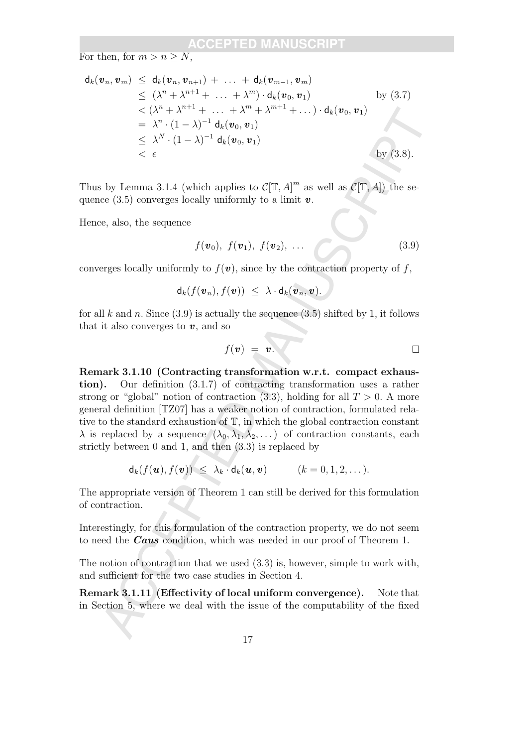For then, for $m > n \geq N$,

$$
\begin{aligned}
\mathsf{d}_k(\boldsymbol{v}_n, \boldsymbol{v}_m) &\leq \mathsf{d}_k(\boldsymbol{v}_n, \boldsymbol{v}_{n+1}) + \ \dots \ + \mathsf{d}_k(\boldsymbol{v}_{m-1}, \boldsymbol{v}_m) \\
&\leq (\lambda^n + \lambda^{n+1} + \ \dots \ + \lambda^m) \cdot \mathsf{d}_k(\boldsymbol{v}_0, \boldsymbol{v}_1) \qquad \text{by (3.7)} \\
&< (\lambda^n + \lambda^{n+1} + \ \dots \ + \lambda^m + \lambda^{m+1} + \dots) \cdot \mathsf{d}_k(\boldsymbol{v}_0, \boldsymbol{v}_1) \\
&= \lambda^n \cdot (1 - \lambda)^{-1} \, \mathsf{d}_k(\boldsymbol{v}_0, \boldsymbol{v}_1) \\
&\leq \lambda^N \cdot (1 - \lambda)^{-1} \, \mathsf{d}_k(\boldsymbol{v}_0, \boldsymbol{v}_1) \\
&< \epsilon \qquad \text{by (3.8).}
\end{aligned}
$$

Thus by Lemma 3.1.4 (which applies to $\mathcal{C}[\mathbb{T}, A]^m$ as well as $\mathcal{C}[\mathbb{T}, A]$) the sequence (3.5) converges locally uniformly to a limit $\boldsymbol{v}$.

Hence, also, the sequence

$$
f(\boldsymbol{v}_0), \ f(\boldsymbol{v}_1), \ f(\boldsymbol{v}_2), \ \dots \tag{3.9}
$$

converges locally uniformly to $f(\boldsymbol{v})$, since by the contraction property of $f$,

$$
\mathsf{d}_k(f(\boldsymbol{v}_n), f(\boldsymbol{v})) \ \leq \ \lambda \cdot \mathsf{d}_k(\boldsymbol{v}_n, \boldsymbol{v}).
$$

for all $k$ and $n$. Since (3.9) is actually the sequence (3.5) shifted by 1, it follows that it also converges to $\boldsymbol{v}$, and so

$$
f(\boldsymbol{v}) \ = \ \boldsymbol{v}.
$$

□

**Remark 3.1.10 (Contracting transformation w.r.t. compact exhaustion).** Our definition (3.1.7) of contracting transformation uses a rather strong or "global" notion of contraction (3.3), holding for all $T > 0$. A more general definition [TZ07] has a weaker notion of contraction, formulated relative to the standard exhaustion of $\mathbb{T}$, in which the global contraction constant $\lambda$ is replaced by a sequence $(\lambda_0, \lambda_1, \lambda_2, \dots)$ of contraction constants, each strictly between 0 and 1, and then (3.3) is replaced by

$$
\mathsf{d}_k(f(\boldsymbol{u}), f(\boldsymbol{v})) \ \leq \ \lambda_k \cdot \mathsf{d}_k(\boldsymbol{u}, \boldsymbol{v}) \qquad (k = 0, 1, 2, \dots).
$$

The appropriate version of Theorem 1 can still be derived for this formulation of contraction.

Interestingly, for this formulation of the contraction property, we do not seem to need the ***Caus*** condition, which was needed in our proof of Theorem 1.

The notion of contraction that we used (3.3) is, however, simple to work with, and sufficient for the two case studies in Section 4.

**Remark 3.1.11 (Effectivity of local uniform convergence).** Note that in Section 5, where we deal with the issue of the computability of the fixed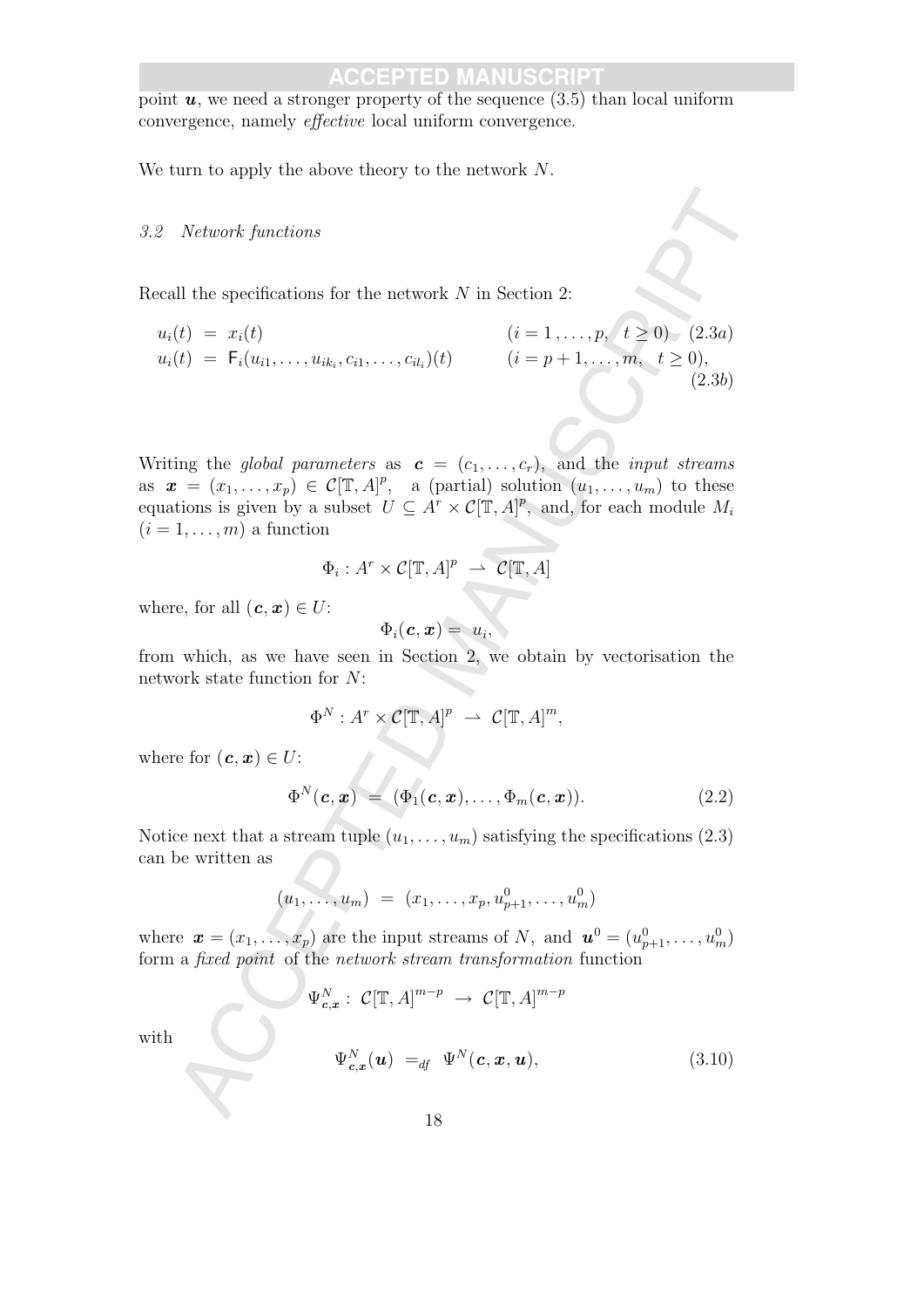point $\boldsymbol{u}$, we need a stronger property of the sequence (3.5) than local uniform convergence, namely *effective* local uniform convergence.

We turn to apply the above theory to the network $N$.

### *3.2 Network functions*

Recall the specifications for the network $N$ in Section 2:

$$
\begin{aligned}
u_i(t) &= x_i(t) && (i = 1, \ldots, p, \quad t \geq 0) \quad (2.3a)\\
u_i(t) &= \mathsf{F}_i(u_{i1}, \ldots, u_{ik_i}, c_{i1}, \ldots, c_{il_i})(t) && (i = p+1, \ldots, m, \quad t \geq 0), \quad (2.3b)
\end{aligned}
$$

Writing the *global parameters* as $\boldsymbol{c} = (c_1, \ldots, c_r)$, and the *input streams* as $\boldsymbol{x} = (x_1, \ldots, x_p) \in \mathcal{C}[\mathbb{T}, A]^p$, a (partial) solution $(u_1, \ldots, u_m)$ to these equations is given by a subset $U \subseteq A^r \times \mathcal{C}[\mathbb{T}, A]^p$, and, for each module $M_i$ $(i = 1, \ldots, m)$ a function

$$\Phi_i : A^r \times \mathcal{C}[\mathbb{T}, A]^p \rightharpoonup \mathcal{C}[\mathbb{T}, A]$$

where, for all $(\boldsymbol{c}, \boldsymbol{x}) \in U$:

$$\Phi_i(\boldsymbol{c}, \boldsymbol{x}) = u_i,$$

from which, as we have seen in Section 2, we obtain by vectorisation the network state function for $N$:

$$\Phi^N : A^r \times \mathcal{C}[\mathbb{T}, A]^p \rightharpoonup \mathcal{C}[\mathbb{T}, A]^m,$$

where for $(\boldsymbol{c}, \boldsymbol{x}) \in U$:

$$\Phi^N(\boldsymbol{c}, \boldsymbol{x}) = (\Phi_1(\boldsymbol{c}, \boldsymbol{x}), \ldots, \Phi_m(\boldsymbol{c}, \boldsymbol{x})). \tag{2.2}$$

Notice next that a stream tuple $(u_1, \ldots, u_m)$ satisfying the specifications (2.3) can be written as

$$(u_1, \ldots, u_m) = (x_1, \ldots, x_p, u^0_{p+1}, \ldots, u^0_m)$$

where $\boldsymbol{x} = (x_1, \ldots, x_p)$ are the input streams of $N$, and $\boldsymbol{u}^0 = (u^0_{p+1}, \ldots, u^0_m)$ form a *fixed point* of the *network stream transformation* function

$$\Psi^N_{\boldsymbol{c},\boldsymbol{x}} : \mathcal{C}[\mathbb{T}, A]^{m-p} \to \mathcal{C}[\mathbb{T}, A]^{m-p}$$

with

$$\Psi^N_{\boldsymbol{c},\boldsymbol{x}}(\boldsymbol{u}) =_{df} \Psi^N(\boldsymbol{c}, \boldsymbol{x}, \boldsymbol{u}), \tag{3.10}$$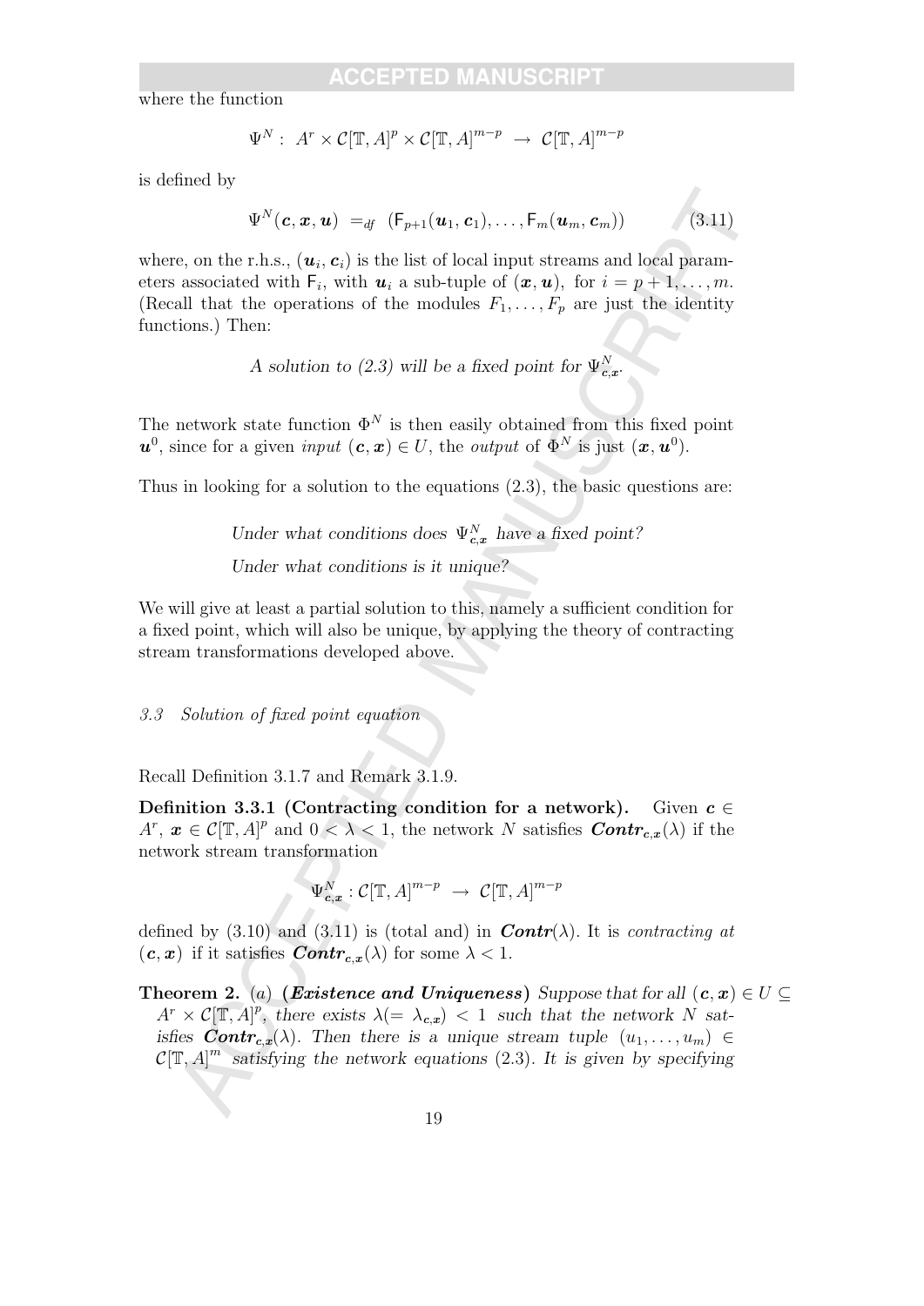where the function

$$\Psi^N : \ A^r \times \mathcal{C}[\mathbb{T}, A]^p \times \mathcal{C}[\mathbb{T}, A]^{m-p} \ \rightarrow \ \mathcal{C}[\mathbb{T}, A]^{m-p}$$

is defined by

$$\Psi^N(\boldsymbol{c}, \boldsymbol{x}, \boldsymbol{u}) \ =_{df} \ (\mathsf{F}_{p+1}(\boldsymbol{u}_1, \boldsymbol{c}_1), \ldots, \mathsf{F}_m(\boldsymbol{u}_m, \boldsymbol{c}_m)) \tag{3.11}$$

where, on the r.h.s., $(\boldsymbol{u}_i, \boldsymbol{c}_i)$ is the list of local input streams and local parameters associated with $\mathsf{F}_i$, with $\boldsymbol{u}_i$ a sub-tuple of $(\boldsymbol{x}, \boldsymbol{u})$, for $i = p+1, \ldots, m$. (Recall that the operations of the modules $F_1, \ldots, F_p$ are just the identity functions.) Then:

*A solution to (2.3) will be a fixed point for* $\Psi^N_{\boldsymbol{c},\boldsymbol{x}}$.

The network state function $\Phi^N$ is then easily obtained from this fixed point $\boldsymbol{u}^0$, since for a given *input* $(\boldsymbol{c}, \boldsymbol{x}) \in U$, the *output* of $\Phi^N$ is just $(\boldsymbol{x}, \boldsymbol{u}^0)$.

Thus in looking for a solution to the equations (2.3), the basic questions are:

*Under what conditions does* $\Psi^N_{\boldsymbol{c},\boldsymbol{x}}$ *have a fixed point?*

*Under what conditions is it unique?*

We will give at least a partial solution to this, namely a sufficient condition for a fixed point, which will also be unique, by applying the theory of contracting stream transformations developed above.

### *3.3 Solution of fixed point equation*

Recall Definition 3.1.7 and Remark 3.1.9.

**Definition 3.3.1 (Contracting condition for a network).** Given $\boldsymbol{c} \in A^r$, $\boldsymbol{x} \in \mathcal{C}[\mathbb{T}, A]^p$ and $0 < \lambda < 1$, the network $N$ satisfies $\boldsymbol{Contr}_{\boldsymbol{c},\boldsymbol{x}}(\lambda)$ if the network stream transformation

$$\Psi^N_{\boldsymbol{c},\boldsymbol{x}} : \mathcal{C}[\mathbb{T}, A]^{m-p} \ \rightarrow \ \mathcal{C}[\mathbb{T}, A]^{m-p}$$

defined by (3.10) and (3.11) is (total and) in $\boldsymbol{Contr}(\lambda)$. It is *contracting at* $(\boldsymbol{c}, \boldsymbol{x})$ if it satisfies $\boldsymbol{Contr}_{\boldsymbol{c},\boldsymbol{x}}(\lambda)$ for some $\lambda < 1$.

**Theorem 2.** (*a*) ***(Existence and Uniqueness)*** *Suppose that for all* $(\boldsymbol{c}, \boldsymbol{x}) \in U \subseteq A^r \times \mathcal{C}[\mathbb{T}, A]^p$, *there exists* $\lambda (= \lambda_{\boldsymbol{c},\boldsymbol{x}}) < 1$ *such that the network* $N$ *satisfies* $\boldsymbol{Contr}_{\boldsymbol{c},\boldsymbol{x}}(\lambda)$. *Then there is a unique stream tuple* $(u_1, \ldots, u_m) \in \mathcal{C}[\mathbb{T}, A]^m$ *satisfying the network equations* (2.3). *It is given by specifying*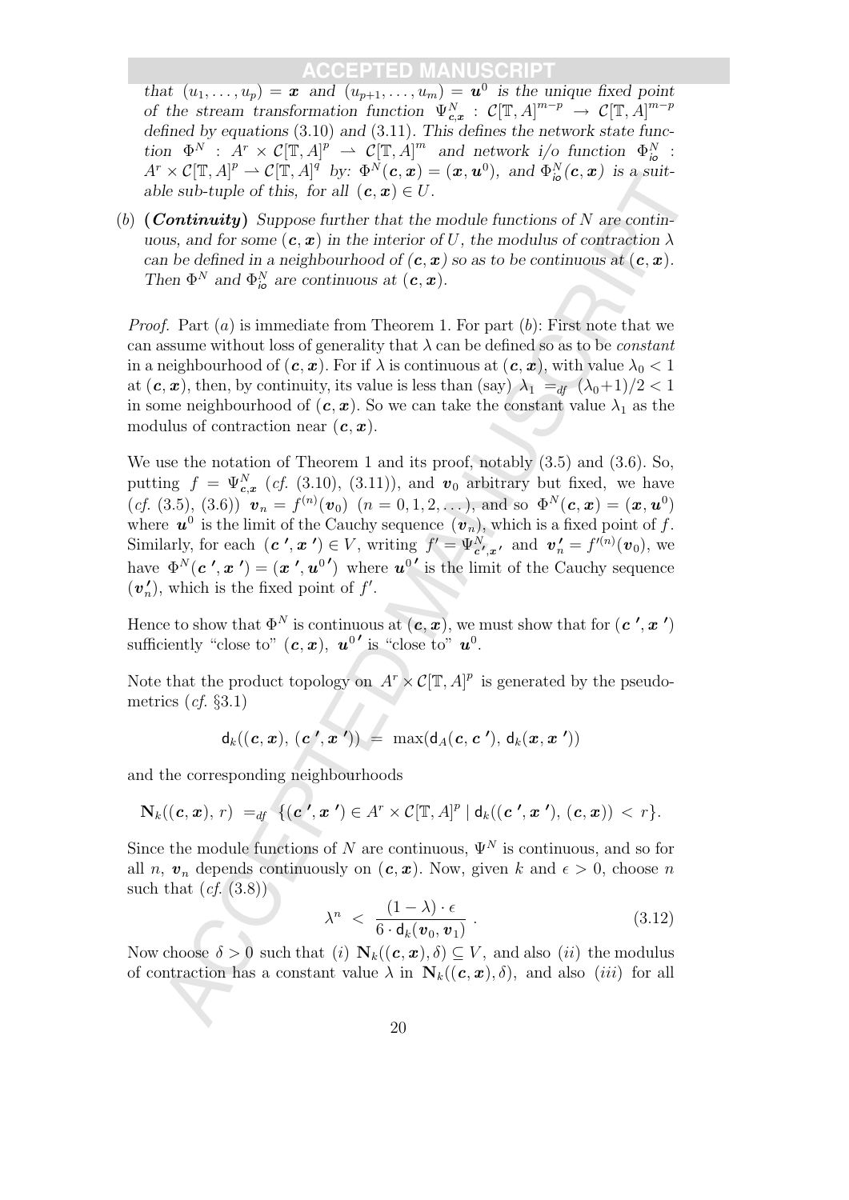*that* $(u_1, \dots, u_p) = \boldsymbol{x}$ *and* $(u_{p+1}, \dots, u_m) = \boldsymbol{u}^0$ *is the unique fixed point of the stream transformation function* $\Psi^N_{\boldsymbol{c},\boldsymbol{x}} : \mathcal{C}[\mathbb{T}, A]^{m-p} \to \mathcal{C}[\mathbb{T}, A]^{m-p}$ *defined by equations* (3.10) *and* (3.11). *This defines the network state function* $\Phi^N : A^r \times \mathcal{C}[\mathbb{T}, A]^p \rightharpoonup \mathcal{C}[\mathbb{T}, A]^m$ *and network i/o function* $\Phi^N_{\mathsf{io}} : A^r \times \mathcal{C}[\mathbb{T}, A]^p \rightharpoonup \mathcal{C}[\mathbb{T}, A]^q$ *by:* $\Phi^N(\boldsymbol{c}, \boldsymbol{x}) = (\boldsymbol{x}, \boldsymbol{u}^0)$, *and* $\Phi^N_{\mathsf{io}}(\boldsymbol{c}, \boldsymbol{x})$ *is a suitable sub-tuple of this, for all* $(\boldsymbol{c}, \boldsymbol{x}) \in U$.

(*b*) **(*Continuity*)** *Suppose further that the module functions of* $N$ *are continuous, and for some* $(\boldsymbol{c}, \boldsymbol{x})$ *in the interior of* $U$, *the modulus of contraction* $\lambda$ *can be defined in a neighbourhood of* $(\boldsymbol{c}, \boldsymbol{x})$ *so as to be continuous at* $(\boldsymbol{c}, \boldsymbol{x})$. *Then* $\Phi^N$ *and* $\Phi^N_{\mathsf{io}}$ *are continuous at* $(\boldsymbol{c}, \boldsymbol{x})$.

*Proof.* Part (*a*) is immediate from Theorem 1. For part (*b*): First note that we can assume without loss of generality that $\lambda$ can be defined so as to be *constant* in a neighbourhood of $(\boldsymbol{c}, \boldsymbol{x})$. For if $\lambda$ is continuous at $(\boldsymbol{c}, \boldsymbol{x})$, with value $\lambda_0 < 1$ at $(\boldsymbol{c}, \boldsymbol{x})$, then, by continuity, its value is less than (say) $\lambda_1 =_{df} (\lambda_0 + 1)/2 < 1$ in some neighbourhood of $(\boldsymbol{c}, \boldsymbol{x})$. So we can take the constant value $\lambda_1$ as the modulus of contraction near $(\boldsymbol{c}, \boldsymbol{x})$.

We use the notation of Theorem 1 and its proof, notably (3.5) and (3.6). So, putting $f = \Psi^N_{\boldsymbol{c},\boldsymbol{x}}$ (*cf.* (3.10), (3.11)), and $\boldsymbol{v}_0$ arbitrary but fixed, we have (*cf.* (3.5), (3.6)) $\boldsymbol{v}_n = f^{(n)}(\boldsymbol{v}_0)$ $(n = 0, 1, 2, \dots)$, and so $\Phi^N(\boldsymbol{c}, \boldsymbol{x}) = (\boldsymbol{x}, \boldsymbol{u}^0)$ where $\boldsymbol{u}^0$ is the limit of the Cauchy sequence $(\boldsymbol{v}_n)$, which is a fixed point of $f$. Similarly, for each $(\boldsymbol{c}', \boldsymbol{x}') \in V$, writing $f' = \Psi^N_{\boldsymbol{c}',\boldsymbol{x}'}$ and $\boldsymbol{v}'_n = f'^{(n)}(\boldsymbol{v}_0)$, we have $\Phi^N(\boldsymbol{c}', \boldsymbol{x}') = (\boldsymbol{x}', \boldsymbol{u}^{0\prime})$ where $\boldsymbol{u}^{0\prime}$ is the limit of the Cauchy sequence $(\boldsymbol{v}'_n)$, which is the fixed point of $f'$.

Hence to show that $\Phi^N$ is continuous at $(\boldsymbol{c}, \boldsymbol{x})$, we must show that for $(\boldsymbol{c}', \boldsymbol{x}')$ sufficiently "close to" $(\boldsymbol{c}, \boldsymbol{x})$, $\boldsymbol{u}^{0\prime}$ is "close to" $\boldsymbol{u}^0$.

Note that the product topology on $A^r \times \mathcal{C}[\mathbb{T}, A]^p$ is generated by the pseudometrics (*cf.* §3.1)

$$\mathsf{d}_k((\boldsymbol{c}, \boldsymbol{x}), (\boldsymbol{c}', \boldsymbol{x}')) = \max(\mathsf{d}_A(\boldsymbol{c}, \boldsymbol{c}'), \mathsf{d}_k(\boldsymbol{x}, \boldsymbol{x}'))$$

and the corresponding neighbourhoods

$$\mathbf{N}_k((\boldsymbol{c}, \boldsymbol{x}), r) =_{df} \{(\boldsymbol{c}', \boldsymbol{x}') \in A^r \times \mathcal{C}[\mathbb{T}, A]^p \mid \mathsf{d}_k((\boldsymbol{c}', \boldsymbol{x}'), (\boldsymbol{c}, \boldsymbol{x})) < r\}.$$

Since the module functions of $N$ are continuous, $\Psi^N$ is continuous, and so for all $n$, $\boldsymbol{v}_n$ depends continuously on $(\boldsymbol{c}, \boldsymbol{x})$. Now, given $k$ and $\epsilon > 0$, choose $n$ such that (*cf.* (3.8))

$$\lambda^n < \frac{(1 - \lambda) \cdot \epsilon}{6 \cdot \mathsf{d}_k(\boldsymbol{v}_0, \boldsymbol{v}_1)} . \tag{3.12}$$

Now choose $\delta > 0$ such that (*i*) $\mathbf{N}_k((\boldsymbol{c}, \boldsymbol{x}), \delta) \subseteq V$, and also (*ii*) the modulus of contraction $\lambda$ has a constant value $\lambda$ in $\mathbf{N}_k((\boldsymbol{c}, \boldsymbol{x}), \delta)$, and also (*iii*) for all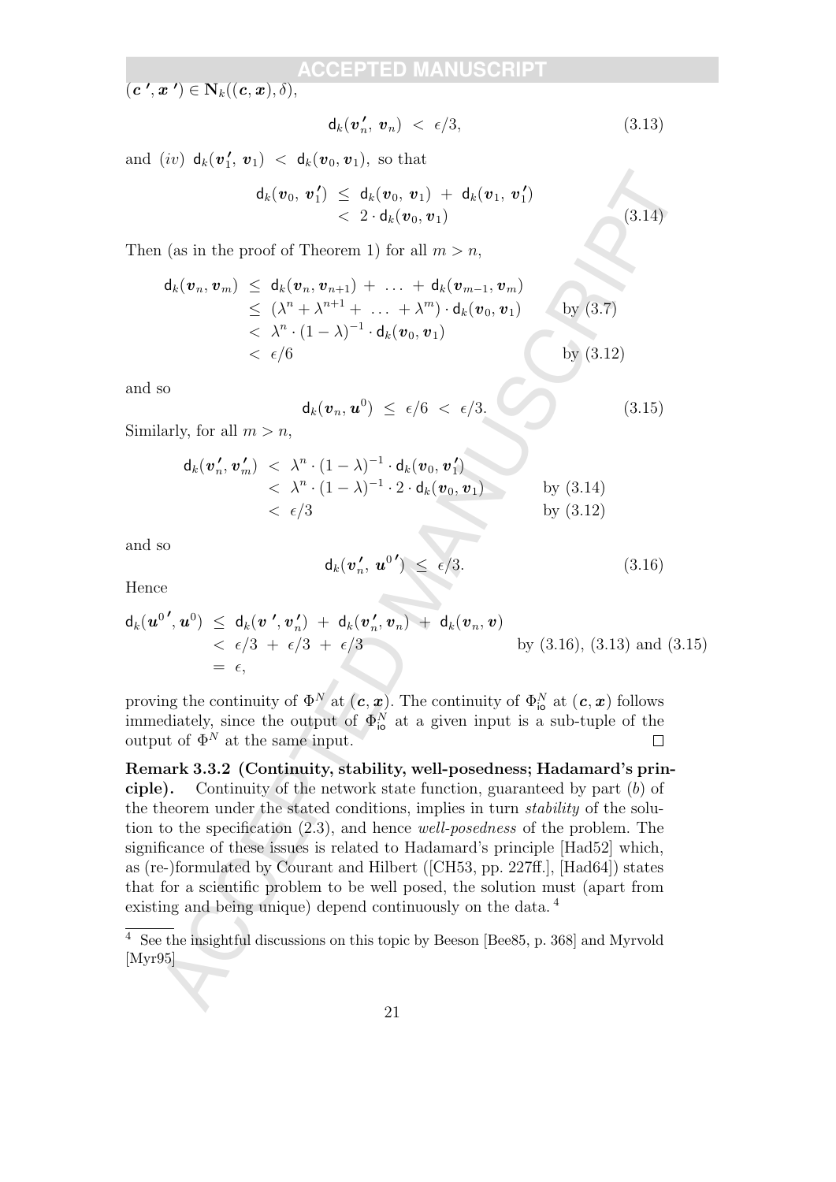$(\boldsymbol{c}', \boldsymbol{x}') \in \mathbf{N}_k((\boldsymbol{c}, \boldsymbol{x}), \delta)$,

$$\mathsf{d}_k(\boldsymbol{v}_n', \boldsymbol{v}_n) < \epsilon/3, \tag{3.13}$$

and $(iv)$ $\mathsf{d}_k(\boldsymbol{v}_1', \boldsymbol{v}_1) < \mathsf{d}_k(\boldsymbol{v}_0, \boldsymbol{v}_1)$, so that

$$\begin{aligned} \mathsf{d}_k(\boldsymbol{v}_0, \boldsymbol{v}_1') &\leq \mathsf{d}_k(\boldsymbol{v}_0, \boldsymbol{v}_1) + \mathsf{d}_k(\boldsymbol{v}_1, \boldsymbol{v}_1') \\ &< 2 \cdot \mathsf{d}_k(\boldsymbol{v}_0, \boldsymbol{v}_1) \end{aligned} \tag{3.14}$$

Then (as in the proof of Theorem 1) for all $m > n$,

$$\begin{aligned} \mathsf{d}_k(\boldsymbol{v}_n, \boldsymbol{v}_m) &\leq \mathsf{d}_k(\boldsymbol{v}_n, \boldsymbol{v}_{n+1}) + \ldots + \mathsf{d}_k(\boldsymbol{v}_{m-1}, \boldsymbol{v}_m) \\ &\leq (\lambda^n + \lambda^{n+1} + \ldots + \lambda^m) \cdot \mathsf{d}_k(\boldsymbol{v}_0, \boldsymbol{v}_1) && \text{by (3.7)} \\ &< \lambda^n \cdot (1-\lambda)^{-1} \cdot \mathsf{d}_k(\boldsymbol{v}_0, \boldsymbol{v}_1) \\ &< \epsilon/6 && \text{by (3.12)} \end{aligned}$$

and so

$$\mathsf{d}_k(\boldsymbol{v}_n, \boldsymbol{u}^0) \leq \epsilon/6 < \epsilon/3. \tag{3.15}$$

Similarly, for all $m > n$,

$$\begin{aligned} \mathsf{d}_k(\boldsymbol{v}_n', \boldsymbol{v}_m') &< \lambda^n \cdot (1-\lambda)^{-1} \cdot \mathsf{d}_k(\boldsymbol{v}_0, \boldsymbol{v}_1') \\ &< \lambda^n \cdot (1-\lambda)^{-1} \cdot 2 \cdot \mathsf{d}_k(\boldsymbol{v}_0, \boldsymbol{v}_1) && \text{by (3.14)} \\ &< \epsilon/3 && \text{by (3.12)} \end{aligned}$$

and so

$$\mathsf{d}_k(\boldsymbol{v}_n', \boldsymbol{u}^{0\prime}) \leq \epsilon/3. \tag{3.16}$$

Hence

$$\begin{aligned} \mathsf{d}_k(\boldsymbol{u}^{0\prime}, \boldsymbol{u}^0) &\leq \mathsf{d}_k(\boldsymbol{v}', \boldsymbol{v}_n') + \mathsf{d}_k(\boldsymbol{v}_n', \boldsymbol{v}_n) + \mathsf{d}_k(\boldsymbol{v}_n, \boldsymbol{v}) \\ &< \epsilon/3 + \epsilon/3 + \epsilon/3 && \text{by (3.16), (3.13) and (3.15)} \\ &= \epsilon, \end{aligned}$$

proving the continuity of $\Phi^N$ at $(\boldsymbol{c}, \boldsymbol{x})$. The continuity of $\Phi^N_{\mathsf{io}}$ at $(\boldsymbol{c}, \boldsymbol{x})$ follows immediately, since the output of $\Phi^N_{\mathsf{io}}$ at a given input is a sub-tuple of the output of $\Phi^N$ at the same input. $\square$

**Remark 3.3.2 (Continuity, stability, well-posedness; Hadamard's principle).** Continuity of the network state function, guaranteed by part $(b)$ of the theorem under the stated conditions, implies in turn *stability* of the solution to the specification (2.3), and hence *well-posedness* of the problem. The significance of these issues is related to Hadamard's principle [Had52] which, as (re-)formulated by Courant and Hilbert ([CH53, pp. 227ff.], [Had64]) states that for a scientific problem to be well posed, the solution must (apart from existing and being unique) depend continuously on the data. [4]

[4] See the insightful discussions on this topic by Beeson [Bee85, p. 368] and Myrvold [Myr95]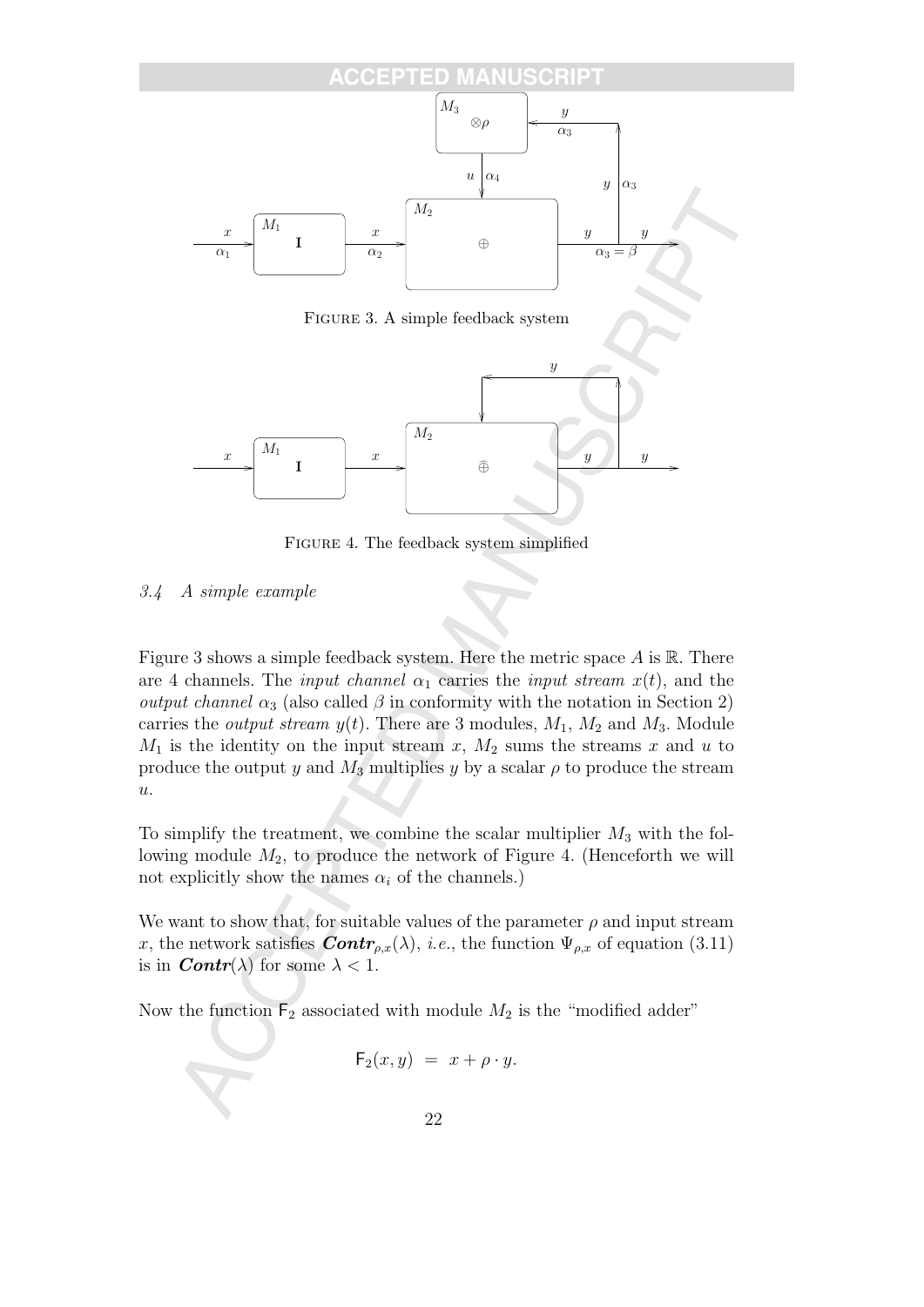FIGURE 3. A simple feedback system

FIGURE 4. The feedback system simplified

### 3.4 A simple example

Figure 3 shows a simple feedback system. Here the metric space $A$ is $\mathbb{R}$. There are 4 channels. The *input channel* $\alpha_1$ carries the *input stream* $x(t)$, and the *output channel* $\alpha_3$ (also called $\beta$ in conformity with the notation in Section 2) carries the *output stream* $y(t)$. There are 3 modules, $M_1$, $M_2$ and $M_3$. Module $M_1$ is the identity on the input stream $x$, $M_2$ sums the streams $x$ and $u$ to produce the output $y$ and $M_3$ multiplies $y$ by a scalar $\rho$ to produce the stream $u$.

To simplify the treatment, we combine the scalar multiplier $M_3$ with the following module $M_2$, to produce the network of Figure 4. (Henceforth we will not explicitly show the names $\alpha_i$ of the channels.)

We want to show that, for suitable values of the parameter $\rho$ and input stream $x$, the network satisfies $\boldsymbol{Contr}_{\rho,x}(\lambda)$, *i.e.*, the function $\Psi_{\rho,x}$ of equation (3.11) is in $\boldsymbol{Contr}(\lambda)$ for some $\lambda < 1$.

Now the function $\mathsf{F}_2$ associated with module $M_2$ is the "modified adder"

$$\mathsf{F}_2(x, y) \;=\; x + \rho \cdot y.$$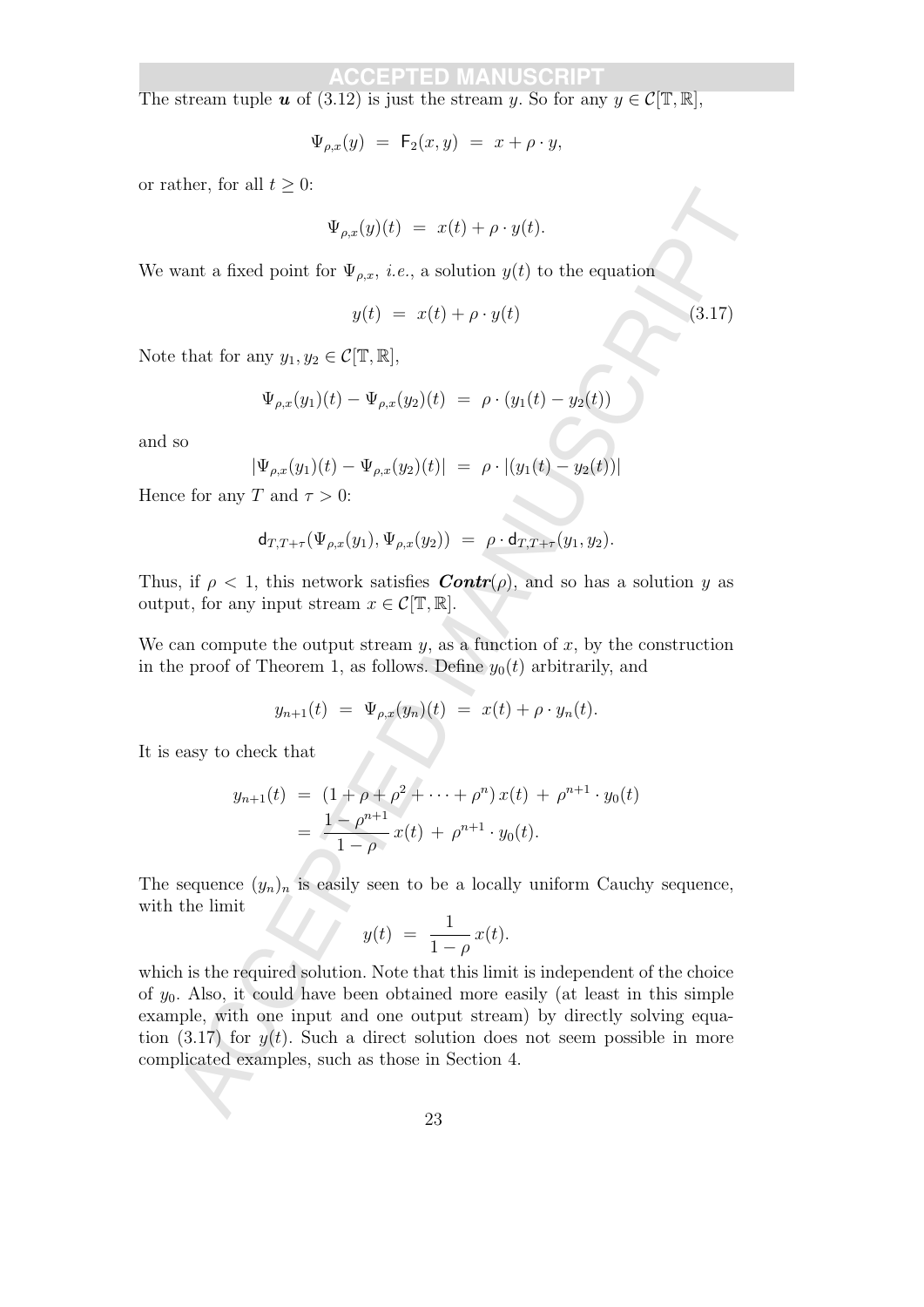The stream tuple $\boldsymbol{u}$ of (3.12) is just the stream $y$. So for any $y \in \mathcal{C}[\mathbb{T}, \mathbb{R}]$,

$$\Psi_{\rho,x}(y) \;=\; \mathsf{F}_2(x, y) \;=\; x + \rho \cdot y,$$

or rather, for all $t \geq 0$:

$$\Psi_{\rho,x}(y)(t) \;=\; x(t) + \rho \cdot y(t).$$

We want a fixed point for $\Psi_{\rho,x}$, *i.e.*, a solution $y(t)$ to the equation

$$y(t) \;=\; x(t) + \rho \cdot y(t) \tag{3.17}$$

Note that for any $y_1, y_2 \in \mathcal{C}[\mathbb{T}, \mathbb{R}]$,

$$\Psi_{\rho,x}(y_1)(t) - \Psi_{\rho,x}(y_2)(t) \;=\; \rho \cdot (y_1(t) - y_2(t))$$

and so

$$|\Psi_{\rho,x}(y_1)(t) - \Psi_{\rho,x}(y_2)(t)| \;=\; \rho \cdot |(y_1(t) - y_2(t))|$$

Hence for any $T$ and $\tau > 0$:

$$\mathsf{d}_{T,T+\tau}(\Psi_{\rho,x}(y_1), \Psi_{\rho,x}(y_2)) \;=\; \rho \cdot \mathsf{d}_{T,T+\tau}(y_1, y_2).$$

Thus, if $\rho < 1$, this network satisfies ***Contr***$(\rho)$, and so has a solution $y$ as output, for any input stream $x \in \mathcal{C}[\mathbb{T}, \mathbb{R}]$.

We can compute the output stream $y$, as a function of $x$, by the construction in the proof of Theorem 1, as follows. Define $y_0(t)$ arbitrarily, and

$$y_{n+1}(t) \;=\; \Psi_{\rho,x}(y_n)(t) \;=\; x(t) + \rho \cdot y_n(t).$$

It is easy to check that

$$\begin{aligned} y_{n+1}(t) \;&=\; (1 + \rho + \rho^2 + \cdots + \rho^n)\, x(t) \;+\; \rho^{n+1} \cdot y_0(t) \\ &=\; \frac{1 - \rho^{n+1}}{1 - \rho}\, x(t) \;+\; \rho^{n+1} \cdot y_0(t). \end{aligned}$$

The sequence $(y_n)_n$ is easily seen to be a locally uniform Cauchy sequence, with the limit

$$y(t) \;=\; \frac{1}{1 - \rho}\, x(t).$$

which is the required solution. Note that this limit is independent of the choice of $y_0$. Also, it could have been obtained more easily (at least in this simple example, with one input and one output stream) by directly solving equation (3.17) for $y(t)$. Such a direct solution does not seem possible in more complicated examples, such as those in Section 4.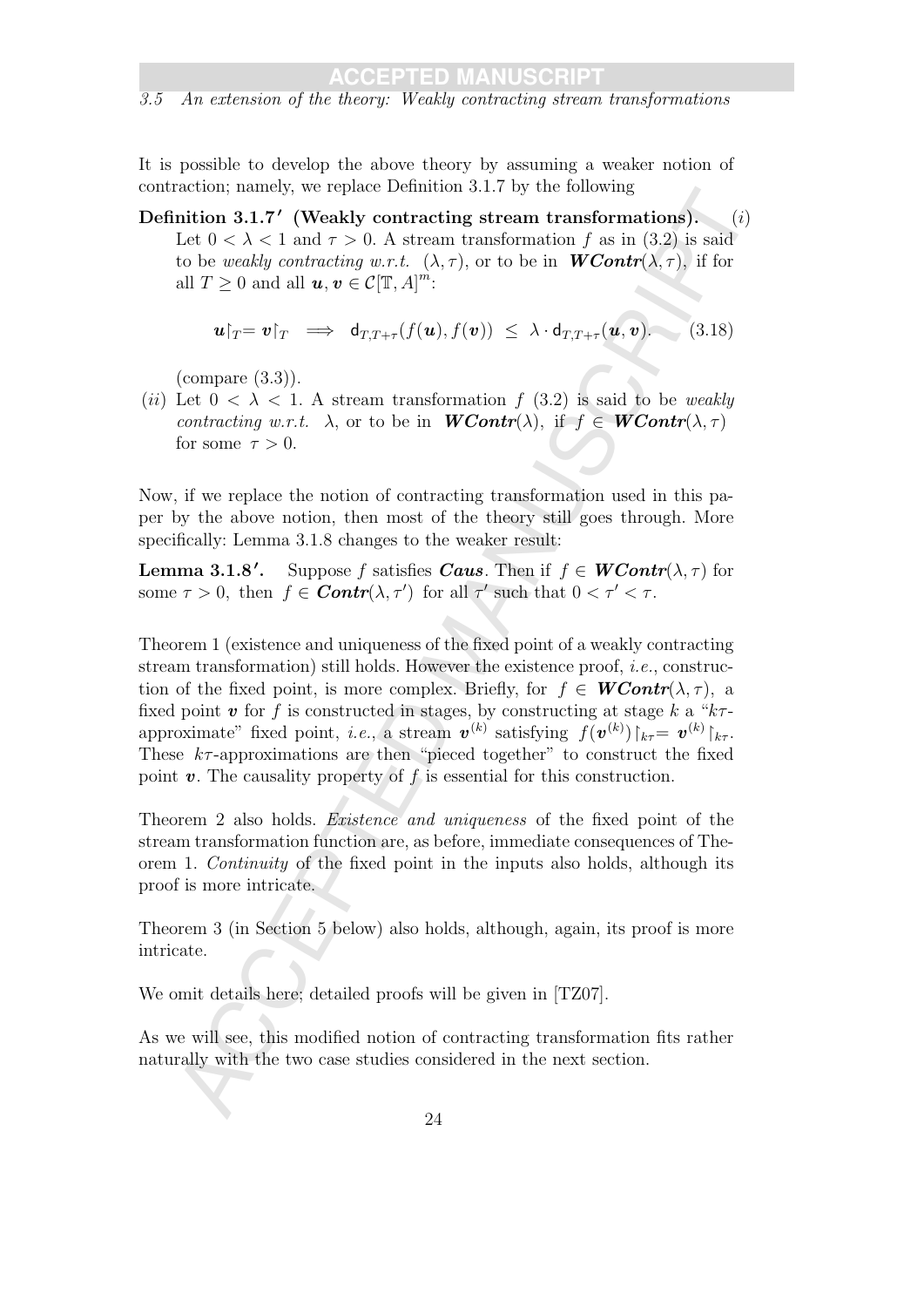### 3.5 An extension of the theory: Weakly contracting stream transformations

It is possible to develop the above theory by assuming a weaker notion of contraction; namely, we replace Definition 3.1.7 by the following

**Definition 3.1.7′ (Weakly contracting stream transformations).** (*i*) Let $0 < \lambda < 1$ and $\tau > 0$. A stream transformation $f$ as in (3.2) is said to be *weakly contracting w.r.t.* $(\lambda, \tau)$, or to be in $\boldsymbol{WContr}(\lambda, \tau)$, if for all $T \geq 0$ and all $\boldsymbol{u}, \boldsymbol{v} \in \mathcal{C}[\mathbb{T}, A]^m$:

$$\boldsymbol{u}{\restriction_T} = \boldsymbol{v}{\restriction_T} \implies \mathsf{d}_{T,T+\tau}(f(\boldsymbol{u}), f(\boldsymbol{v})) \leq \lambda \cdot \mathsf{d}_{T,T+\tau}(\boldsymbol{u}, \boldsymbol{v}). \tag{3.18}$$

(compare (3.3)).

(*ii*) Let $0 < \lambda < 1$. A stream transformation $f$ (3.2) is said to be *weakly contracting w.r.t.* $\lambda$, or to be in $\boldsymbol{WContr}(\lambda)$, if $f \in \boldsymbol{WContr}(\lambda, \tau)$ for some $\tau > 0$.

Now, if we replace the notion of contracting transformation used in this paper by the above notion, then most of the theory still goes through. More specifically: Lemma 3.1.8 changes to the weaker result:

**Lemma 3.1.8′.** Suppose $f$ satisfies $\boldsymbol{Caus}$. Then if $f \in \boldsymbol{WContr}(\lambda, \tau)$ for some $\tau > 0$, then $f \in \boldsymbol{Contr}(\lambda, \tau')$ for all $\tau'$ such that $0 < \tau' < \tau$.

Theorem 1 (existence and uniqueness of the fixed point of a weakly contracting stream transformation) still holds. However the existence proof, *i.e.*, construction of the fixed point, is more complex. Briefly, for $f \in \boldsymbol{WContr}(\lambda, \tau)$, a fixed point $\boldsymbol{v}$ for $f$ is constructed in stages, by constructing at stage $k$ a "$k\tau$-approximate" fixed point, *i.e.*, a stream $\boldsymbol{v}^{(k)}$ satisfying $f(\boldsymbol{v}^{(k)}){\restriction_{k\tau}} = \boldsymbol{v}^{(k)}{\restriction_{k\tau}}$. These $k\tau$-approximations are then "pieced together" to construct the fixed point $\boldsymbol{v}$. The causality property of $f$ is essential for this construction.

Theorem 2 also holds. *Existence and uniqueness* of the fixed point of the stream transformation function are, as before, immediate consequences of Theorem 1. *Continuity* of the fixed point in the inputs also holds, although its proof is more intricate.

Theorem 3 (in Section 5 below) also holds, although, again, its proof is more intricate.

We omit details here; detailed proofs will be given in [TZ07].

As we will see, this modified notion of contracting transformation fits rather naturally with the two case studies considered in the next section.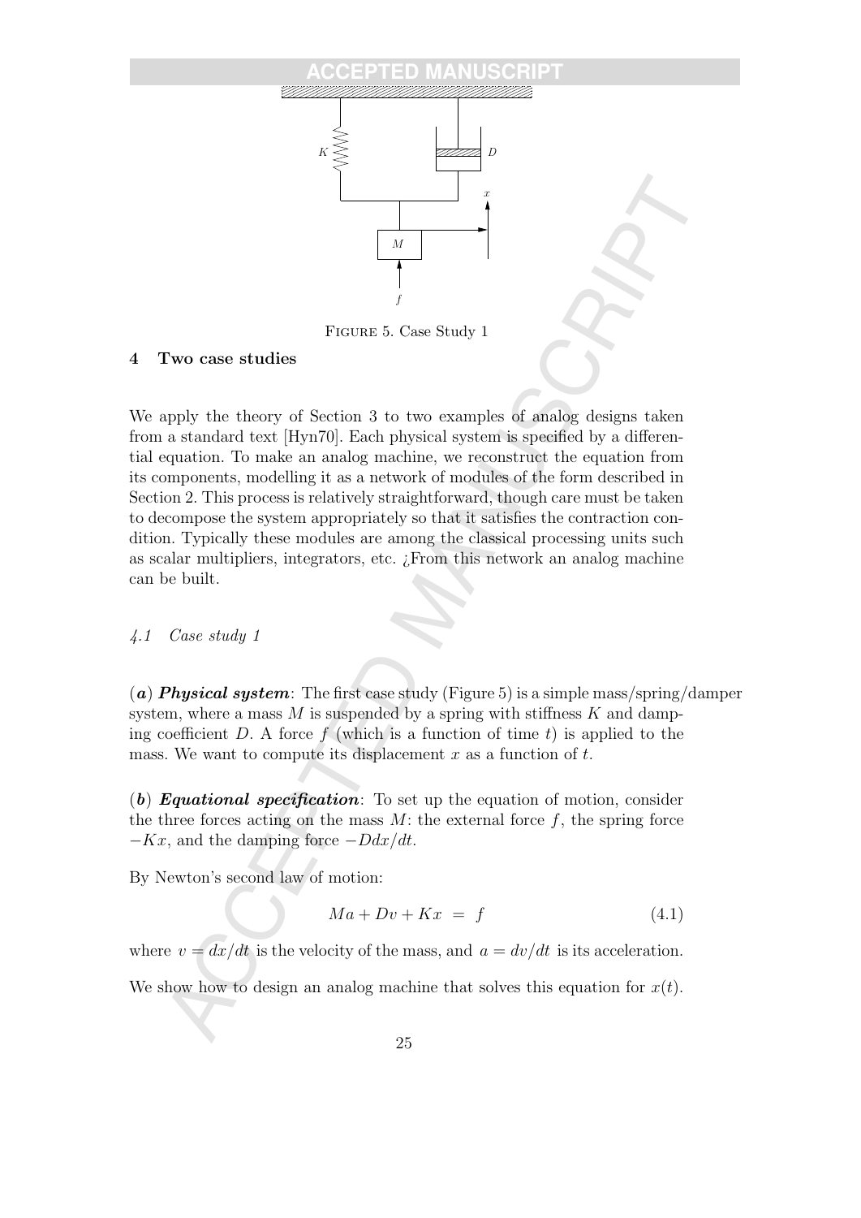FIGURE 5. Case Study 1

## 4 Two case studies

We apply the theory of Section 3 to two examples of analog designs taken from a standard text [Hyn70]. Each physical system is specified by a differential equation. To make an analog machine, we reconstruct the equation from its components, modelling it as a network of modules of the form described in Section 2. This process is relatively straightforward, though care must be taken to decompose the system appropriately so that it satisfies the contraction condition. Typically these modules are among the classical processing units such as scalar multipliers, integrators, etc. ¿From this network an analog machine can be built.

### *4.1 Case study 1*

(***a***) ***Physical system***: The first case study (Figure 5) is a simple mass/spring/damper system, where a mass $M$ is suspended by a spring with stiffness $K$ and damping coefficient $D$. A force $f$ (which is a function of time $t$) is applied to the mass. We want to compute its displacement $x$ as a function of $t$.

(***b***) ***Equational specification***: To set up the equation of motion, consider the three forces acting on the mass $M$: the external force $f$, the spring force $-Kx$, and the damping force $-Ddx/dt$.

By Newton's second law of motion:

$$Ma + Dv + Kx \;=\; f \tag{4.1}$$

where $v = dx/dt$ is the velocity of the mass, and $a = dv/dt$ is its acceleration.

We show how to design an analog machine that solves this equation for $x(t)$.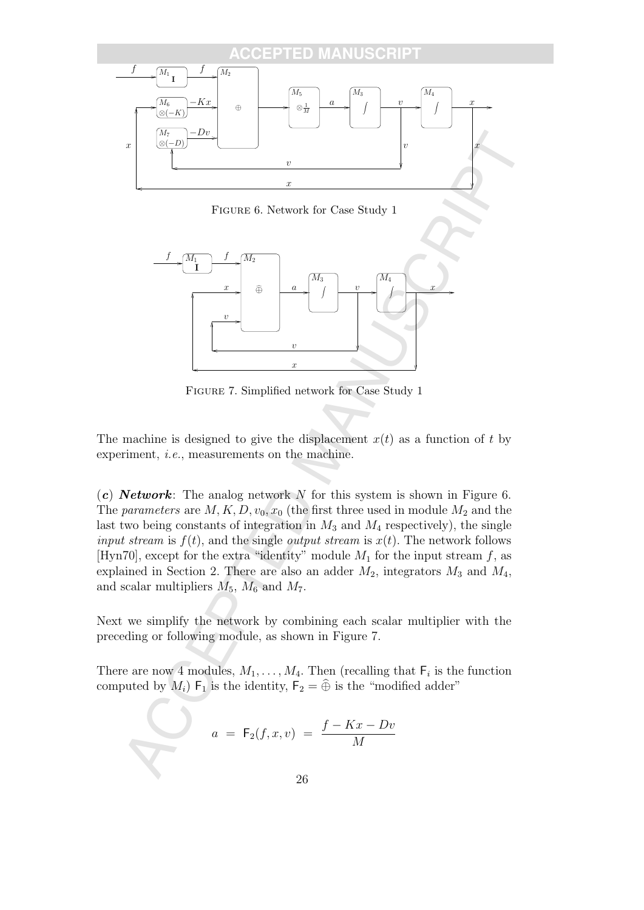FIGURE 6. Network for Case Study 1

FIGURE 7. Simplified network for Case Study 1

The machine is designed to give the displacement $x(t)$ as a function of $t$ by experiment, *i.e.*, measurements on the machine.

(***c***) ***Network***: The analog network $N$ for this system is shown in Figure 6. The *parameters* are $M, K, D, v_0, x_0$ (the first three used in module $M_2$ and the last two being constants of integration in $M_3$ and $M_4$ respectively), the single *input stream* is $f(t)$, and the single *output stream* is $x(t)$. The network follows [Hyn70], except for the extra "identity" module $M_1$ for the input stream $f$, as explained in Section 2. There are also an adder $M_2$, integrators $M_3$ and $M_4$, and scalar multipliers $M_5$, $M_6$ and $M_7$.

Next we simplify the network by combining each scalar multiplier with the preceding or following module, as shown in Figure 7.

There are now 4 modules, $M_1, \ldots, M_4$. Then (recalling that $\mathsf{F}_i$ is the function computed by $M_i$) $\mathsf{F}_1$ is the identity, $\mathsf{F}_2 = \hat{\oplus}$ is the "modified adder"

$$a \;=\; \mathsf{F}_2(f, x, v) \;=\; \frac{f - Kx - Dv}{M}$$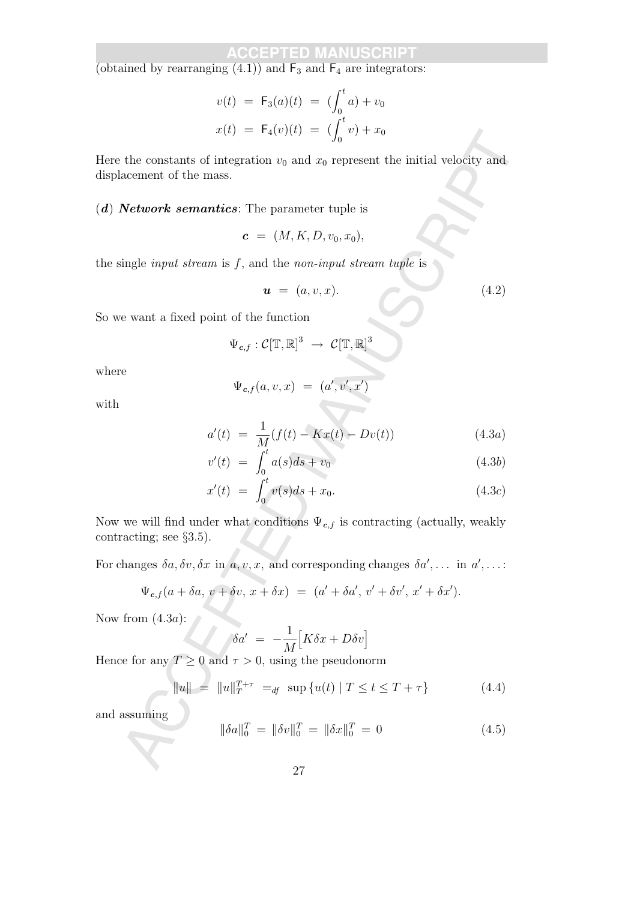(obtained by rearranging (4.1)) and $\mathsf{F}_3$ and $\mathsf{F}_4$ are integrators:

$$
\begin{aligned}
v(t) &= \mathsf{F}_3(a)(t) = (\int_0^t a) + v_0 \\
x(t) &= \mathsf{F}_4(v)(t) = (\int_0^t v) + x_0
\end{aligned}
$$

Here the constants of integration $v_0$ and $x_0$ represent the initial velocity and displacement of the mass.

(***d***) ***Network semantics***: The parameter tuple is

$$
\boldsymbol{c} = (M, K, D, v_0, x_0),
$$

the single *input stream* is $f$, and the *non-input stream tuple* is

$$
\boldsymbol{u} = (a, v, x). \tag{4.2}
$$

So we want a fixed point of the function

$$
\Psi_{\boldsymbol{c},f} : \mathcal{C}[\mathbb{T}, \mathbb{R}]^3 \rightarrow \mathcal{C}[\mathbb{T}, \mathbb{R}]^3
$$

where

$$
\Psi_{\boldsymbol{c},f}(a, v, x) = (a', v', x')
$$

with

$$
a'(t) = \frac{1}{M}(f(t) - Kx(t) - Dv(t)) \tag{4.3a}
$$

$$
v'(t) = \int_0^t a(s)ds + v_0 \tag{4.3b}
$$

$$
x'(t) = \int_0^t v(s)ds + x_0. \tag{4.3c}
$$

Now we will find under what conditions $\Psi_{\boldsymbol{c},f}$ is contracting (actually, weakly contracting; see §3.5).

For changes $\delta a, \delta v, \delta x$ in $a, v, x$, and corresponding changes $\delta a', \ldots$ in $a', \ldots$:

$$
\Psi_{\boldsymbol{c},f}(a + \delta a,\ v + \delta v,\ x + \delta x) = (a' + \delta a',\ v' + \delta v',\ x' + \delta x').
$$

Now from (4.3$a$):

$$
\delta a' = -\frac{1}{M}\big[K\delta x + D\delta v\big]
$$

Hence for any $T \geq 0$ and $\tau > 0$, using the pseudonorm

$$
\|u\| = \|u\|_T^{T+\tau} =_{df} \sup\{u(t) \mid T \leq t \leq T + \tau\} \tag{4.4}
$$

and assuming

$$
\|\delta a\|_0^T = \|\delta v\|_0^T = \|\delta x\|_0^T = 0 \tag{4.5}
$$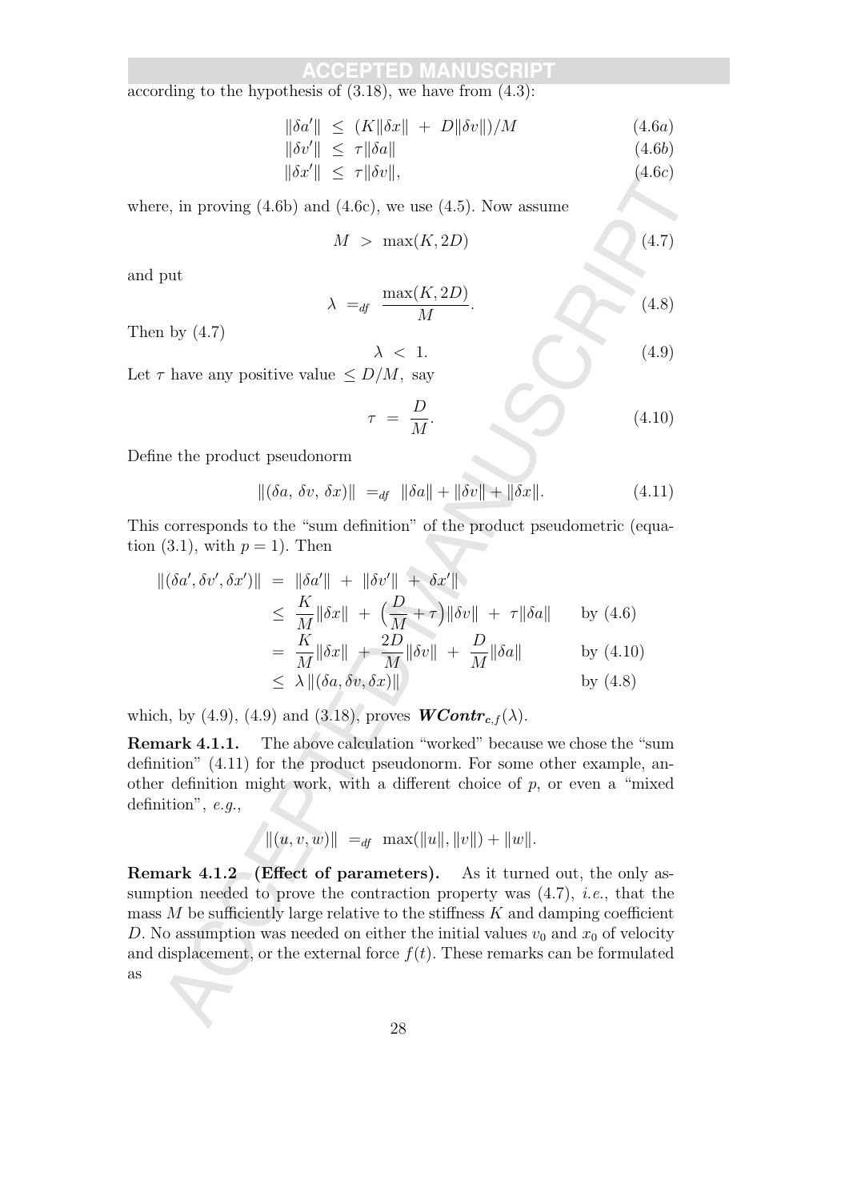according to the hypothesis of (3.18), we have from (4.3):

$$
\begin{aligned}
\|\delta a'\| &\leq (K\|\delta x\| + D\|\delta v\|)/M && (4.6a)\\
\|\delta v'\| &\leq \tau\|\delta a\| && (4.6b)\\
\|\delta x'\| &\leq \tau\|\delta v\|, && (4.6c)
\end{aligned}
$$

where, in proving (4.6b) and (4.6c), we use (4.5). Now assume

$$
M > \max(K, 2D) \tag{4.7}
$$

and put

$$
\lambda =_{df} \frac{\max(K, 2D)}{M}. \tag{4.8}
$$

Then by (4.7)

$$
\lambda < 1. \tag{4.9}
$$

Let $\tau$ have any positive value $\leq D/M$, say

$$
\tau = \frac{D}{M}. \tag{4.10}
$$

Define the product pseudonorm

$$
\|(\delta a,\, \delta v,\, \delta x)\| =_{df} \|\delta a\| + \|\delta v\| + \|\delta x\|. \tag{4.11}
$$

This corresponds to the "sum definition" of the product pseudometric (equation (3.1), with $p = 1$). Then

$$
\begin{aligned}
\|(\delta a', \delta v', \delta x')\| &= \|\delta a'\| + \|\delta v'\| + \delta x'\| \\
&\leq \frac{K}{M}\|\delta x\| + \Big(\frac{D}{M} + \tau\Big)\|\delta v\| + \tau\|\delta a\| && \text{by (4.6)}\\
&= \frac{K}{M}\|\delta x\| + \frac{2D}{M}\|\delta v\| + \frac{D}{M}\|\delta a\| && \text{by (4.10)}\\
&\leq \lambda\,\|(\delta a, \delta v, \delta x)\| && \text{by (4.8)}
\end{aligned}
$$

which, by (4.9), (4.9) and (3.18), proves $\boldsymbol{WContr}_{c,f}(\lambda)$.

**Remark 4.1.1.** The above calculation "worked" because we chose the "sum definition" (4.11) for the product pseudonorm. For some other example, another definition might work, with a different choice of $p$, or even a "mixed definition", *e.g.*,

$$
\|(u, v, w)\| =_{df} \max(\|u\|, \|v\|) + \|w\|.
$$

**Remark 4.1.2 (Effect of parameters).** As it turned out, the only assumption needed to prove the contraction property was (4.7), *i.e.*, that the mass $M$ be sufficiently large relative to the stiffness $K$ and damping coefficient $D$. No assumption was needed on either the initial values $v_0$ and $x_0$ of velocity and displacement, or the external force $f(t)$. These remarks can be formulated as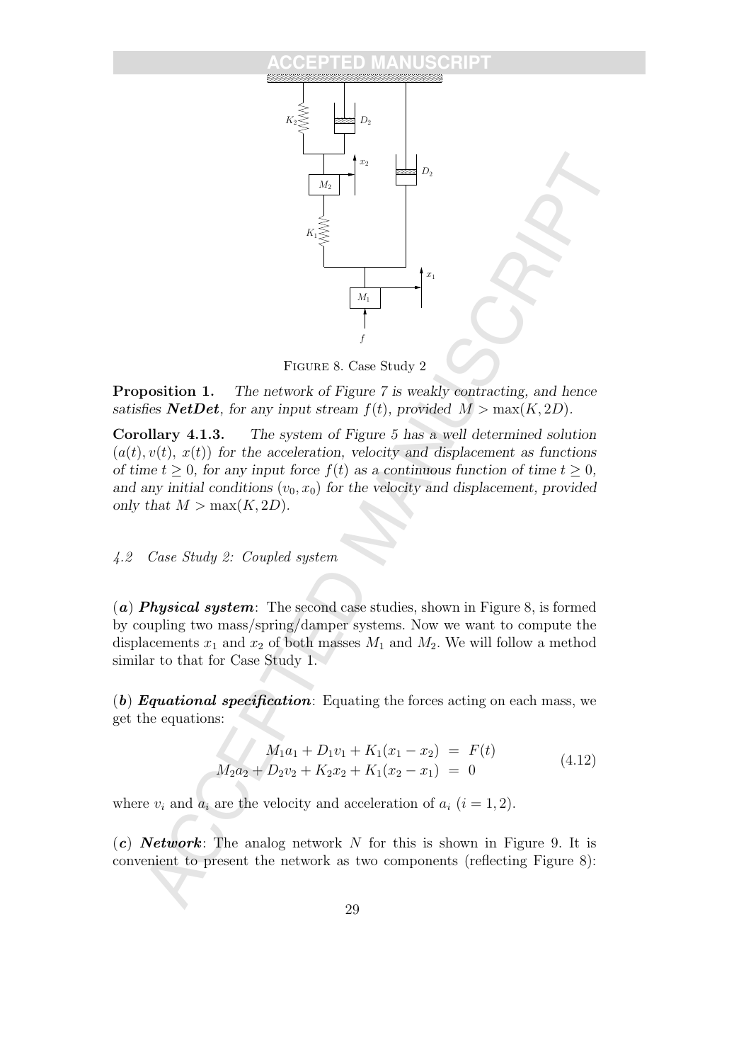FIGURE 8. Case Study 2

**Proposition 1.** *The network of Figure 7 is weakly contracting, and hence satisfies **NetDet**, for any input stream $f(t)$, provided $M > \max(K, 2D)$.*

**Corollary 4.1.3.** *The system of Figure 5 has a well determined solution $(a(t), v(t), x(t))$ for the acceleration, velocity and displacement as functions of time $t \geq 0$, for any input force $f(t)$ as a continuous function of time $t \geq 0$, and any initial conditions $(v_0, x_0)$ for the velocity and displacement, provided only that $M > \max(K, 2D)$.*

### *4.2 Case Study 2: Coupled system*

(***a***) ***Physical system***: The second case studies, shown in Figure 8, is formed by coupling two mass/spring/damper systems. Now we want to compute the displacements $x_1$ and $x_2$ of both masses $M_1$ and $M_2$. We will follow a method similar to that for Case Study 1.

(***b***) ***Equational specification***: Equating the forces acting on each mass, we get the equations:

$$
\begin{aligned}
M_1 a_1 + D_1 v_1 + K_1(x_1 - x_2) &= F(t) \\
M_2 a_2 + D_2 v_2 + K_2 x_2 + K_1(x_2 - x_1) &= 0
\end{aligned}
\tag{4.12}
$$

where $v_i$ and $a_i$ are the velocity and acceleration of $a_i$ $(i = 1, 2)$.

(***c***) ***Network***: The analog network $N$ for this is shown in Figure 9. It is convenient to present the network as two components (reflecting Figure 8):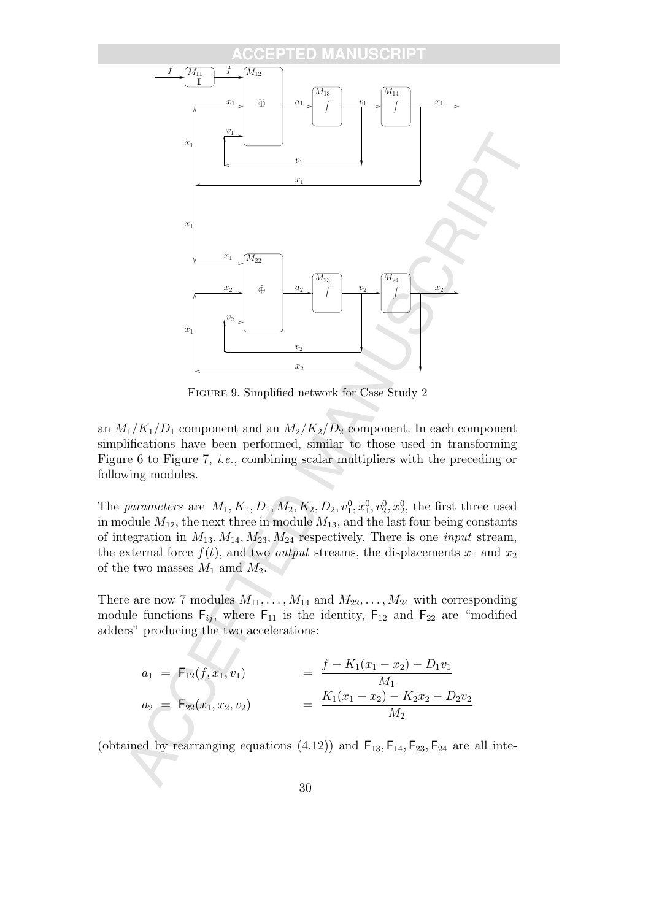FIGURE 9. Simplified network for Case Study 2

an $M_1/K_1/D_1$ component and an $M_2/K_2/D_2$ component. In each component simplifications have been performed, similar to those used in transforming Figure 6 to Figure 7, *i.e.*, combining scalar multipliers with the preceding or following modules.

The *parameters* are $M_1, K_1, D_1, M_2, K_2, D_2, v_1^0, x_1^0, v_2^0, x_2^0$, the first three used in module $M_{12}$, the next three in module $M_{13}$, and the last four being constants of integration in $M_{13}, M_{14}, M_{23}, M_{24}$ respectively. There is one *input* stream, the external force $f(t)$, and two *output* streams, the displacements $x_1$ and $x_2$ of the two masses $M_1$ amd $M_2$.

There are now 7 modules $M_{11}, \ldots, M_{14}$ and $M_{22}, \ldots, M_{24}$ with corresponding module functions $\mathsf{F}_{ij}$, where $\mathsf{F}_{11}$ is the identity, $\mathsf{F}_{12}$ and $\mathsf{F}_{22}$ are "modified adders" producing the two accelerations:

$$
\begin{aligned}
a_1 &= \mathsf{F}_{12}(f, x_1, v_1) &&= \frac{f - K_1(x_1 - x_2) - D_1 v_1}{M_1} \\
a_2 &= \mathsf{F}_{22}(x_1, x_2, v_2) &&= \frac{K_1(x_1 - x_2) - K_2 x_2 - D_2 v_2}{M_2}
\end{aligned}
$$

(obtained by rearranging equations (4.12)) and $\mathsf{F}_{13}, \mathsf{F}_{14}, \mathsf{F}_{23}, \mathsf{F}_{24}$ are all inte-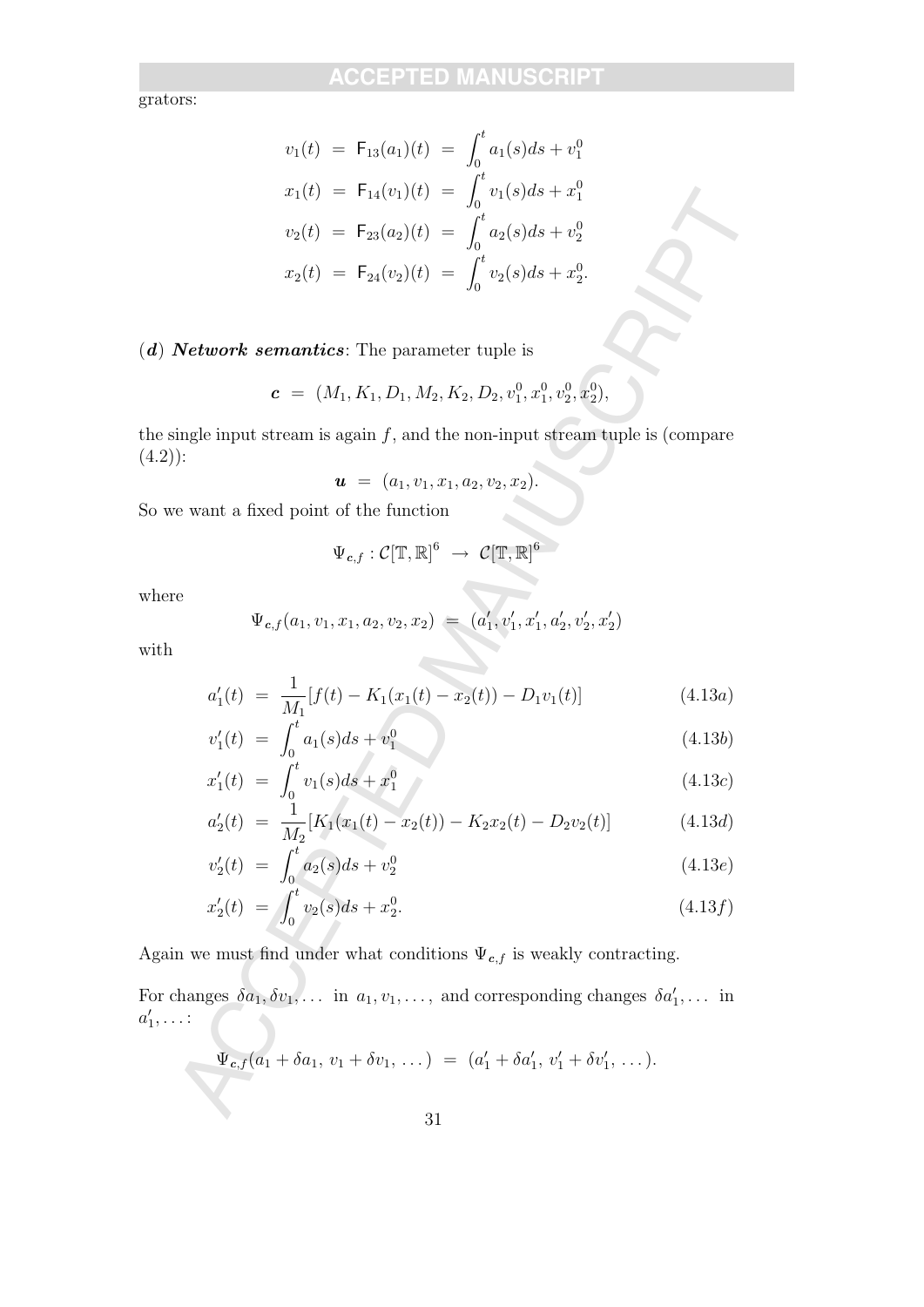grators:

$$
\begin{aligned}
v_1(t) &= \mathsf{F}_{13}(a_1)(t) = \int_0^t a_1(s)ds + v_1^0 \\
x_1(t) &= \mathsf{F}_{14}(v_1)(t) = \int_0^t v_1(s)ds + x_1^0 \\
v_2(t) &= \mathsf{F}_{23}(a_2)(t) = \int_0^t a_2(s)ds + v_2^0 \\
x_2(t) &= \mathsf{F}_{24}(v_2)(t) = \int_0^t v_2(s)ds + x_2^0.
\end{aligned}
$$

(***d***) ***Network semantics***: The parameter tuple is

$$
\boldsymbol{c} = (M_1, K_1, D_1, M_2, K_2, D_2, v_1^0, x_1^0, v_2^0, x_2^0),
$$

the single input stream is again $f$, and the non-input stream tuple is (compare (4.2)):

$$
\boldsymbol{u} = (a_1, v_1, x_1, a_2, v_2, x_2).
$$

So we want a fixed point of the function

$$
\Psi_{\boldsymbol{c},f} : \mathcal{C}[\mathbb{T}, \mathbb{R}]^6 \rightarrow \mathcal{C}[\mathbb{T}, \mathbb{R}]^6
$$

where

$$
\Psi_{\boldsymbol{c},f}(a_1, v_1, x_1, a_2, v_2, x_2) = (a_1', v_1', x_1', a_2', v_2', x_2')
$$

with

$$
\begin{aligned}
a_1'(t) &= \frac{1}{M_1}[f(t) - K_1(x_1(t) - x_2(t)) - D_1 v_1(t)] && (4.13a) \\
v_1'(t) &= \int_0^t a_1(s)ds + v_1^0 && (4.13b) \\
x_1'(t) &= \int_0^t v_1(s)ds + x_1^0 && (4.13c) \\
a_2'(t) &= \frac{1}{M_2}[K_1(x_1(t) - x_2(t)) - K_2 x_2(t) - D_2 v_2(t)] && (4.13d) \\
v_2'(t) &= \int_0^t a_2(s)ds + v_2^0 && (4.13e) \\
x_2'(t) &= \int_0^t v_2(s)ds + x_2^0. && (4.13f)
\end{aligned}
$$

Again we must find under what conditions $\Psi_{\boldsymbol{c},f}$ is weakly contracting.

For changes $\delta a_1, \delta v_1, \ldots$ in $a_1, v_1, \ldots$, and corresponding changes $\delta a_1', \ldots$ in $a_1', \ldots$:

$$
\Psi_{\boldsymbol{c},f}(a_1 + \delta a_1,\ v_1 + \delta v_1,\ \ldots) = (a_1' + \delta a_1',\ v_1' + \delta v_1',\ \ldots).
$$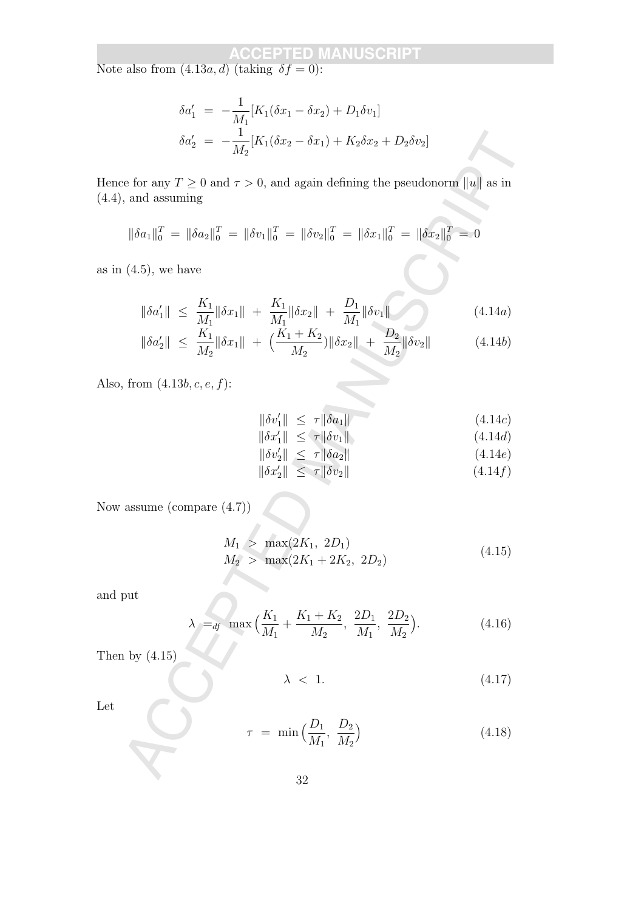Note also from $(4.13a, d)$ (taking $\delta f = 0$):

$$
\begin{aligned}
\delta a_1' &= -\frac{1}{M_1}[K_1(\delta x_1 - \delta x_2) + D_1 \delta v_1] \\
\delta a_2' &= -\frac{1}{M_2}[K_1(\delta x_2 - \delta x_1) + K_2 \delta x_2 + D_2 \delta v_2]
\end{aligned}
$$

Hence for any $T \geq 0$ and $\tau > 0$, and again defining the pseudonorm $\|u\|$ as in (4.4), and assuming

$$
\|\delta a_1\|_0^T = \|\delta a_2\|_0^T = \|\delta v_1\|_0^T = \|\delta v_2\|_0^T = \|\delta x_1\|_0^T = \|\delta x_2\|_0^T = 0
$$

as in (4.5), we have

$$
\|\delta a_1'\| \leq \frac{K_1}{M_1}\|\delta x_1\| + \frac{K_1}{M_1}\|\delta x_2\| + \frac{D_1}{M_1}\|\delta v_1\| \tag{4.14a}
$$

$$
\|\delta a_2'\| \leq \frac{K_1}{M_2}\|\delta x_1\| + \Big(\frac{K_1 + K_2}{M_2}\Big)\|\delta x_2\| + \frac{D_2}{M_2}\|\delta v_2\| \tag{4.14b}
$$

Also, from $(4.13b, c, e, f)$:

$$
\|\delta v_1'\| \leq \tau\|\delta a_1\| \tag{4.14c}
$$

$$
\|\delta x_1'\| \leq \tau\|\delta v_1\| \tag{4.14d}
$$

$$
\|\delta v_2'\| \leq \tau\|\delta a_2\| \tag{4.14e}
$$

$$
\|\delta x_2'\| \leq \tau\|\delta v_2\| \tag{4.14f}
$$

Now assume (compare (4.7))

$$
\begin{aligned}
M_1 &> \max(2K_1,\ 2D_1) \\
M_2 &> \max(2K_1 + 2K_2,\ 2D_2)
\end{aligned} \tag{4.15}
$$

and put

$$
\lambda =_{df} \max\Big(\frac{K_1}{M_1} + \frac{K_1 + K_2}{M_2},\ \frac{2D_1}{M_1},\ \frac{2D_2}{M_2}\Big). \tag{4.16}
$$

Then by (4.15)

$$
\lambda < 1. \tag{4.17}
$$

Let

$$
\tau = \min\Big(\frac{D_1}{M_1},\ \frac{D_2}{M_2}\Big) \tag{4.18}
$$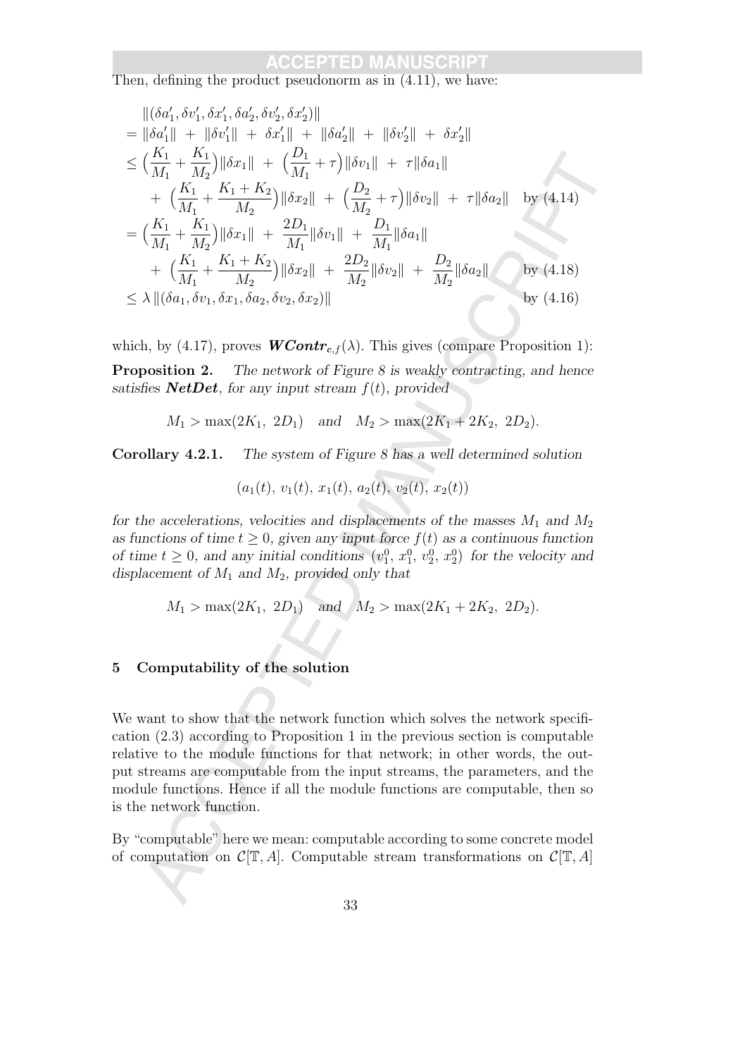Then, defining the product pseudonorm as in (4.11), we have:

$$
\begin{aligned}
&\|(\delta a_1', \delta v_1', \delta x_1', \delta a_2', \delta v_2', \delta x_2')\| \\
&= \|\delta a_1'\| \ + \ \|\delta v_1'\| \ + \ \delta x_1'\| \ + \ \|\delta a_2'\| \ + \ \|\delta v_2'\| \ + \ \delta x_2'\| \\
&\le \Big(\frac{K_1}{M_1} + \frac{K_1}{M_2}\Big)\|\delta x_1\| \ + \ \Big(\frac{D_1}{M_1} + \tau\Big)\|\delta v_1\| \ + \ \tau\|\delta a_1\| \\
&\quad + \ \Big(\frac{K_1}{M_1} + \frac{K_1 + K_2}{M_2}\Big)\|\delta x_2\| \ + \ \Big(\frac{D_2}{M_2} + \tau\Big)\|\delta v_2\| \ + \ \tau\|\delta a_2\| \quad \text{by (4.14)} \\
&= \Big(\frac{K_1}{M_1} + \frac{K_1}{M_2}\Big)\|\delta x_1\| \ + \ \frac{2D_1}{M_1}\|\delta v_1\| \ + \ \frac{D_1}{M_1}\|\delta a_1\| \\
&\quad + \ \Big(\frac{K_1}{M_1} + \frac{K_1 + K_2}{M_2}\Big)\|\delta x_2\| \ + \ \frac{2D_2}{M_2}\|\delta v_2\| \ + \ \frac{D_2}{M_2}\|\delta a_2\| \quad \text{by (4.18)} \\
&\le \lambda \,\|(\delta a_1, \delta v_1, \delta x_1, \delta a_2, \delta v_2, \delta x_2)\| \quad \text{by (4.16)}
\end{aligned}
$$

which, by (4.17), proves $\boldsymbol{WContr}_{c,f}(\lambda)$. This gives (compare Proposition 1):

**Proposition 2.** *The network of Figure 8 is weakly contracting, and hence satisfies* ***NetDet****, for any input stream $f(t)$, provided*

$$M_1 > \max(2K_1,\ 2D_1) \quad \text{and} \quad M_2 > \max(2K_1 + 2K_2,\ 2D_2).$$

**Corollary 4.2.1.** *The system of Figure 8 has a well determined solution*

$$(a_1(t),\ v_1(t),\ x_1(t),\ a_2(t),\ v_2(t),\ x_2(t))$$

*for the accelerations, velocities and displacements of the masses $M_1$ and $M_2$ as functions of time $t \ge 0$, given any input force $f(t)$ as a continuous function of time $t \ge 0$, and any initial conditions $(v_1^0,\ x_1^0,\ v_2^0,\ x_2^0)$ for the velocity and displacement of $M_1$ and $M_2$, provided only that*

$$M_1 > \max(2K_1,\ 2D_1) \quad \text{and} \quad M_2 > \max(2K_1 + 2K_2,\ 2D_2).$$

## 5 Computability of the solution

We want to show that the network function which solves the network specification (2.3) according to Proposition 1 in the previous section is computable relative to the module functions for that network; in other words, the output streams are computable from the input streams, the parameters, and the module functions. Hence if all the module functions are computable, then so is the network function.

By "computable" here we mean: computable according to some concrete model of computation on $\mathcal{C}[\mathbb{T}, A]$. Computable stream transformations on $\mathcal{C}[\mathbb{T}, A]$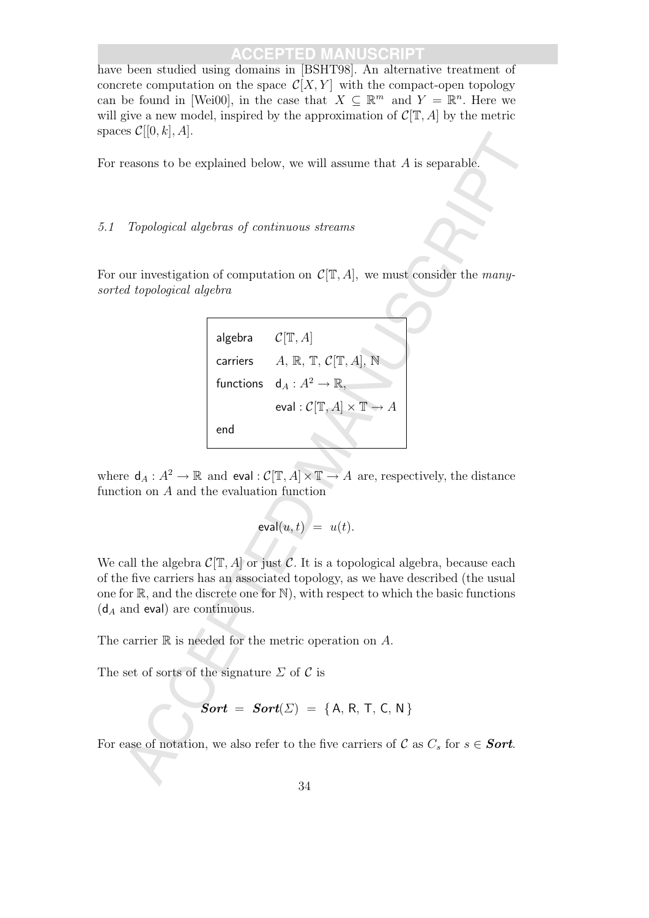have been studied using domains in [BSHT98]. An alternative treatment of concrete computation on the space $\mathcal{C}[X, Y]$ with the compact-open topology can be found in [Wei00], in the case that $X \subseteq \mathbb{R}^m$ and $Y = \mathbb{R}^n$. Here we will give a new model, inspired by the approximation of $\mathcal{C}[\mathbb{T}, A]$ by the metric spaces $\mathcal{C}[[0, k], A]$.

For reasons to be explained below, we will assume that $A$ is separable.

### *5.1 Topological algebras of continuous streams*

For our investigation of computation on $\mathcal{C}[\mathbb{T}, A]$, we must consider the *many-sorted topological algebra*

$$
\begin{array}{|ll|}
\hline
\mathsf{algebra} & \mathcal{C}[\mathbb{T}, A] \\
\mathsf{carriers} & A,\ \mathbb{R},\ \mathbb{T},\ \mathcal{C}[\mathbb{T}, A],\ \mathbb{N} \\
\mathsf{functions} & \mathsf{d}_A : A^2 \to \mathbb{R}, \\
 & \mathsf{eval} : \mathcal{C}[\mathbb{T}, A] \times \mathbb{T} \to A \\
\mathsf{end} & \\
\hline
\end{array}
$$

where $\mathsf{d}_A : A^2 \to \mathbb{R}$ and $\mathsf{eval} : \mathcal{C}[\mathbb{T}, A] \times \mathbb{T} \to A$ are, respectively, the distance function on $A$ and the evaluation function

$$\mathsf{eval}(u, t) \ = \ u(t).$$

We call the algebra $\mathcal{C}[\mathbb{T}, A]$ or just $\mathcal{C}$. It is a topological algebra, because each of the five carriers has an associated topology, as we have described (the usual one for $\mathbb{R}$, and the discrete one for $\mathbb{N}$), with respect to which the basic functions ($\mathsf{d}_A$ and $\mathsf{eval}$) are continuous.

The carrier $\mathbb{R}$ is needed for the metric operation on $A$.

The set of sorts of the signature $\Sigma$ of $\mathcal{C}$ is

$$\boldsymbol{Sort} \ = \ \boldsymbol{Sort}(\Sigma) \ = \ \{\, \mathsf{A},\ \mathsf{R},\ \mathsf{T},\ \mathsf{C},\ \mathsf{N} \,\}$$

For ease of notation, we also refer to the five carriers of $\mathcal{C}$ as $C_s$ for $s \in \boldsymbol{Sort}$.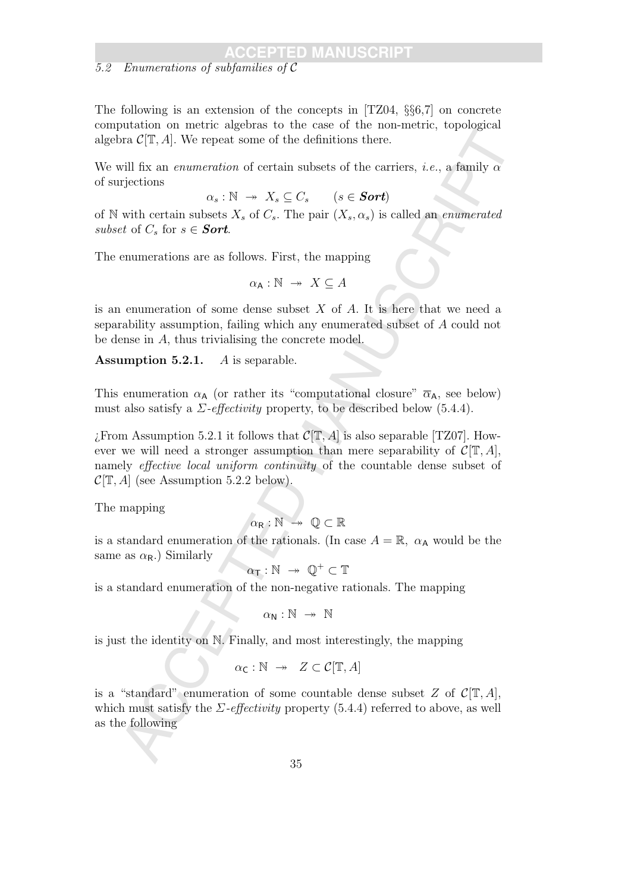### 5.2 Enumerations of subfamilies of $\mathcal{C}$

The following is an extension of the concepts in [TZ04, §§6,7] on concrete computation on metric algebras to the case of the non-metric, topological algebra $\mathcal{C}[\mathbb{T}, A]$. We repeat some of the definitions there.

We will fix an *enumeration* of certain subsets of the carriers, *i.e.*, a family $\alpha$ of surjections

$$\alpha_s : \mathbb{N} \twoheadrightarrow X_s \subseteq C_s \qquad (s \in \textbf{\textit{Sort}})$$

of $\mathbb{N}$ with certain subsets $X_s$ of $C_s$. The pair $(X_s, \alpha_s)$ is called an *enumerated subset* of $C_s$ for $s \in \textbf{\textit{Sort}}$.

The enumerations are as follows. First, the mapping

$$\alpha_{\mathsf{A}} : \mathbb{N} \twoheadrightarrow X \subseteq A$$

is an enumeration of some dense subset $X$ of $A$. It is here that we need a separability assumption, failing which any enumerated subset of $A$ could not be dense in $A$, thus trivialising the concrete model.

**Assumption 5.2.1.** $A$ is separable.

This enumeration $\alpha_{\mathsf{A}}$ (or rather its "computational closure" $\overline{\alpha}_{\mathsf{A}}$, see below) must also satisfy a *Σ-effectivity* property, to be described below (5.4.4).

¿From Assumption 5.2.1 it follows that $\mathcal{C}[\mathbb{T}, A]$ is also separable [TZ07]. However we will need a stronger assumption than mere separability of $\mathcal{C}[\mathbb{T}, A]$, namely *effective local uniform continuity* of the countable dense subset of $\mathcal{C}[\mathbb{T}, A]$ (see Assumption 5.2.2 below).

The mapping

$$\alpha_{\mathsf{R}} : \mathbb{N} \twoheadrightarrow \mathbb{Q} \subset \mathbb{R}$$

is a standard enumeration of the rationals. (In case $A = \mathbb{R}$, $\alpha_{\mathsf{A}}$ would be the same as $\alpha_{\mathsf{R}}$.) Similarly

$$\alpha_{\mathsf{T}} : \mathbb{N} \twoheadrightarrow \mathbb{Q}^{+} \subset \mathbb{T}$$

is a standard enumeration of the non-negative rationals. The mapping

$$\alpha_{\mathsf{N}} : \mathbb{N} \twoheadrightarrow \mathbb{N}$$

is just the identity on $\mathbb{N}$. Finally, and most interestingly, the mapping

$$\alpha_{\mathsf{C}} : \mathbb{N} \twoheadrightarrow Z \subset \mathcal{C}[\mathbb{T}, A]$$

is a "standard" enumeration of some countable dense subset $Z$ of $\mathcal{C}[\mathbb{T}, A]$, which must satisfy the *Σ-effectivity* property (5.4.4) referred to above, as well as the following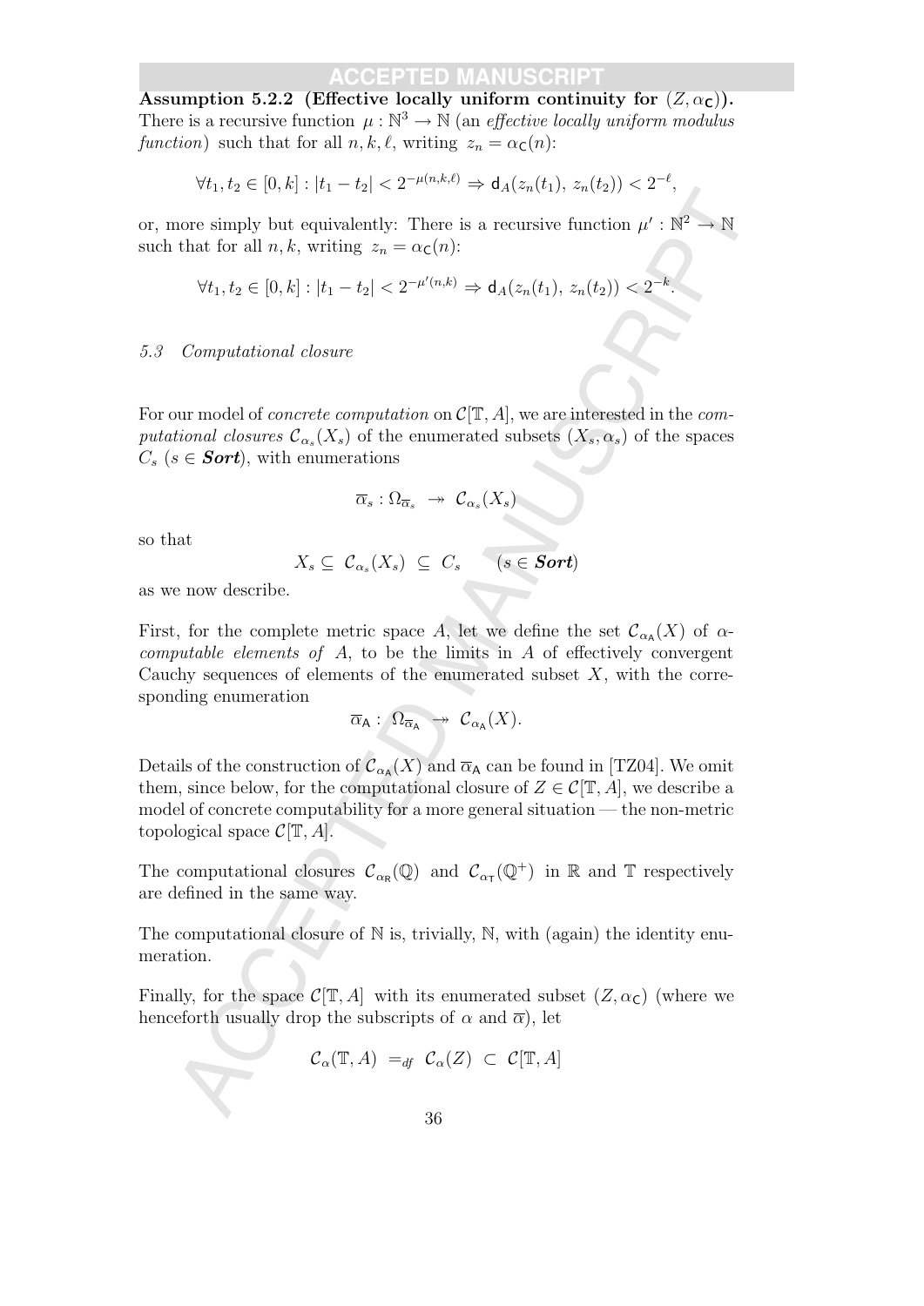**Assumption 5.2.2 (Effective locally uniform continuity for $(Z, \alpha_{\mathsf{C}})$).** There is a recursive function $\mu : \mathbb{N}^3 \to \mathbb{N}$ (an *effective locally uniform modulus function*) such that for all $n, k, \ell$, writing $z_n = \alpha_{\mathsf{C}}(n)$:

$$\forall t_1, t_2 \in [0, k] : |t_1 - t_2| < 2^{-\mu(n,k,\ell)} \Rightarrow \mathsf{d}_A(z_n(t_1),\, z_n(t_2)) < 2^{-\ell},$$

or, more simply but equivalently: There is a recursive function $\mu' : \mathbb{N}^2 \to \mathbb{N}$ such that for all $n, k$, writing $z_n = \alpha_{\mathsf{C}}(n)$:

$$\forall t_1, t_2 \in [0, k] : |t_1 - t_2| < 2^{-\mu'(n,k)} \Rightarrow \mathsf{d}_A(z_n(t_1),\, z_n(t_2)) < 2^{-k}.$$

### *5.3 Computational closure*

For our model of *concrete computation* on $\mathcal{C}[\mathbb{T}, A]$, we are interested in the *computational closures* $\mathcal{C}_{\alpha_s}(X_s)$ of the enumerated subsets $(X_s, \alpha_s)$ of the spaces $C_s$ ($s \in \boldsymbol{Sort}$), with enumerations

$$\overline{\alpha}_s : \Omega_{\overline{\alpha}_s} \twoheadrightarrow \mathcal{C}_{\alpha_s}(X_s)$$

so that

$$X_s \subseteq \mathcal{C}_{\alpha_s}(X_s) \subseteq C_s \qquad (s \in \boldsymbol{Sort})$$

as we now describe.

First, for the complete metric space $A$, let we define the set $\mathcal{C}_{\alpha_{\mathsf{A}}}(X)$ of $\alpha$-*computable elements of* $A$, to be the limits in $A$ of effectively convergent Cauchy sequences of elements of the enumerated subset $X$, with the corresponding enumeration

$$\overline{\alpha}_{\mathsf{A}} : \Omega_{\overline{\alpha}_{\mathsf{A}}} \twoheadrightarrow \mathcal{C}_{\alpha_{\mathsf{A}}}(X).$$

Details of the construction of $\mathcal{C}_{\alpha_{\mathsf{A}}}(X)$ and $\overline{\alpha}_{\mathsf{A}}$ can be found in [TZ04]. We omit them, since below, for the computational closure of $Z \in \mathcal{C}[\mathbb{T}, A]$, we describe a model of concrete computability for a more general situation — the non-metric topological space $\mathcal{C}[\mathbb{T}, A]$.

The computational closures $\mathcal{C}_{\alpha_{\mathsf{R}}}(\mathbb{Q})$ and $\mathcal{C}_{\alpha_{\mathsf{T}}}(\mathbb{Q}^+)$ in $\mathbb{R}$ and $\mathbb{T}$ respectively are defined in the same way.

The computational closure of $\mathbb{N}$ is, trivially, $\mathbb{N}$, with (again) the identity enumeration.

Finally, for the space $\mathcal{C}[\mathbb{T}, A]$ with its enumerated subset $(Z, \alpha_{\mathsf{C}})$ (where we henceforth usually drop the subscripts of $\alpha$ and $\overline{\alpha}$), let

$$\mathcal{C}_{\alpha}(\mathbb{T}, A) =_{df} \mathcal{C}_{\alpha}(Z) \subset \mathcal{C}[\mathbb{T}, A]$$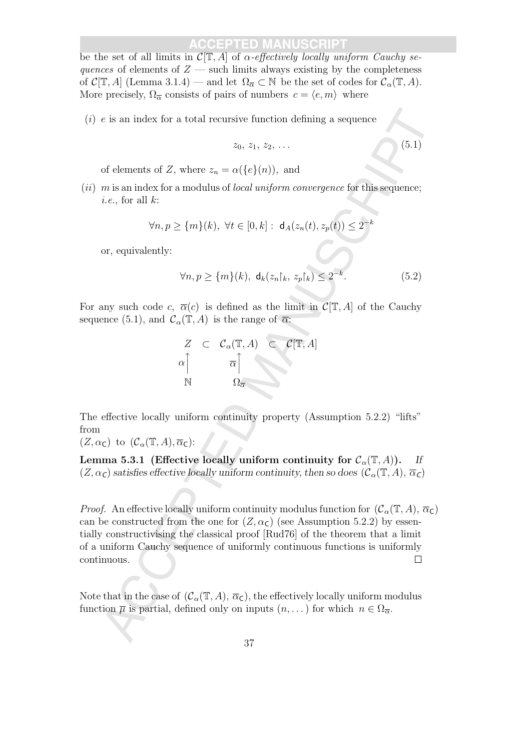be the set of all limits in $\mathcal{C}[\mathbb{T}, A]$ of *$\alpha$-effectively locally uniform Cauchy sequences* of elements of $Z$ — such limits always existing by the completeness of $\mathcal{C}[\mathbb{T}, A]$ (Lemma 3.1.4) — and let $\Omega_{\overline{\alpha}} \subset \mathbb{N}$ be the set of codes for $\mathcal{C}_\alpha(\mathbb{T}, A)$. More precisely, $\Omega_{\overline{\alpha}}$ consists of pairs of numbers $c = \langle e, m \rangle$ where

$(i)$ $e$ is an index for a total recursive function defining a sequence

$$z_0,\ z_1,\ z_2,\ \ldots \tag{5.1}$$

of elements of $Z$, where $z_n = \alpha(\{e\}(n))$, and

$(ii)$ $m$ is an index for a modulus of *local uniform convergence* for this sequence; *i.e.*, for all $k$:

$$\forall n, p \geq \{m\}(k),\ \forall t \in [0, k] :\ \mathsf{d}_A(z_n(t), z_p(t)) \leq 2^{-k}$$

or, equivalently:

$$\forall n, p \geq \{m\}(k),\ \mathsf{d}_k(z_n\restriction_k,\ z_p\restriction_k) \leq 2^{-k}. \tag{5.2}$$

For any such code $c$, $\overline{\alpha}(c)$ is defined as the limit in $\mathcal{C}[\mathbb{T}, A]$ of the Cauchy sequence (5.1), and $\mathcal{C}_\alpha(\mathbb{T}, A)$ is the range of $\overline{\alpha}$:

$$\begin{array}{ccccc} Z & \subset & \mathcal{C}_\alpha(\mathbb{T}, A) & \subset & \mathcal{C}[\mathbb{T}, A] \\ \alpha \big\uparrow & & \overline{\alpha} \big\uparrow & & \\ \mathbb{N} & & \Omega_{\overline{\alpha}} & & \end{array}$$

The effective locally uniform continuity property (Assumption 5.2.2) "lifts" from
$(Z, \alpha_{\mathsf{C}})$ to $(\mathcal{C}_\alpha(\mathbb{T}, A), \overline{\alpha}_{\mathsf{C}})$:

**Lemma 5.3.1 (Effective locally uniform continuity for $\mathcal{C}_\alpha(\mathbb{T}, A)$).** *If $(Z, \alpha_{\mathsf{C}})$ satisfies effective locally uniform continuity, then so does $(\mathcal{C}_\alpha(\mathbb{T}, A), \overline{\alpha}_{\mathsf{C}})$*

*Proof.* An effective locally uniform continuity modulus function for $(\mathcal{C}_\alpha(\mathbb{T}, A), \overline{\alpha}_{\mathsf{C}})$ can be constructed from the one for $(Z, \alpha_{\mathsf{C}})$ (see Assumption 5.2.2) by essentially constructivising the classical proof [Rud76] of the theorem that a limit of a uniform Cauchy sequence of uniformly continuous functions is uniformly continuous. $\square$

Note that in the case of $(\mathcal{C}_\alpha(\mathbb{T}, A), \overline{\alpha}_{\mathsf{C}})$, the effectively locally uniform modulus function $\overline{\mu}$ is partial, defined only on inputs $(n, \dots)$ for which $n \in \Omega_{\overline{\alpha}}$.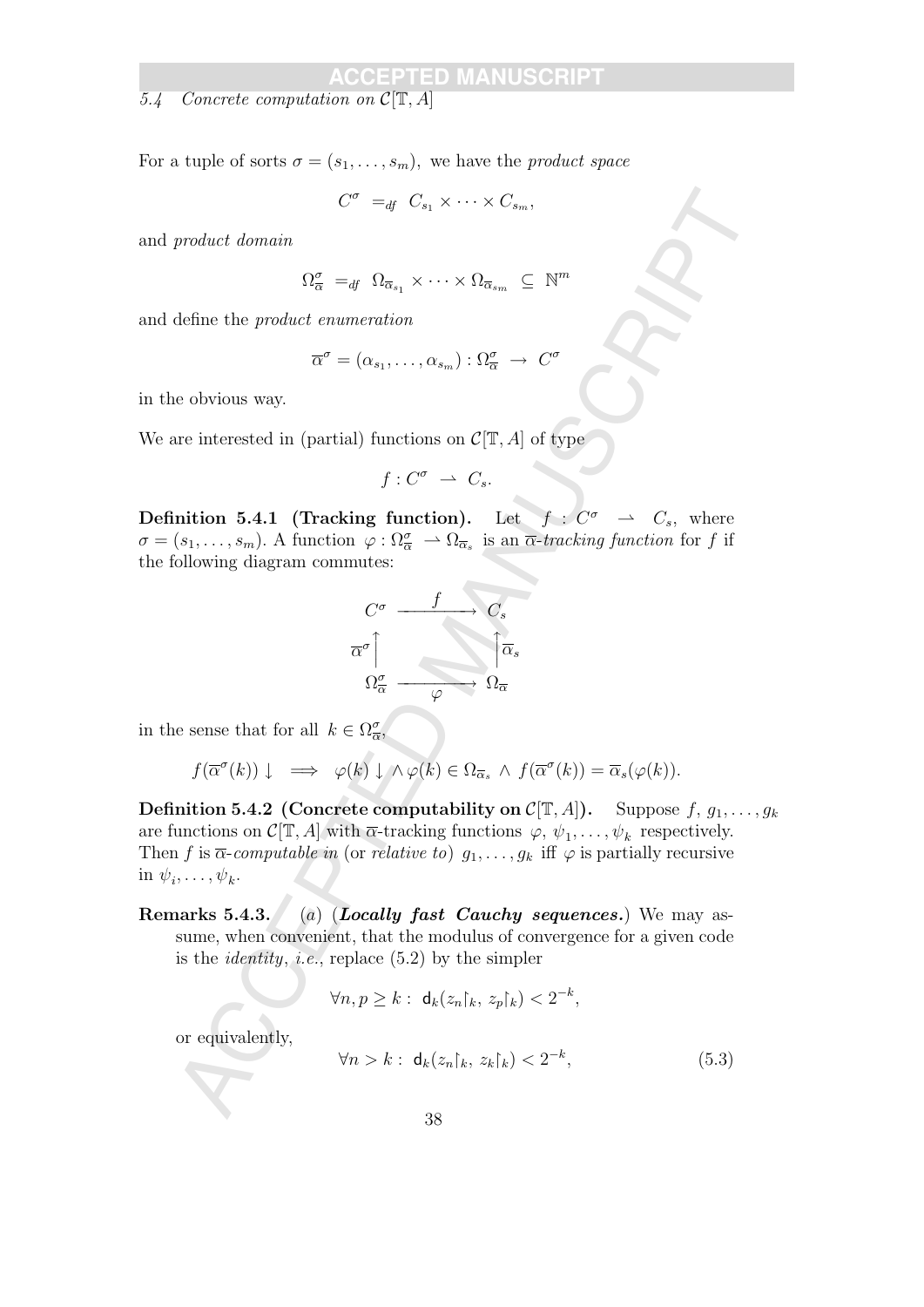### 5.4 Concrete computation on $\mathcal{C}[\mathbb{T}, A]$

For a tuple of sorts $\sigma = (s_1, \ldots, s_m)$, we have the *product space*

$$C^\sigma \ =_{df} \ C_{s_1} \times \cdots \times C_{s_m},$$

and *product domain*

$$\Omega^\sigma_{\overline{\alpha}} \ =_{df} \ \Omega_{\overline{\alpha}_{s_1}} \times \cdots \times \Omega_{\overline{\alpha}_{s_m}} \ \subseteq \ \mathbb{N}^m$$

and define the *product enumeration*

$$\overline{\alpha}^\sigma = (\alpha_{s_1}, \ldots, \alpha_{s_m}) : \Omega^\sigma_{\overline{\alpha}} \ \to \ C^\sigma$$

in the obvious way.

We are interested in (partial) functions on $\mathcal{C}[\mathbb{T}, A]$ of type

$$f : C^\sigma \ \rightharpoonup \ C_s.$$

**Definition 5.4.1 (Tracking function).** Let $f : C^\sigma \rightharpoonup C_s$, where $\sigma = (s_1, \ldots, s_m)$. A function $\varphi : \Omega^\sigma_{\overline{\alpha}} \rightharpoonup \Omega_{\overline{\alpha}_s}$ is an *$\overline{\alpha}$-tracking function* for $f$ if the following diagram commutes:

$$\begin{array}{ccc} C^\sigma & \xrightarrow{\ \ f\ \ } & C_s \\ {\scriptstyle \overline{\alpha}^\sigma}\uparrow & & \uparrow{\scriptstyle \overline{\alpha}_s} \\ \Omega^\sigma_{\overline{\alpha}} & \xrightarrow[\ \ \varphi\ \ ]{} & \Omega_{\overline{\alpha}} \end{array}$$

in the sense that for all $k \in \Omega^\sigma_{\overline{\alpha}}$,

$$f(\overline{\alpha}^\sigma(k)) \downarrow \implies \varphi(k) \downarrow \wedge\, \varphi(k) \in \Omega_{\overline{\alpha}_s} \ \wedge \ f(\overline{\alpha}^\sigma(k)) = \overline{\alpha}_s(\varphi(k)).$$

**Definition 5.4.2 (Concrete computability on $\mathcal{C}[\mathbb{T}, A]$).** Suppose $f, g_1, \ldots, g_k$ are functions on $\mathcal{C}[\mathbb{T}, A]$ with $\overline{\alpha}$-tracking functions $\varphi, \psi_1, \ldots, \psi_k$ respectively. Then $f$ is *$\overline{\alpha}$-computable in* (or *relative to*) $g_1, \ldots, g_k$ iff $\varphi$ is partially recursive in $\psi_i, \ldots, \psi_k$.

**Remarks 5.4.3.** (*a*) (***Locally fast Cauchy sequences.***) We may assume, when convenient, that the modulus of convergence for a given code is the *identity*, *i.e.*, replace (5.2) by the simpler

$$\forall n, p \geq k : \ \mathsf{d}_k(z_n{\restriction_k},\, z_p{\restriction_k}) < 2^{-k},$$

or equivalently,

$$\forall n > k : \ \mathsf{d}_k(z_n{\restriction_k},\, z_k{\restriction_k}) < 2^{-k}, \tag{5.3}$$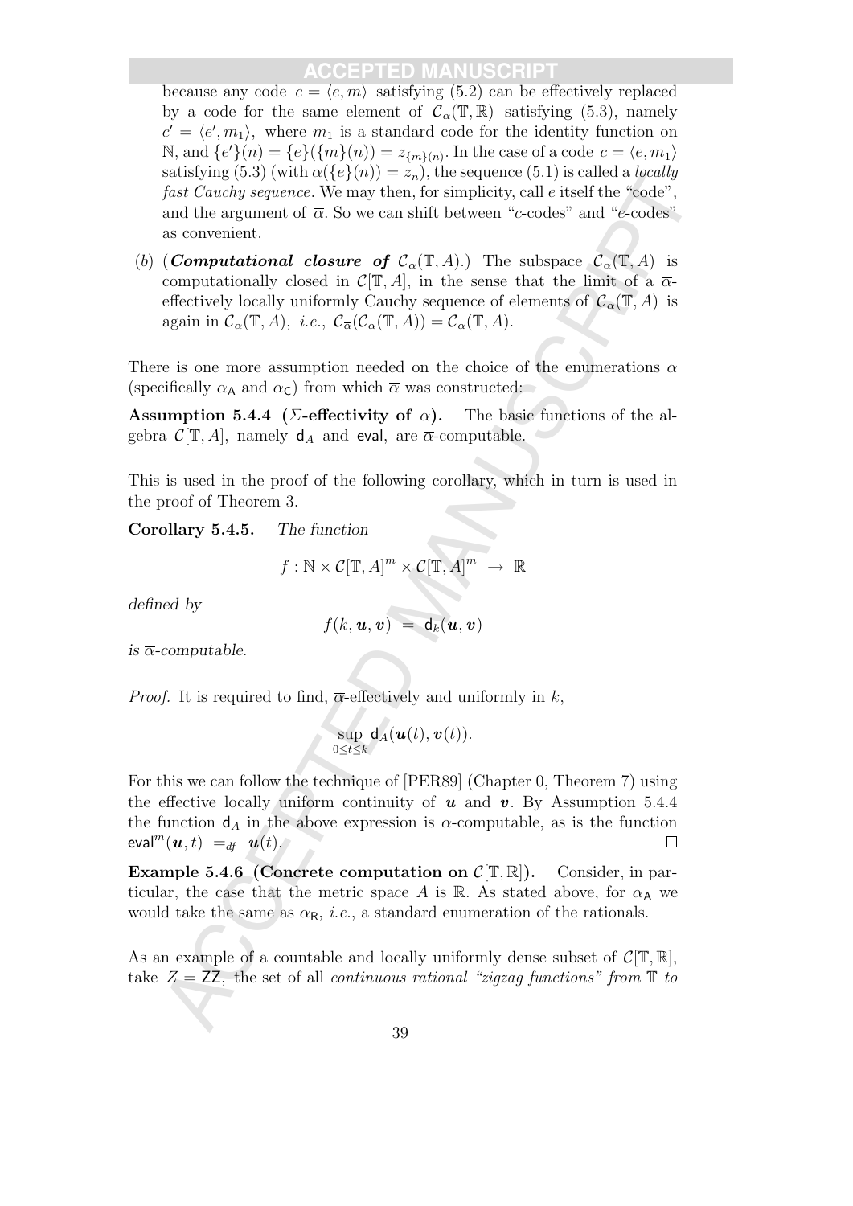because any code $c = \langle e, m \rangle$ satisfying (5.2) can be effectively replaced by a code for the same element of $\mathcal{C}_\alpha(\mathbb{T}, \mathbb{R})$ satisfying (5.3), namely $c' = \langle e', m_1 \rangle$, where $m_1$ is a standard code for the identity function on $\mathbb{N}$, and $\{e'\}(n) = \{e\}(\{m\}(n)) = z_{\{m\}(n)}$. In the case of a code $c = \langle e, m_1 \rangle$ satisfying (5.3) (with $\alpha(\{e\}(n)) = z_n$), the sequence (5.1) is called a *locally fast Cauchy sequence*. We may then, for simplicity, call $e$ itself the "code", and the argument of $\overline{\alpha}$. So we can shift between "$c$-codes" and "$e$-codes" as convenient.

(*b*) (***Computational closure of*** $\mathcal{C}_\alpha(\mathbb{T}, A)$.) The subspace $\mathcal{C}_\alpha(\mathbb{T}, A)$ is computationally closed in $\mathcal{C}[\mathbb{T}, A]$, in the sense that the limit of a $\overline{\alpha}$-effectively locally uniformly Cauchy sequence of elements of $\mathcal{C}_\alpha(\mathbb{T}, A)$ is again in $\mathcal{C}_\alpha(\mathbb{T}, A)$, *i.e.*, $\mathcal{C}_{\overline{\alpha}}(\mathcal{C}_\alpha(\mathbb{T}, A)) = \mathcal{C}_\alpha(\mathbb{T}, A)$.

There is one more assumption needed on the choice of the enumerations $\alpha$ (specifically $\alpha_{\mathsf{A}}$ and $\alpha_{\mathsf{C}}$) from which $\overline{\alpha}$ was constructed:

**Assumption 5.4.4 ($\Sigma$-effectivity of $\overline{\alpha}$).** The basic functions of the algebra $\mathcal{C}[\mathbb{T}, A]$, namely $\mathsf{d}_A$ and $\mathsf{eval}$, are $\overline{\alpha}$-computable.

This is used in the proof of the following corollary, which in turn is used in the proof of Theorem 3.

**Corollary 5.4.5.** *The function*

$$f : \mathbb{N} \times \mathcal{C}[\mathbb{T}, A]^m \times \mathcal{C}[\mathbb{T}, A]^m \ \rightarrow \ \mathbb{R}$$

*defined by*

$$f(k, \boldsymbol{u}, \boldsymbol{v}) \ = \ \mathsf{d}_k(\boldsymbol{u}, \boldsymbol{v})$$

*is $\overline{\alpha}$-computable.*

*Proof.* It is required to find, $\overline{\alpha}$-effectively and uniformly in $k$,

$$\sup_{0 \le t \le k} \mathsf{d}_A(\boldsymbol{u}(t), \boldsymbol{v}(t)).$$

For this we can follow the technique of [PER89] (Chapter 0, Theorem 7) using the effective locally uniform continuity of $\boldsymbol{u}$ and $\boldsymbol{v}$. By Assumption 5.4.4 the function $\mathsf{d}_A$ in the above expression is $\overline{\alpha}$-computable, as is the function $\mathsf{eval}^m(\boldsymbol{u}, t) \ =_{df} \ \boldsymbol{u}(t)$. $\square$

**Example 5.4.6 (Concrete computation on $\mathcal{C}[\mathbb{T}, \mathbb{R}]$).** Consider, in particular, the case that the metric space $A$ is $\mathbb{R}$. As stated above, for $\alpha_{\mathsf{A}}$ we would take the same as $\alpha_{\mathsf{R}}$, *i.e.*, a standard enumeration of the rationals.

As an example of a countable and locally uniformly dense subset of $\mathcal{C}[\mathbb{T}, \mathbb{R}]$, take $Z = \mathsf{ZZ}$, the set of all *continuous rational "zigzag functions" from* $\mathbb{T}$ *to*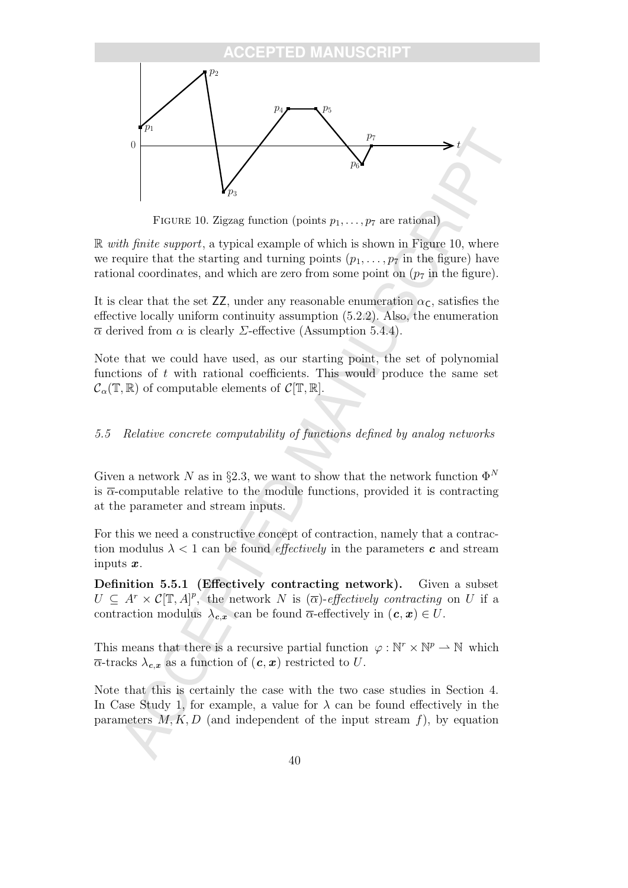FIGURE 10. Zigzag function (points $p_1, \ldots, p_7$ are rational)

$\mathbb{R}$ *with finite support*, a typical example of which is shown in Figure 10, where we require that the starting and turning points ($p_1, \ldots, p_7$ in the figure) have rational coordinates, and which are zero from some point on ($p_7$ in the figure).

It is clear that the set $\mathsf{ZZ}$, under any reasonable enumeration $\alpha_{\mathsf{C}}$, satisfies the effective locally uniform continuity assumption (5.2.2). Also, the enumeration $\overline{\alpha}$ derived from $\alpha$ is clearly $\Sigma$-effective (Assumption 5.4.4).

Note that we could have used, as our starting point, the set of polynomial functions of $t$ with rational coefficients. This would produce the same set $\mathcal{C}_\alpha(\mathbb{T}, \mathbb{R})$ of computable elements of $\mathcal{C}[\mathbb{T}, \mathbb{R}]$.

### 5.5 Relative concrete computability of functions defined by analog networks

Given a network $N$ as in §2.3, we want to show that the network function $\Phi^N$ is $\overline{\alpha}$-computable relative to the module functions, provided it is contracting at the parameter and stream inputs.

For this we need a constructive concept of contraction, namely that a contraction modulus $\lambda < 1$ can be found *effectively* in the parameters $\boldsymbol{c}$ and stream inputs $\boldsymbol{x}$.

**Definition 5.5.1 (Effectively contracting network).** Given a subset $U \subseteq A^r \times \mathcal{C}[\mathbb{T}, A]^p$, the network $N$ is $(\overline{\alpha})$-*effectively contracting* on $U$ if a contraction modulus $\lambda_{\boldsymbol{c},\boldsymbol{x}}$ can be found $\overline{\alpha}$-effectively in $(\boldsymbol{c}, \boldsymbol{x}) \in U$.

This means that there is a recursive partial function $\varphi : \mathbb{N}^r \times \mathbb{N}^p \rightharpoonup \mathbb{N}$ which $\overline{\alpha}$-tracks $\lambda_{\boldsymbol{c},\boldsymbol{x}}$ as a function of $(\boldsymbol{c}, \boldsymbol{x})$ restricted to $U$.

Note that this is certainly the case with the two case studies in Section 4. In Case Study 1, for example, a value for $\lambda$ can be found effectively in the parameters $M, K, D$ (and independent of the input stream $f$), by equation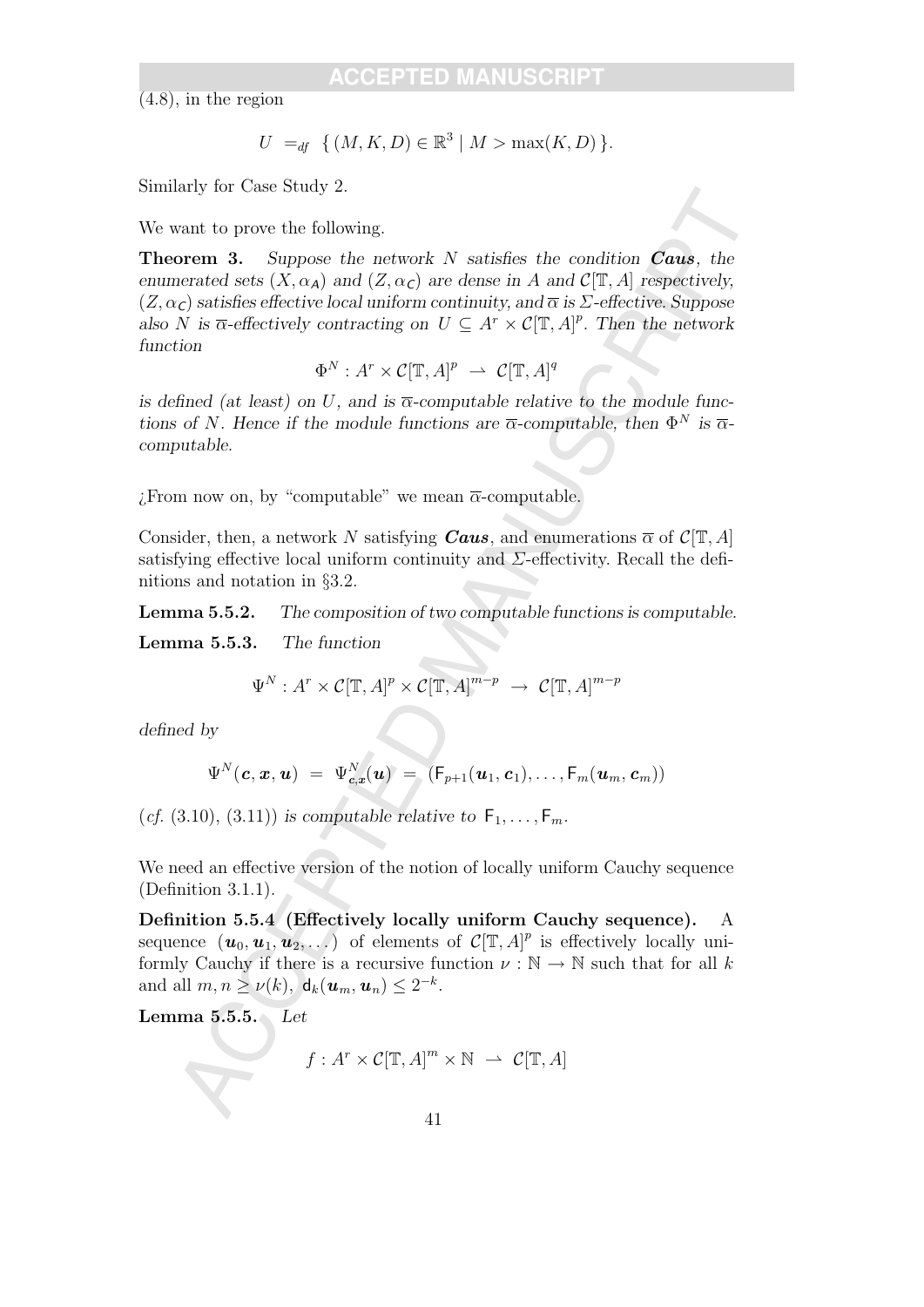(4.8), in the region

$$U \;=_{df}\; \{\, (M, K, D) \in \mathbb{R}^3 \mid M > \max(K, D)\,\}.$$

Similarly for Case Study 2.

We want to prove the following.

**Theorem 3.** *Suppose the network $N$ satisfies the condition* ***Caus****, the enumerated sets $(X, \alpha_A)$ and $(Z, \alpha_C)$ are dense in $A$ and $\mathcal{C}[\mathbb{T}, A]$ respectively, $(Z, \alpha_C)$ satisfies effective local uniform continuity, and $\overline{\alpha}$ is $\Sigma$-effective. Suppose also $N$ is $\overline{\alpha}$-effectively contracting on $U \subseteq A^r \times \mathcal{C}[\mathbb{T}, A]^p$. Then the network function*

$$\Phi^N : A^r \times \mathcal{C}[\mathbb{T}, A]^p \;\rightharpoonup\; \mathcal{C}[\mathbb{T}, A]^q$$

*is defined (at least) on $U$, and is $\overline{\alpha}$-computable relative to the module functions of $N$. Hence if the module functions are $\overline{\alpha}$-computable, then $\Phi^N$ is $\overline{\alpha}$-computable.*

¿From now on, by "computable" we mean $\overline{\alpha}$-computable.

Consider, then, a network $N$ satisfying ***Caus***, and enumerations $\overline{\alpha}$ of $\mathcal{C}[\mathbb{T}, A]$ satisfying effective local uniform continuity and $\Sigma$-effectivity. Recall the definitions and notation in §3.2.

**Lemma 5.5.2.** *The composition of two computable functions is computable.*

**Lemma 5.5.3.** *The function*

$$\Psi^N : A^r \times \mathcal{C}[\mathbb{T}, A]^p \times \mathcal{C}[\mathbb{T}, A]^{m-p} \;\rightarrow\; \mathcal{C}[\mathbb{T}, A]^{m-p}$$

*defined by*

$$\Psi^N(\boldsymbol{c}, \boldsymbol{x}, \boldsymbol{u}) \;=\; \Psi^N_{\boldsymbol{c},\boldsymbol{x}}(\boldsymbol{u}) \;=\; (\mathsf{F}_{p+1}(\boldsymbol{u}_1, \boldsymbol{c}_1), \ldots, \mathsf{F}_m(\boldsymbol{u}_m, \boldsymbol{c}_m))$$

*(cf. (3.10), (3.11)) is computable relative to $\mathsf{F}_1, \ldots, \mathsf{F}_m$.*

We need an effective version of the notion of locally uniform Cauchy sequence (Definition 3.1.1).

**Definition 5.5.4 (Effectively locally uniform Cauchy sequence).** A sequence $(\boldsymbol{u}_0, \boldsymbol{u}_1, \boldsymbol{u}_2, \ldots)$ of elements of $\mathcal{C}[\mathbb{T}, A]^p$ is effectively locally uniformly Cauchy if there is a recursive function $\nu : \mathbb{N} \to \mathbb{N}$ such that for all $k$ and all $m, n \geq \nu(k)$, $\mathsf{d}_k(\boldsymbol{u}_m, \boldsymbol{u}_n) \leq 2^{-k}$.

**Lemma 5.5.5.** *Let*

$$f : A^r \times \mathcal{C}[\mathbb{T}, A]^m \times \mathbb{N} \;\rightharpoonup\; \mathcal{C}[\mathbb{T}, A]$$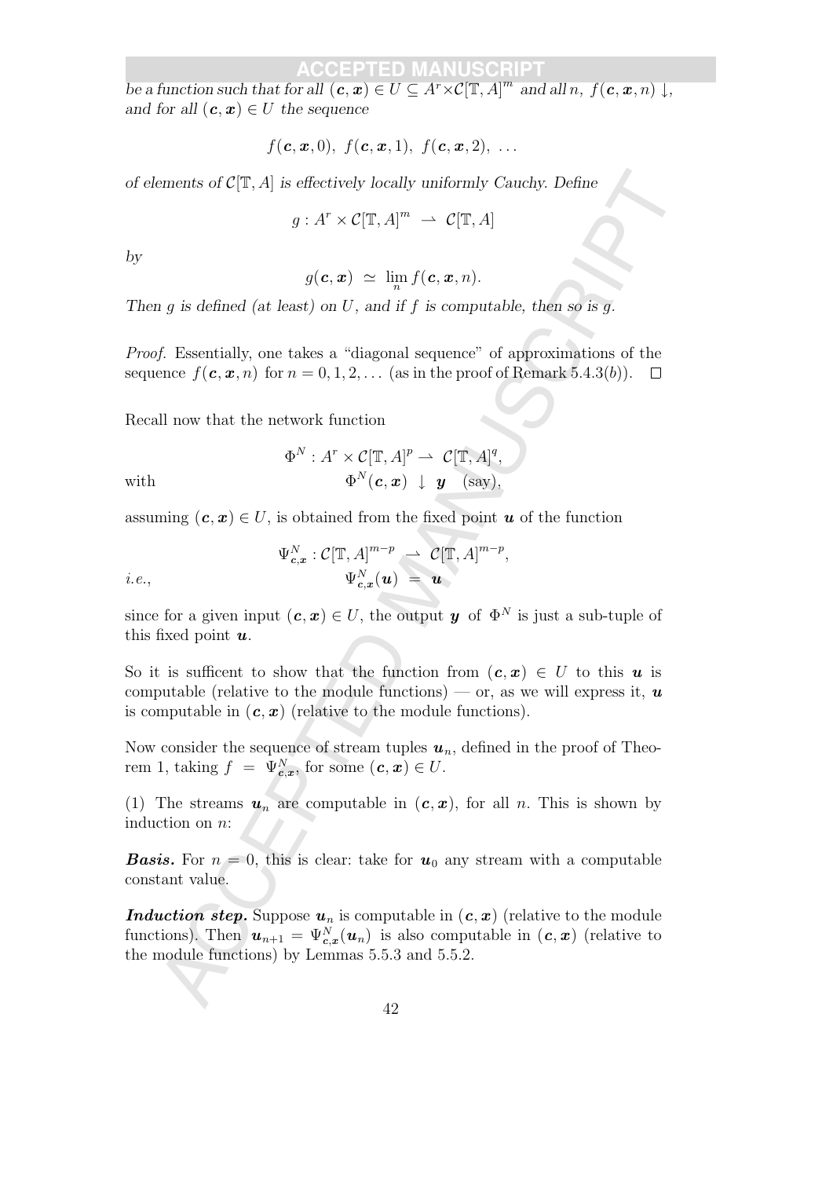*be a function such that for all* $(\boldsymbol{c}, \boldsymbol{x}) \in U \subseteq A^r \times \mathcal{C}[\mathbb{T}, A]^m$ *and all* $n$, $f(\boldsymbol{c}, \boldsymbol{x}, n) \downarrow$, *and for all* $(\boldsymbol{c}, \boldsymbol{x}) \in U$ *the sequence*

$$f(\boldsymbol{c}, \boldsymbol{x}, 0),\ f(\boldsymbol{c}, \boldsymbol{x}, 1),\ f(\boldsymbol{c}, \boldsymbol{x}, 2),\ \ldots$$

*of elements of* $\mathcal{C}[\mathbb{T}, A]$ *is effectively locally uniformly Cauchy. Define*

$$g : A^r \times \mathcal{C}[\mathbb{T}, A]^m \rightharpoonup \mathcal{C}[\mathbb{T}, A]$$

*by*

$$g(\boldsymbol{c}, \boldsymbol{x}) \simeq \lim_n f(\boldsymbol{c}, \boldsymbol{x}, n).$$

*Then* $g$ *is defined (at least) on* $U$*, and if* $f$ *is computable, then so is* $g$*.*

*Proof.* Essentially, one takes a "diagonal sequence" of approximations of the sequence $f(\boldsymbol{c}, \boldsymbol{x}, n)$ for $n = 0, 1, 2, \ldots$ (as in the proof of Remark 5.4.3$(b)$). $\square$

Recall now that the network function

$$\Phi^N : A^r \times \mathcal{C}[\mathbb{T}, A]^p \rightharpoonup \mathcal{C}[\mathbb{T}, A]^q,$$

with

$$\Phi^N(\boldsymbol{c}, \boldsymbol{x}) \downarrow \boldsymbol{y} \quad \text{(say)},$$

assuming $(\boldsymbol{c}, \boldsymbol{x}) \in U$, is obtained from the fixed point $\boldsymbol{u}$ of the function

$$\Psi^N_{\boldsymbol{c},\boldsymbol{x}} : \mathcal{C}[\mathbb{T}, A]^{m-p} \rightharpoonup \mathcal{C}[\mathbb{T}, A]^{m-p},$$

*i.e.*,

$$\Psi^N_{\boldsymbol{c},\boldsymbol{x}}(\boldsymbol{u}) = \boldsymbol{u}$$

since for a given input $(\boldsymbol{c}, \boldsymbol{x}) \in U$, the output $\boldsymbol{y}$ of $\Phi^N$ is just a sub-tuple of this fixed point $\boldsymbol{u}$.

So it is sufficent to show that the function from $(\boldsymbol{c}, \boldsymbol{x}) \in U$ to this $\boldsymbol{u}$ is computable (relative to the module functions) — or, as we will express it, $\boldsymbol{u}$ is computable in $(\boldsymbol{c}, \boldsymbol{x})$ (relative to the module functions).

Now consider the sequence of stream tuples $\boldsymbol{u}_n$, defined in the proof of Theorem 1, taking $f = \Psi^N_{\boldsymbol{c},\boldsymbol{x}}$, for some $(\boldsymbol{c}, \boldsymbol{x}) \in U$.

(1) The streams $\boldsymbol{u}_n$ are computable in $(\boldsymbol{c}, \boldsymbol{x})$, for all $n$. This is shown by induction on $n$:

***Basis.*** For $n = 0$, this is clear: take for $\boldsymbol{u}_0$ any stream with a computable constant value.

***Induction step.*** Suppose $\boldsymbol{u}_n$ is computable in $(\boldsymbol{c}, \boldsymbol{x})$ (relative to the module functions). Then $\boldsymbol{u}_{n+1} = \Psi^N_{\boldsymbol{c},\boldsymbol{x}}(\boldsymbol{u}_n)$ is also computable in $(\boldsymbol{c}, \boldsymbol{x})$ (relative to the module functions) by Lemmas 5.5.3 and 5.5.2.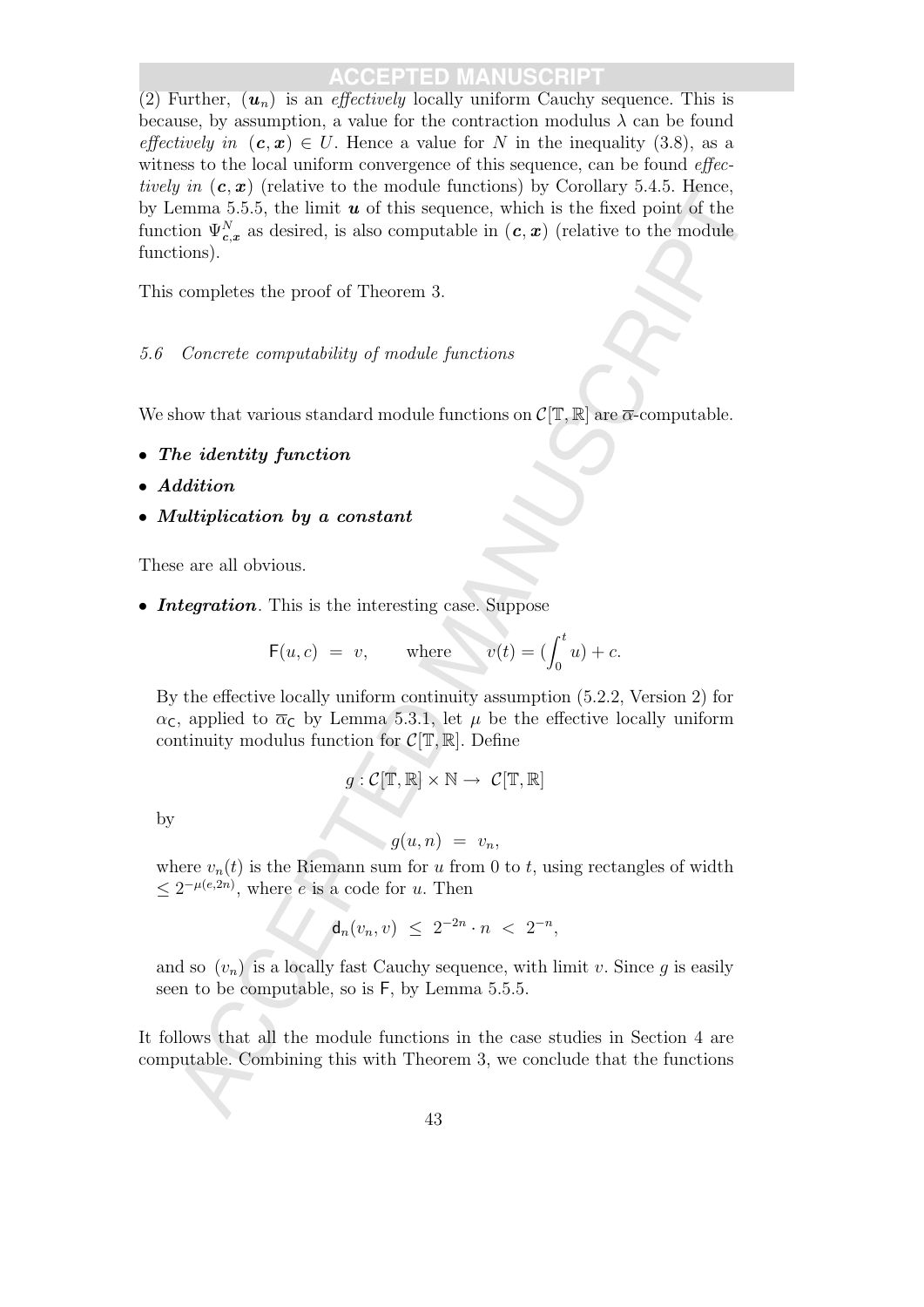(2) Further, $(\boldsymbol{u}_n)$ is an *effectively* locally uniform Cauchy sequence. This is because, by assumption, a value for the contraction modulus $\lambda$ can be found *effectively in* $(\boldsymbol{c}, \boldsymbol{x}) \in U$. Hence a value for $N$ in the inequality (3.8), as a witness to the local uniform convergence of this sequence, can be found *effectively in* $(\boldsymbol{c}, \boldsymbol{x})$ (relative to the module functions) by Corollary 5.4.5. Hence, by Lemma 5.5.5, the limit $\boldsymbol{u}$ of this sequence, which is the fixed point of the function $\Psi^N_{\boldsymbol{c},\boldsymbol{x}}$ as desired, is also computable in $(\boldsymbol{c}, \boldsymbol{x})$ (relative to the module functions).

This completes the proof of Theorem 3.

### 5.6 Concrete computability of module functions

We show that various standard module functions on $\mathcal{C}[\mathbb{T}, \mathbb{R}]$ are $\overline{\alpha}$-computable.

- ***The identity function***
- ***Addition***
- ***Multiplication by a constant***

These are all obvious.

- ***Integration***. This is the interesting case. Suppose

$$\mathsf{F}(u, c) \;=\; v, \qquad \text{where} \qquad v(t) = (\int_0^t u) + c.$$

  By the effective locally uniform continuity assumption (5.2.2, Version 2) for $\alpha_{\mathsf{C}}$, applied to $\overline{\alpha}_{\mathsf{C}}$ by Lemma 5.3.1, let $\mu$ be the effective locally uniform continuity modulus function for $\mathcal{C}[\mathbb{T}, \mathbb{R}]$. Define

$$g : \mathcal{C}[\mathbb{T}, \mathbb{R}] \times \mathbb{N} \to \; \mathcal{C}[\mathbb{T}, \mathbb{R}]$$

  by

$$g(u, n) \;=\; v_n,$$

  where $v_n(t)$ is the Riemann sum for $u$ from 0 to $t$, using rectangles of width $\leq 2^{-\mu(e,2n)}$, where $e$ is a code for $u$. Then

$$\mathsf{d}_n(v_n, v) \;\leq\; 2^{-2n} \cdot n \;<\; 2^{-n},$$

  and so $(v_n)$ is a locally fast Cauchy sequence, with limit $v$. Since $g$ is easily seen to be computable, so is $\mathsf{F}$, by Lemma 5.5.5.

It follows that all the module functions in the case studies in Section 4 are computable. Combining this with Theorem 3, we conclude that the functions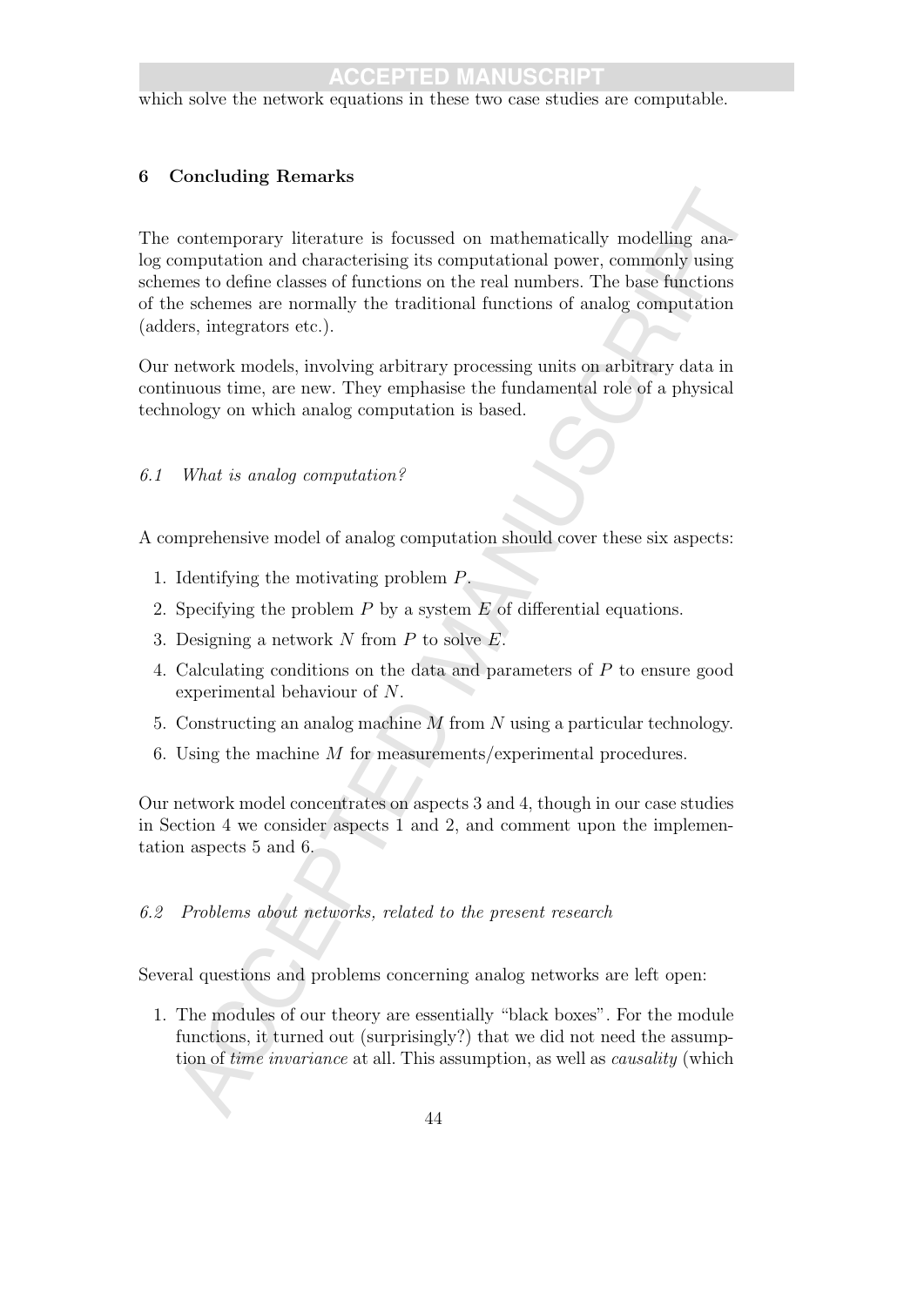which solve the network equations in these two case studies are computable.

## 6 Concluding Remarks

The contemporary literature is focussed on mathematically modelling analog computation and characterising its computational power, commonly using schemes to define classes of functions on the real numbers. The base functions of the schemes are normally the traditional functions of analog computation (adders, integrators etc.).

Our network models, involving arbitrary processing units on arbitrary data in continuous time, are new. They emphasise the fundamental role of a physical technology on which analog computation is based.

### *6.1 What is analog computation?*

A comprehensive model of analog computation should cover these six aspects:

1. Identifying the motivating problem $P$.
2. Specifying the problem $P$ by a system $E$ of differential equations.
3. Designing a network $N$ from $P$ to solve $E$.
4. Calculating conditions on the data and parameters of $P$ to ensure good experimental behaviour of $N$.
5. Constructing an analog machine $M$ from $N$ using a particular technology.
6. Using the machine $M$ for measurements/experimental procedures.

Our network model concentrates on aspects 3 and 4, though in our case studies in Section 4 we consider aspects 1 and 2, and comment upon the implementation aspects 5 and 6.

### *6.2 Problems about networks, related to the present research*

Several questions and problems concerning analog networks are left open:

1. The modules of our theory are essentially "black boxes". For the module functions, it turned out (surprisingly?) that we did not need the assumption of *time invariance* at all. This assumption, as well as *causality* (which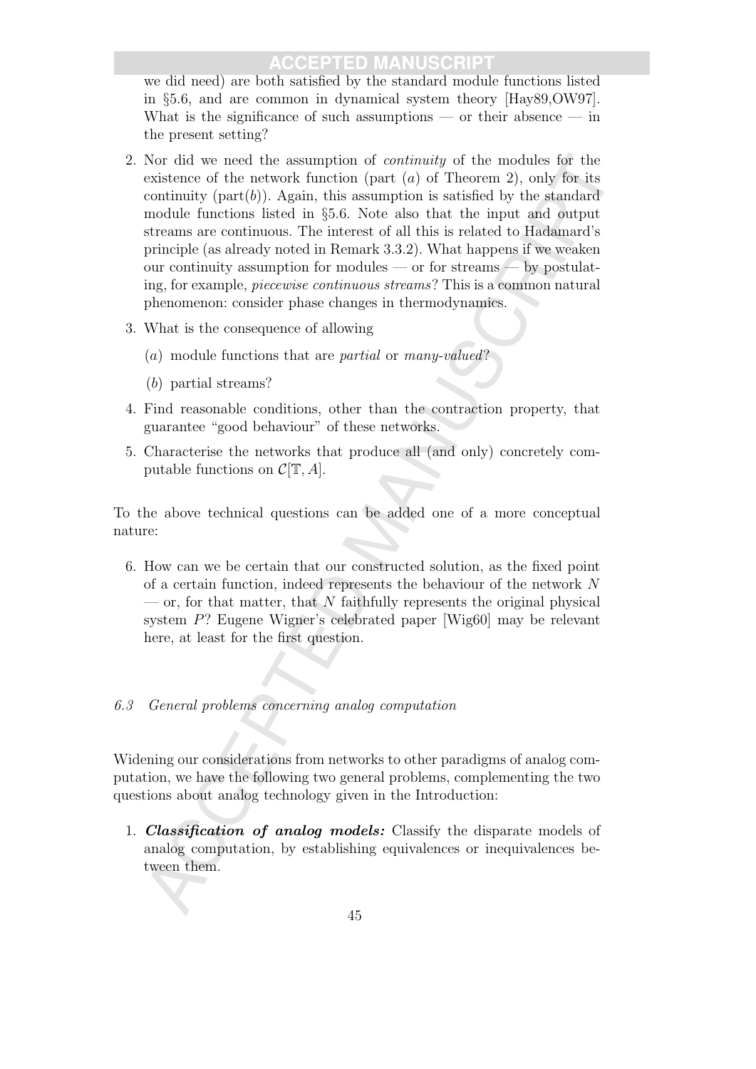we did need) are both satisfied by the standard module functions listed in §5.6, and are common in dynamical system theory [Hay89,OW97]. What is the significance of such assumptions — or their absence — in the present setting?

2. Nor did we need the assumption of *continuity* of the modules for the existence of the network function (part (*a*) of Theorem 2), only for its continuity (part(*b*)). Again, this assumption is satisfied by the standard module functions listed in §5.6. Note also that the input and output streams are continuous. The interest of all this is related to Hadamard's principle (as already noted in Remark 3.3.2). What happens if we weaken our continuity assumption for modules — or for streams — by postulating, for example, *piecewise continuous streams*? This is a common natural phenomenon: consider phase changes in thermodynamics.
3. What is the consequence of allowing
   (*a*) module functions that are *partial* or *many-valued*?
   (*b*) partial streams?
4. Find reasonable conditions, other than the contraction property, that guarantee "good behaviour" of these networks.
5. Characterise the networks that produce all (and only) concretely computable functions on $\mathcal{C}[\mathbb{T}, A]$.

To the above technical questions can be added one of a more conceptual nature:

6. How can we be certain that our constructed solution, as the fixed point of a certain function, indeed represents the behaviour of the network $N$ — or, for that matter, that $N$ faithfully represents the original physical system $P$? Eugene Wigner's celebrated paper [Wig60] may be relevant here, at least for the first question.

### 6.3 General problems concerning analog computation

Widening our considerations from networks to other paradigms of analog computation, we have the following two general problems, complementing the two questions about analog technology given in the Introduction:

1. ***Classification of analog models:*** Classify the disparate models of analog computation, by establishing equivalences or inequivalences between them.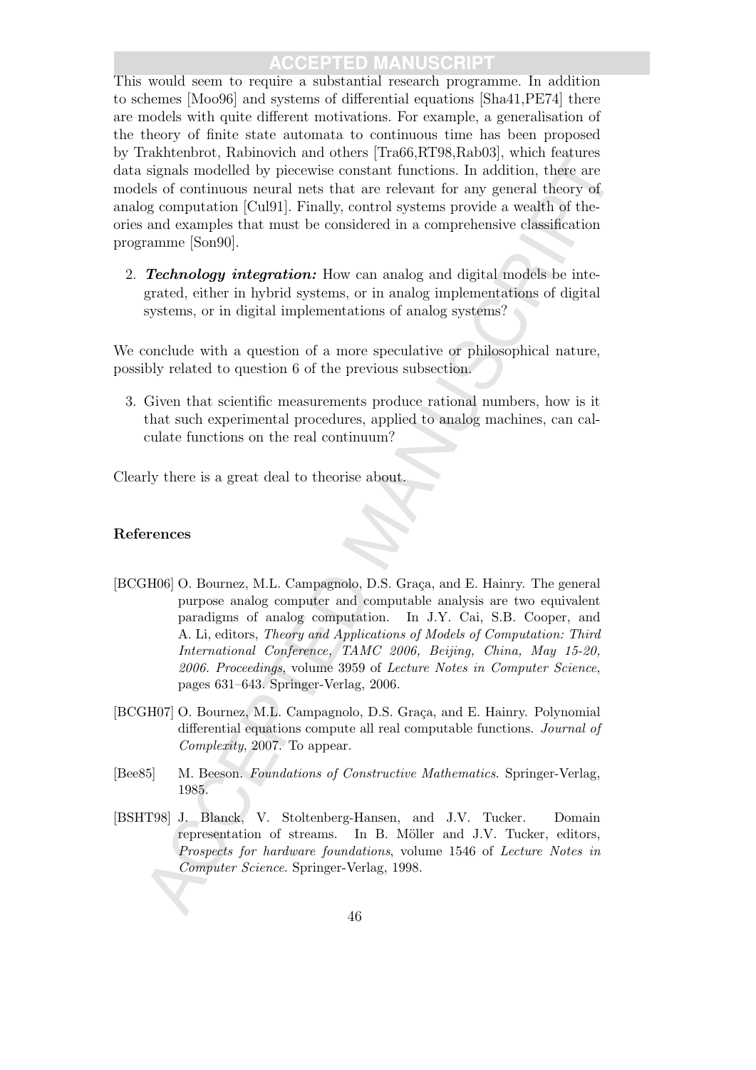This would seem to require a substantial research programme. In addition to schemes [Moo96] and systems of differential equations [Sha41,PE74] there are models with quite different motivations. For example, a generalisation of the theory of finite state automata to continuous time has been proposed by Trakhtenbrot, Rabinovich and others [Tra66,RT98,Rab03], which features data signals modelled by piecewise constant functions. In addition, there are models of continuous neural nets that are relevant for any general theory of analog computation [Cul91]. Finally, control systems provide a wealth of theories and examples that must be considered in a comprehensive classification programme [Son90].

2. ***Technology integration:*** How can analog and digital models be integrated, either in hybrid systems, or in analog implementations of digital systems, or in digital implementations of analog systems?

We conclude with a question of a more speculative or philosophical nature, possibly related to question 6 of the previous subsection.

3. Given that scientific measurements produce rational numbers, how is it that such experimental procedures, applied to analog machines, can calculate functions on the real continuum?

Clearly there is a great deal to theorise about.

## References

[BCGH06] O. Bournez, M.L. Campagnolo, D.S. Graça, and E. Hainry. The general purpose analog computer and computable analysis are two equivalent paradigms of analog computation. In J.Y. Cai, S.B. Cooper, and A. Li, editors, *Theory and Applications of Models of Computation: Third International Conference, TAMC 2006, Beijing, China, May 15-20, 2006. Proceedings*, volume 3959 of *Lecture Notes in Computer Science*, pages 631–643. Springer-Verlag, 2006.

[BCGH07] O. Bournez, M.L. Campagnolo, D.S. Graça, and E. Hainry. Polynomial differential equations compute all real computable functions. *Journal of Complexity*, 2007. To appear.

[Bee85] M. Beeson. *Foundations of Constructive Mathematics*. Springer-Verlag, 1985.

[BSHT98] J. Blanck, V. Stoltenberg-Hansen, and J.V. Tucker. Domain representation of streams. In B. Möller and J.V. Tucker, editors, *Prospects for hardware foundations*, volume 1546 of *Lecture Notes in Computer Science*. Springer-Verlag, 1998.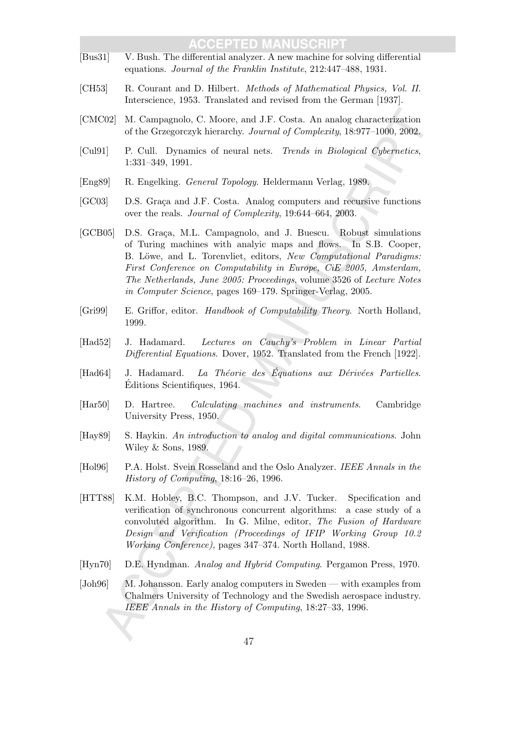[Bus31] V. Bush. The differential analyzer. A new machine for solving differential equations. *Journal of the Franklin Institute*, 212:447–488, 1931.

[CH53] R. Courant and D. Hilbert. *Methods of Mathematical Physics, Vol. II.* Interscience, 1953. Translated and revised from the German [1937].

[CMC02] M. Campagnolo, C. Moore, and J.F. Costa. An analog characterization of the Grzegorczyk hierarchy. *Journal of Complexity*, 18:977–1000, 2002.

[Cul91] P. Cull. Dynamics of neural nets. *Trends in Biological Cybernetics*, 1:331–349, 1991.

[Eng89] R. Engelking. *General Topology*. Heldermann Verlag, 1989.

[GC03] D.S. Graça and J.F. Costa. Analog computers and recursive functions over the reals. *Journal of Complexity*, 19:644–664, 2003.

[GCB05] D.S. Graça, M.L. Campagnolo, and J. Buescu. Robust simulations of Turing machines with analyic maps and flows. In S.B. Cooper, B. Löwe, and L. Torenvliet, editors, *New Computational Paradigms: First Conference on Computability in Europe, CiE 2005, Amsterdam, The Netherlands, June 2005: Proceedings*, volume 3526 of *Lecture Notes in Computer Science*, pages 169–179. Springer-Verlag, 2005.

[Gri99] E. Griffor, editor. *Handbook of Computability Theory*. North Holland, 1999.

[Had52] J. Hadamard. *Lectures on Cauchy's Problem in Linear Partial Differential Equations*. Dover, 1952. Translated from the French [1922].

[Had64] J. Hadamard. *La Théorie des Équations aux Dérivées Partielles*. Éditions Scientifiques, 1964.

[Har50] D. Hartree. *Calculating machines and instruments*. Cambridge University Press, 1950.

[Hay89] S. Haykin. *An introduction to analog and digital communications*. John Wiley & Sons, 1989.

[Hol96] P.A. Holst. Svein Rosseland and the Oslo Analyzer. *IEEE Annals in the History of Computing*, 18:16–26, 1996.

[HTT88] K.M. Hobley, B.C. Thompson, and J.V. Tucker. Specification and verification of synchronous concurrent algorithms: a case study of a convoluted algorithm. In G. Milne, editor, *The Fusion of Hardware Design and Verification (Proceedings of IFIP Working Group 10.2 Working Conference)*, pages 347–374. North Holland, 1988.

[Hyn70] D.E. Hyndman. *Analog and Hybrid Computing*. Pergamon Press, 1970.

[Joh96] M. Johansson. Early analog computers in Sweden — with examples from Chalmers University of Technology and the Swedish aerospace industry. *IEEE Annals in the History of Computing*, 18:27–33, 1996.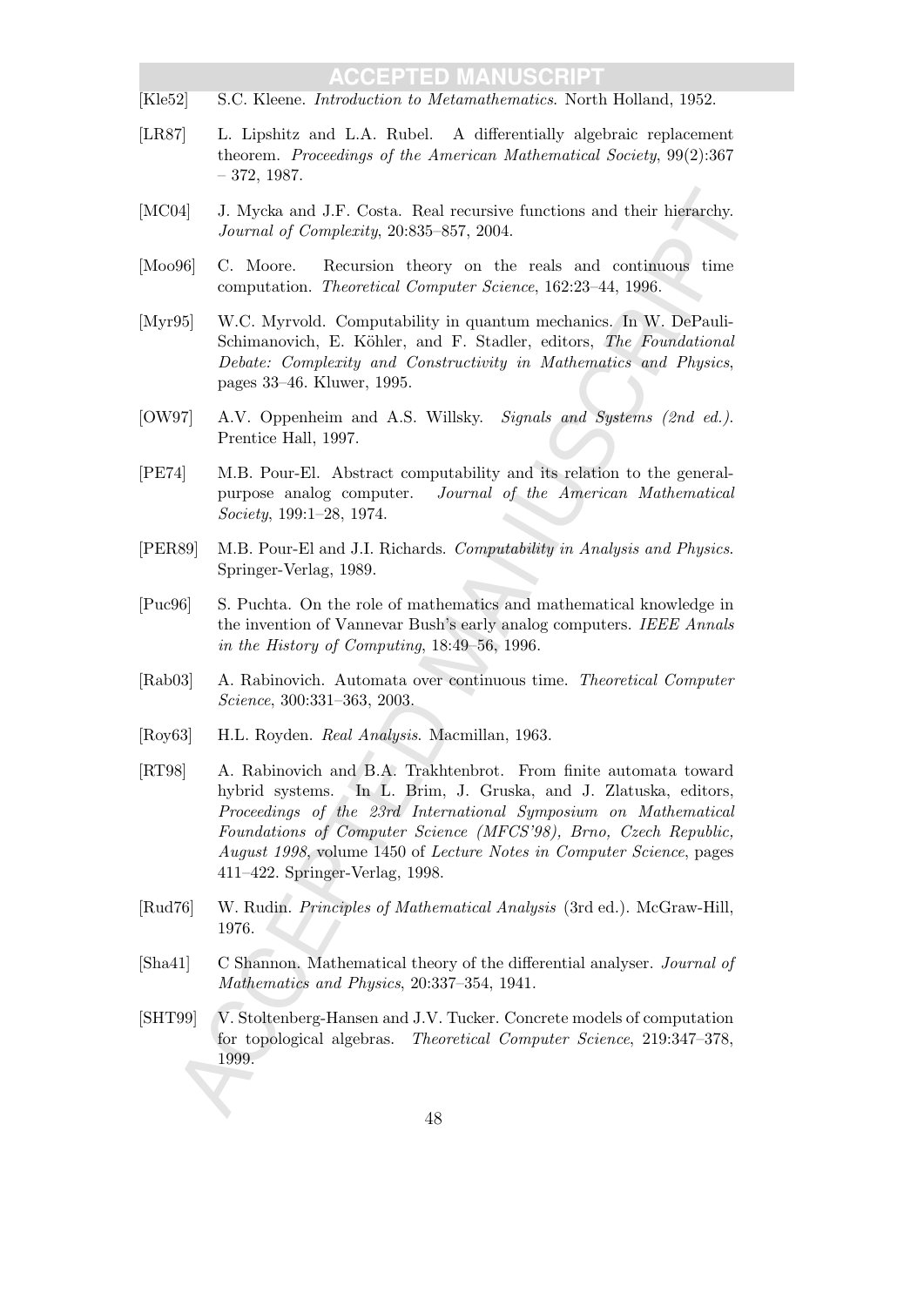[Kle52] S.C. Kleene. *Introduction to Metamathematics*. North Holland, 1952.

[LR87] L. Lipshitz and L.A. Rubel. A differentially algebraic replacement theorem. *Proceedings of the American Mathematical Society*, 99(2):367 – 372, 1987.

[MC04] J. Mycka and J.F. Costa. Real recursive functions and their hierarchy. *Journal of Complexity*, 20:835–857, 2004.

[Moo96] C. Moore. Recursion theory on the reals and continuous time computation. *Theoretical Computer Science*, 162:23–44, 1996.

[Myr95] W.C. Myrvold. Computability in quantum mechanics. In W. DePauli-Schimanovich, E. Köhler, and F. Stadler, editors, *The Foundational Debate: Complexity and Constructivity in Mathematics and Physics*, pages 33–46. Kluwer, 1995.

[OW97] A.V. Oppenheim and A.S. Willsky. *Signals and Systems (2nd ed.)*. Prentice Hall, 1997.

[PE74] M.B. Pour-El. Abstract computability and its relation to the general-purpose analog computer. *Journal of the American Mathematical Society*, 199:1–28, 1974.

[PER89] M.B. Pour-El and J.I. Richards. *Computability in Analysis and Physics*. Springer-Verlag, 1989.

[Puc96] S. Puchta. On the role of mathematics and mathematical knowledge in the invention of Vannevar Bush's early analog computers. *IEEE Annals in the History of Computing*, 18:49–56, 1996.

[Rab03] A. Rabinovich. Automata over continuous time. *Theoretical Computer Science*, 300:331–363, 2003.

[Roy63] H.L. Royden. *Real Analysis*. Macmillan, 1963.

[RT98] A. Rabinovich and B.A. Trakhtenbrot. From finite automata toward hybrid systems. In L. Brim, J. Gruska, and J. Zlatuska, editors, *Proceedings of the 23rd International Symposium on Mathematical Foundations of Computer Science (MFCS'98), Brno, Czech Republic, August 1998*, volume 1450 of *Lecture Notes in Computer Science*, pages 411–422. Springer-Verlag, 1998.

[Rud76] W. Rudin. *Principles of Mathematical Analysis* (3rd ed.). McGraw-Hill, 1976.

[Sha41] C Shannon. Mathematical theory of the differential analyser. *Journal of Mathematics and Physics*, 20:337–354, 1941.

[SHT99] V. Stoltenberg-Hansen and J.V. Tucker. Concrete models of computation for topological algebras. *Theoretical Computer Science*, 219:347–378, 1999.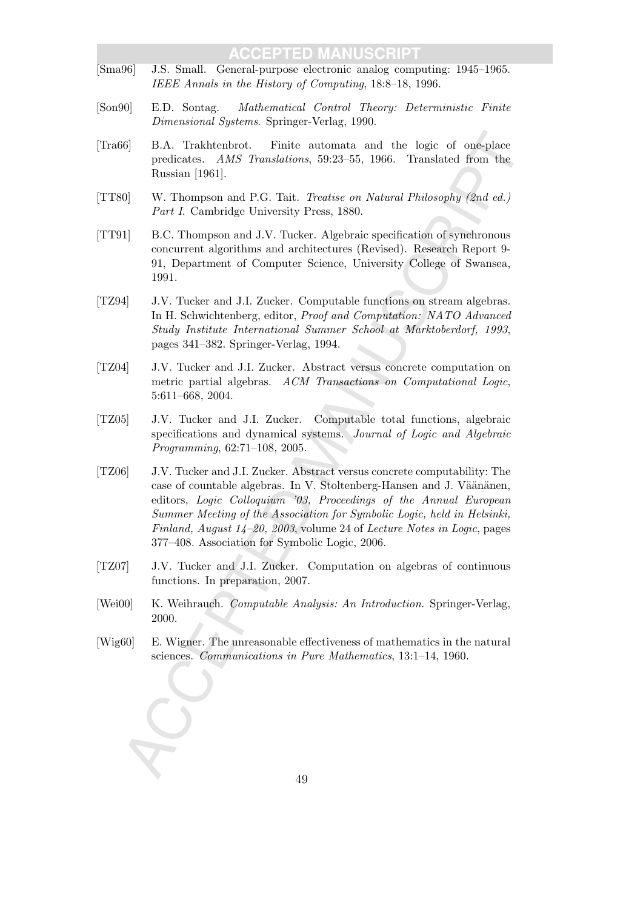[Sma96] J.S. Small. General-purpose electronic analog computing: 1945–1965. *IEEE Annals in the History of Computing*, 18:8–18, 1996.

[Son90] E.D. Sontag. *Mathematical Control Theory: Deterministic Finite Dimensional Systems*. Springer-Verlag, 1990.

[Tra66] B.A. Trakhtenbrot. Finite automata and the logic of one-place predicates. *AMS Translations*, 59:23–55, 1966. Translated from the Russian [1961].

[TT80] W. Thompson and P.G. Tait. *Treatise on Natural Philosophy (2nd ed.) Part I*. Cambridge University Press, 1880.

[TT91] B.C. Thompson and J.V. Tucker. Algebraic specification of synchronous concurrent algorithms and architectures (Revised). Research Report 9-91, Department of Computer Science, University College of Swansea, 1991.

[TZ94] J.V. Tucker and J.I. Zucker. Computable functions on stream algebras. In H. Schwichtenberg, editor, *Proof and Computation: NATO Advanced Study Institute International Summer School at Marktoberdorf, 1993*, pages 341–382. Springer-Verlag, 1994.

[TZ04] J.V. Tucker and J.I. Zucker. Abstract versus concrete computation on metric partial algebras. *ACM Transactions on Computational Logic*, 5:611–668, 2004.

[TZ05] J.V. Tucker and J.I. Zucker. Computable total functions, algebraic specifications and dynamical systems. *Journal of Logic and Algebraic Programming*, 62:71–108, 2005.

[TZ06] J.V. Tucker and J.I. Zucker. Abstract versus concrete computability: The case of countable algebras. In V. Stoltenberg-Hansen and J. Väänänen, editors, *Logic Colloquium '03, Proceedings of the Annual European Summer Meeting of the Association for Symbolic Logic, held in Helsinki, Finland, August 14–20, 2003*, volume 24 of *Lecture Notes in Logic*, pages 377–408. Association for Symbolic Logic, 2006.

[TZ07] J.V. Tucker and J.I. Zucker. Computation on algebras of continuous functions. In preparation, 2007.

[Wei00] K. Weihrauch. *Computable Analysis: An Introduction*. Springer-Verlag, 2000.

[Wig60] E. Wigner. The unreasonable effectiveness of mathematics in the natural sciences. *Communications in Pure Mathematics*, 13:1–14, 1960.